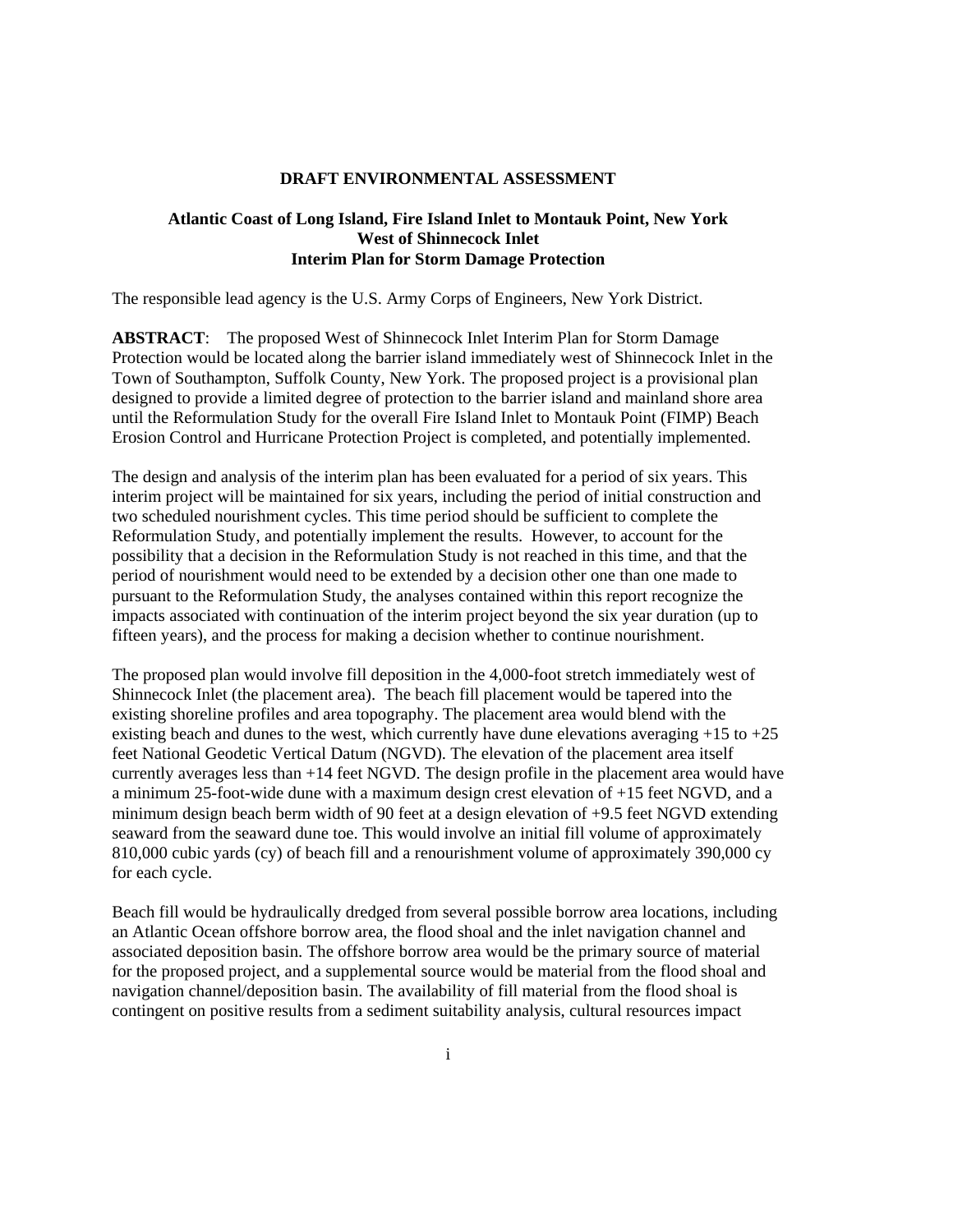# DRAFT ENVIRONMENTAL ASSESSMENT

## Atlantic Coast of Long Island, Fire Island Inlet to Montauk Point, New York West of Shinnecock Inlet Interim Plan for Storm Damage Protection

The responsible lead agency is the U.S. Army Corps of Engineers, New York District.

**ABSTRACT**: The proposed West of Shinnecock Inlet Interim Plan for Storm Damage Protection would be located along the barrier island immediately west of Shinnecock Inlet in the Town of Southampton, Suffolk County, New York. The proposed project is a provisional plan designed to provide a limited degree of protection to the barrier island and mainland shore area until the Reformulation Study for the overall Fire Island Inlet to Montauk Point (FIMP) Beach Erosion Control and Hurricane Protection Project is completed, and potentially implemented.

The design and analysis of the interim plan has been evaluated for a period of six years. This interim project will be maintained for six years, including the period of initial construction and two scheduled nourishment cycles. This time period should be sufficient to complete the Reformulation Study, and potentially implement the results. However, to account for the possibility that a decision in the Reformulation Study is not reached in this time, and that the period of nourishment would need to be extended by a decision other one than one made to pursuant to the Reformulation Study, the analyses contained within this report recognize the impacts associated with continuation of the interim project beyond the six year duration (up to fifteen years), and the process for making a decision whether to continue nourishment.

The proposed plan would involve fill deposition in the 4,000-foot stretch immediately west of Shinnecock Inlet (the placement area). The beach fill placement would be tapered into the existing shoreline profiles and area topography. The placement area would blend with the existing beach and dunes to the west, which currently have dune elevations averaging +15 to +25 feet National Geodetic Vertical Datum (NGVD). The elevation of the placement area itself currently averages less than +14 feet NGVD. The design profile in the placement area would have a minimum 25-foot-wide dune with a maximum design crest elevation of +15 feet NGVD, and a minimum design beach berm width of 90 feet at a design elevation of +9.5 feet NGVD extending seaward from the seaward dune toe. This would involve an initial fill volume of approximately 810,000 cubic yards (cy) of beach fill and a renourishment volume of approximately 390,000 cy for each cycle.

Beach fill would be hydraulically dredged from several possible borrow area locations, including an Atlantic Ocean offshore borrow area, the flood shoal and the inlet navigation channel and associated deposition basin. The offshore borrow area would be the primary source of material for the proposed project, and a supplemental source would be material from the flood shoal and navigation channel/deposition basin. The availability of fill material from the flood shoal is contingent on positive results from a sediment suitability analysis, cultural resources impact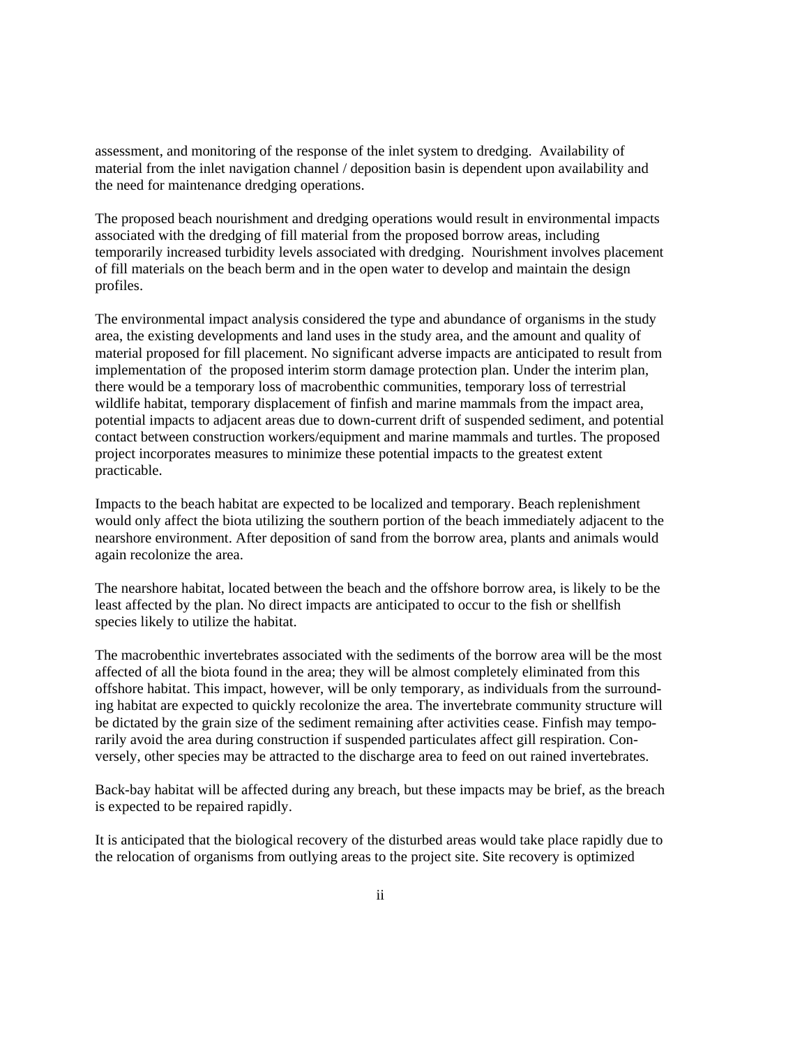assessment, and monitoring of the response of the inlet system to dredging. Availability of material from the inlet navigation channel / deposition basin is dependent upon availability and the need for maintenance dredging operations.

The proposed beach nourishment and dredging operations would result in environmental impacts associated with the dredging of fill material from the proposed borrow areas, including temporarily increased turbidity levels associated with dredging. Nourishment involves placement of fill materials on the beach berm and in the open water to develop and maintain the design profiles.

The environmental impact analysis considered the type and abundance of organisms in the study area, the existing developments and land uses in the study area, and the amount and quality of material proposed for fill placement. No significant adverse impacts are anticipated to result from implementation of the proposed interim storm damage protection plan. Under the interim plan, there would be a temporary loss of macrobenthic communities, temporary loss of terrestrial wildlife habitat, temporary displacement of finfish and marine mammals from the impact area, potential impacts to adjacent areas due to down-current drift of suspended sediment, and potential contact between construction workers/equipment and marine mammals and turtles. The proposed project incorporates measures to minimize these potential impacts to the greatest extent practicable.

Impacts to the beach habitat are expected to be localized and temporary. Beach replenishment would only affect the biota utilizing the southern portion of the beach immediately adjacent to the nearshore environment. After deposition of sand from the borrow area, plants and animals would again recolonize the area.

The nearshore habitat, located between the beach and the offshore borrow area, is likely to be the least affected by the plan. No direct impacts are anticipated to occur to the fish or shellfish species likely to utilize the habitat.

The macrobenthic invertebrates associated with the sediments of the borrow area will be the most affected of all the biota found in the area; they will be almost completely eliminated from this offshore habitat. This impact, however, will be only temporary, as individuals from the surrounding habitat are expected to quickly recolonize the area. The invertebrate community structure will be dictated by the grain size of the sediment remaining after activities cease. Finfish may temporarily avoid the area during construction if suspended particulates affect gill respiration. Conversely, other species may be attracted to the discharge area to feed on out rained invertebrates.

Back-bay habitat will be affected during any breach, but these impacts may be brief, as the breach is expected to be repaired rapidly.

It is anticipated that the biological recovery of the disturbed areas would take place rapidly due to the relocation of organisms from outlying areas to the project site. Site recovery is optimized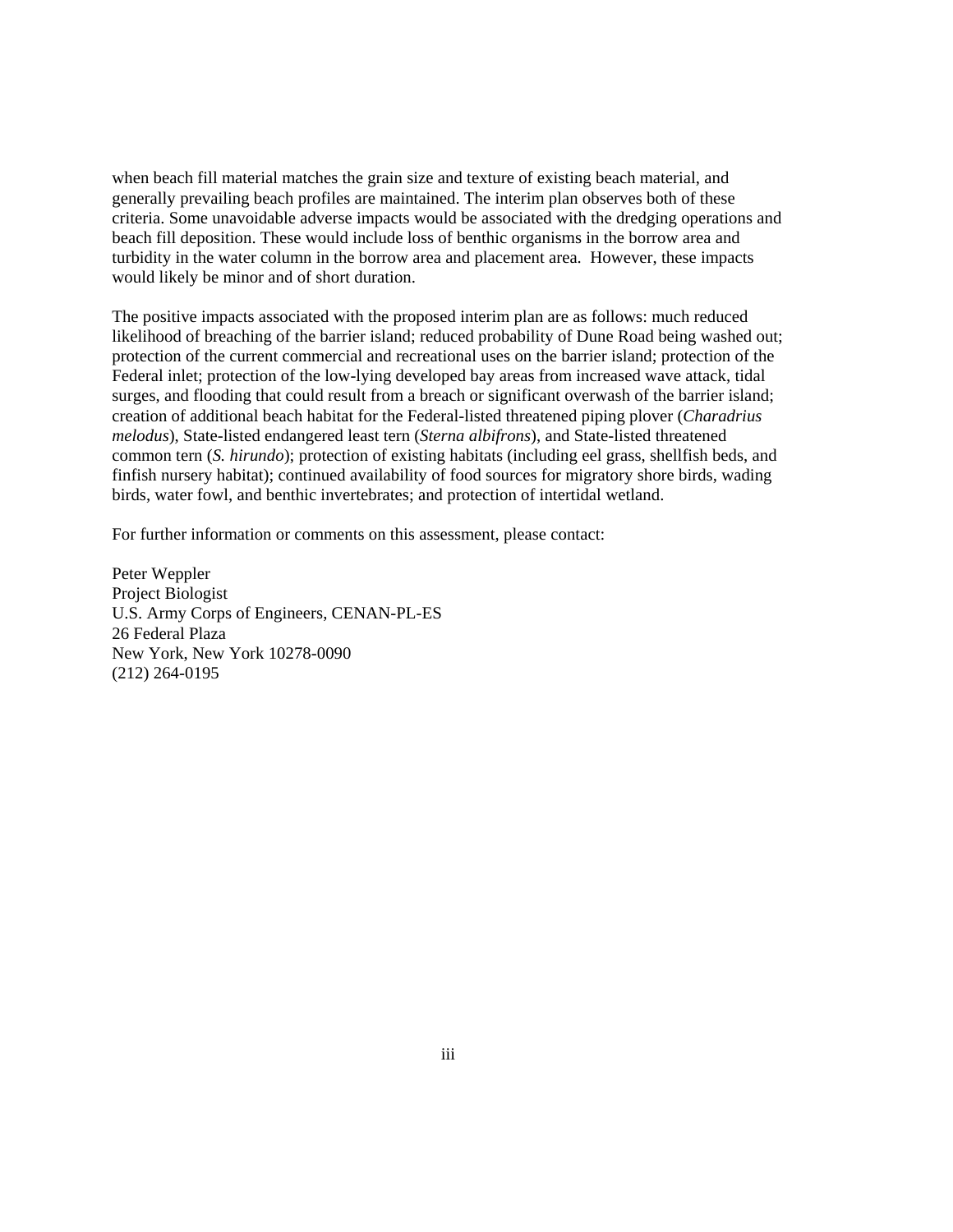when beach fill material matches the grain size and texture of existing beach material, and generally prevailing beach profiles are maintained. The interim plan observes both of these criteria. Some unavoidable adverse impacts would be associated with the dredging operations and beach fill deposition. These would include loss of benthic organisms in the borrow area and turbidity in the water column in the borrow area and placement area. However, these impacts would likely be minor and of short duration.

The positive impacts associated with the proposed interim plan are as follows: much reduced likelihood of breaching of the barrier island; reduced probability of Dune Road being washed out; protection of the current commercial and recreational uses on the barrier island; protection of the Federal inlet; protection of the low-lying developed bay areas from increased wave attack, tidal surges, and flooding that could result from a breach or significant overwash of the barrier island; creation of additional beach habitat for the Federal-listed threatened piping plover (*Charadrius melodus*), State-listed endangered least tern (*Sterna albifrons*), and State-listed threatened common tern (*S. hirundo*); protection of existing habitats (including eel grass, shellfish beds, and finfish nursery habitat); continued availability of food sources for migratory shore birds, wading birds, water fowl, and benthic invertebrates; and protection of intertidal wetland.

For further information or comments on this assessment, please contact:

Peter Weppler
Project Biologist
U.S. Army Corps of Engineers, CENAN-PL-ES
26 Federal Plaza
New York, New York 10278-0090
(212) 264-0195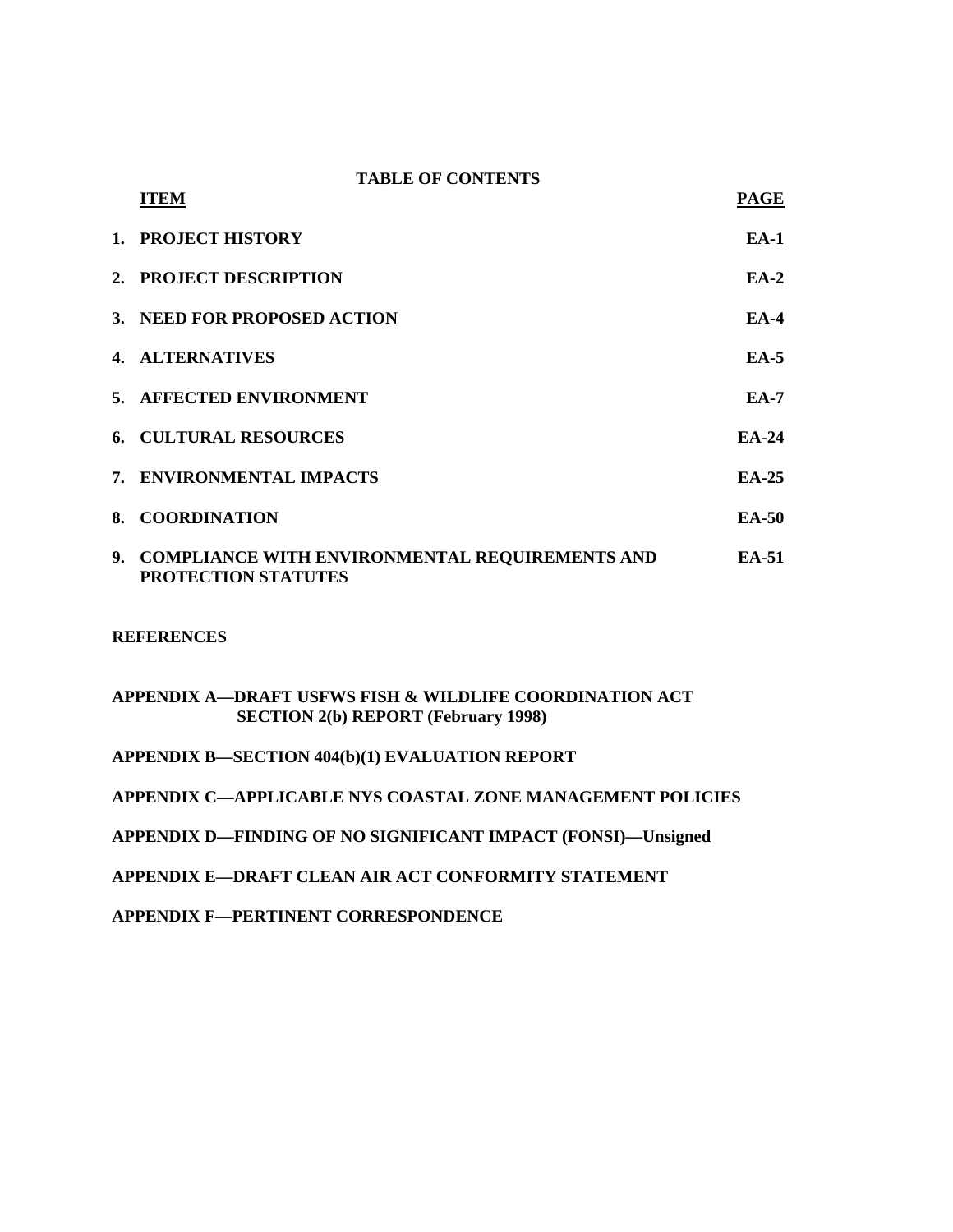# TABLE OF CONTENTS

| ITEM | PAGE |
|---|---|
| 1. PROJECT HISTORY | EA-1 |
| 2. PROJECT DESCRIPTION | EA-2 |
| 3. NEED FOR PROPOSED ACTION | EA-4 |
| 4. ALTERNATIVES | EA-5 |
| 5. AFFECTED ENVIRONMENT | EA-7 |
| 6. CULTURAL RESOURCES | EA-24 |
| 7. ENVIRONMENTAL IMPACTS | EA-25 |
| 8. COORDINATION | EA-50 |
| 9. COMPLIANCE WITH ENVIRONMENTAL REQUIREMENTS AND PROTECTION STATUTES | EA-51 |

**REFERENCES**

**APPENDIX A—DRAFT USFWS FISH & WILDLIFE COORDINATION ACT SECTION 2(b) REPORT (February 1998)**

**APPENDIX B—SECTION 404(b)(1) EVALUATION REPORT**

**APPENDIX C—APPLICABLE NYS COASTAL ZONE MANAGEMENT POLICIES**

**APPENDIX D—FINDING OF NO SIGNIFICANT IMPACT (FONSI)—Unsigned**

**APPENDIX E—DRAFT CLEAN AIR ACT CONFORMITY STATEMENT**

**APPENDIX F—PERTINENT CORRESPONDENCE**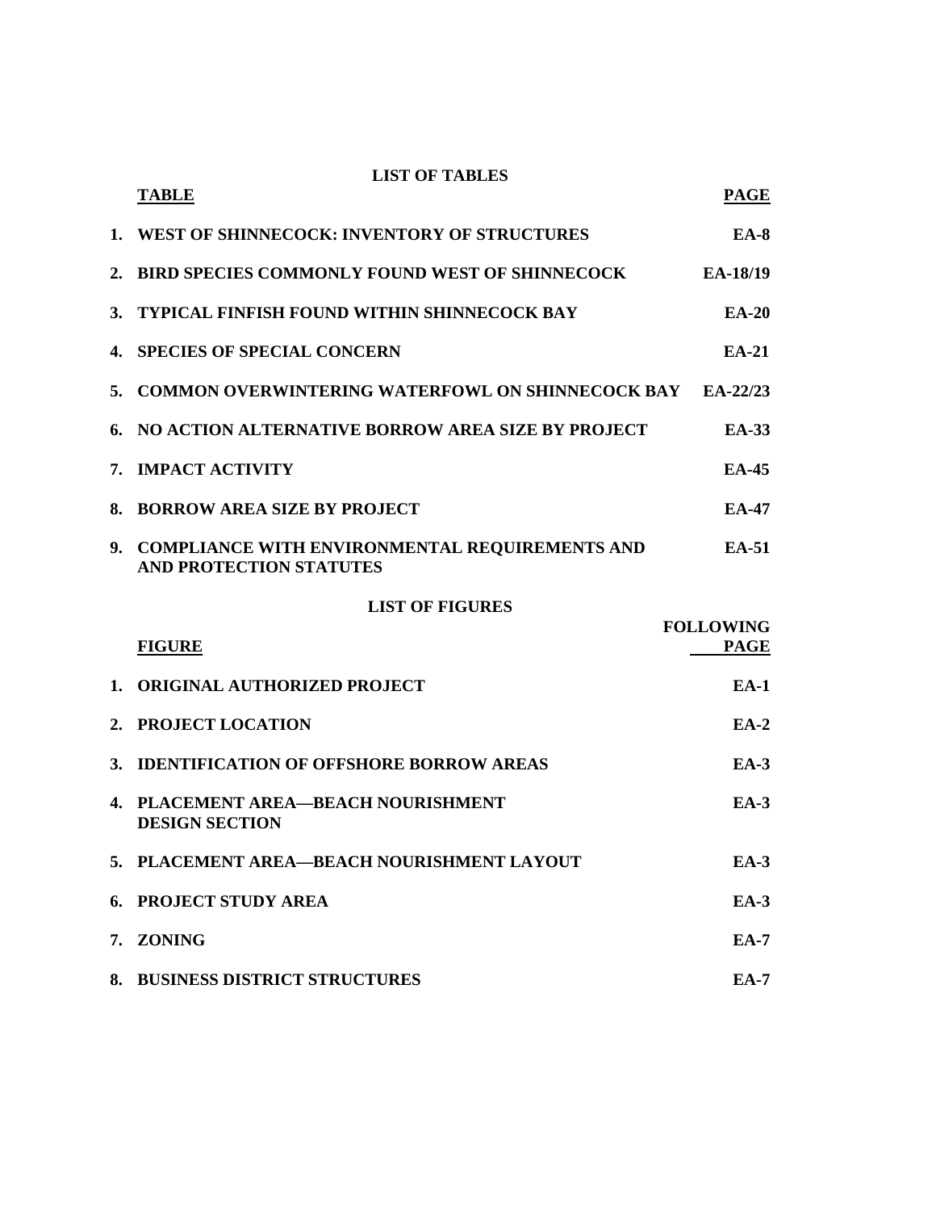## LIST OF TABLES

| TABLE | PAGE |
|---|---|
| 1. WEST OF SHINNECOCK: INVENTORY OF STRUCTURES | EA-8 |
| 2. BIRD SPECIES COMMONLY FOUND WEST OF SHINNECOCK | EA-18/19 |
| 3. TYPICAL FINFISH FOUND WITHIN SHINNECOCK BAY | EA-20 |
| 4. SPECIES OF SPECIAL CONCERN | EA-21 |
| 5. COMMON OVERWINTERING WATERFOWL ON SHINNECOCK BAY | EA-22/23 |
| 6. NO ACTION ALTERNATIVE BORROW AREA SIZE BY PROJECT | EA-33 |
| 7. IMPACT ACTIVITY | EA-45 |
| 8. BORROW AREA SIZE BY PROJECT | EA-47 |
| 9. COMPLIANCE WITH ENVIRONMENTAL REQUIREMENTS AND PROTECTION STATUTES | EA-51 |

## LIST OF FIGURES

| FIGURE | FOLLOWING PAGE |
|---|---|
| 1. ORIGINAL AUTHORIZED PROJECT | EA-1 |
| 2. PROJECT LOCATION | EA-2 |
| 3. IDENTIFICATION OF OFFSHORE BORROW AREAS | EA-3 |
| 4. PLACEMENT AREA—BEACH NOURISHMENT DESIGN SECTION | EA-3 |
| 5. PLACEMENT AREA—BEACH NOURISHMENT LAYOUT | EA-3 |
| 6. PROJECT STUDY AREA | EA-3 |
| 7. ZONING | EA-7 |
| 8. BUSINESS DISTRICT STRUCTURES | EA-7 |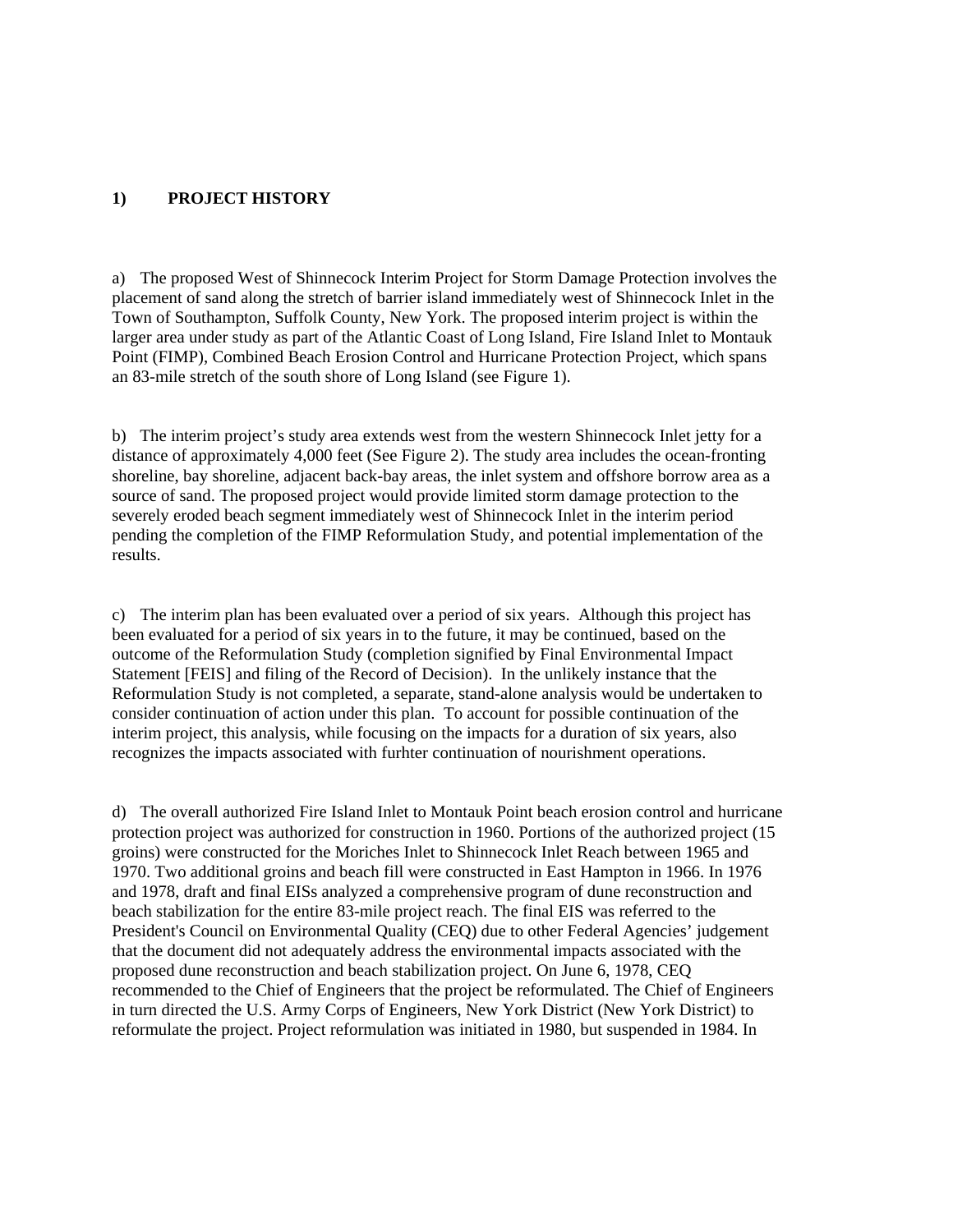## 1) PROJECT HISTORY

a) The proposed West of Shinnecock Interim Project for Storm Damage Protection involves the placement of sand along the stretch of barrier island immediately west of Shinnecock Inlet in the Town of Southampton, Suffolk County, New York. The proposed interim project is within the larger area under study as part of the Atlantic Coast of Long Island, Fire Island Inlet to Montauk Point (FIMP), Combined Beach Erosion Control and Hurricane Protection Project, which spans an 83-mile stretch of the south shore of Long Island (see Figure 1).

b) The interim project's study area extends west from the western Shinnecock Inlet jetty for a distance of approximately 4,000 feet (See Figure 2). The study area includes the ocean-fronting shoreline, bay shoreline, adjacent back-bay areas, the inlet system and offshore borrow area as a source of sand. The proposed project would provide limited storm damage protection to the severely eroded beach segment immediately west of Shinnecock Inlet in the interim period pending the completion of the FIMP Reformulation Study, and potential implementation of the results.

c) The interim plan has been evaluated over a period of six years. Although this project has been evaluated for a period of six years in to the future, it may be continued, based on the outcome of the Reformulation Study (completion signified by Final Environmental Impact Statement [FEIS] and filing of the Record of Decision). In the unlikely instance that the Reformulation Study is not completed, a separate, stand-alone analysis would be undertaken to consider continuation of action under this plan. To account for possible continuation of the interim project, this analysis, while focusing on the impacts for a duration of six years, also recognizes the impacts associated with furhter continuation of nourishment operations.

d) The overall authorized Fire Island Inlet to Montauk Point beach erosion control and hurricane protection project was authorized for construction in 1960. Portions of the authorized project (15 groins) were constructed for the Moriches Inlet to Shinnecock Inlet Reach between 1965 and 1970. Two additional groins and beach fill were constructed in East Hampton in 1966. In 1976 and 1978, draft and final EISs analyzed a comprehensive program of dune reconstruction and beach stabilization for the entire 83-mile project reach. The final EIS was referred to the President's Council on Environmental Quality (CEQ) due to other Federal Agencies' judgement that the document did not adequately address the environmental impacts associated with the proposed dune reconstruction and beach stabilization project. On June 6, 1978, CEQ recommended to the Chief of Engineers that the project be reformulated. The Chief of Engineers in turn directed the U.S. Army Corps of Engineers, New York District (New York District) to reformulate the project. Project reformulation was initiated in 1980, but suspended in 1984. In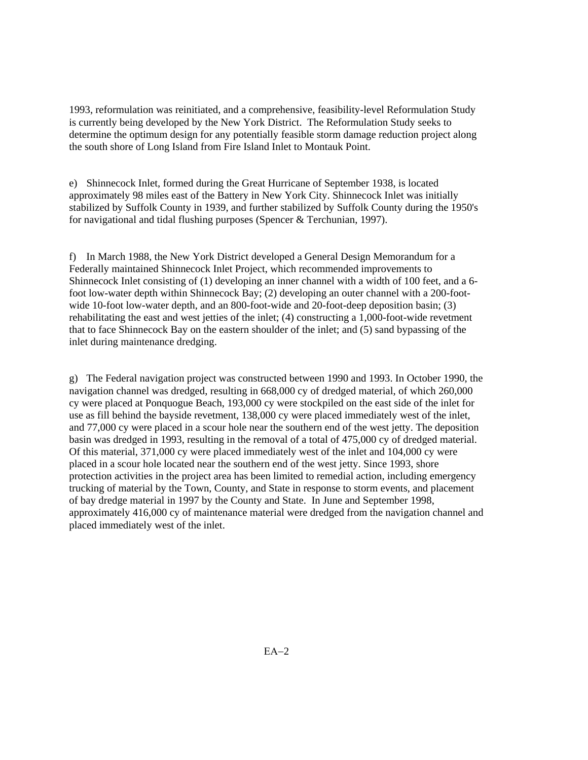1993, reformulation was reinitiated, and a comprehensive, feasibility-level Reformulation Study is currently being developed by the New York District. The Reformulation Study seeks to determine the optimum design for any potentially feasible storm damage reduction project along the south shore of Long Island from Fire Island Inlet to Montauk Point.

e) Shinnecock Inlet, formed during the Great Hurricane of September 1938, is located approximately 98 miles east of the Battery in New York City. Shinnecock Inlet was initially stabilized by Suffolk County in 1939, and further stabilized by Suffolk County during the 1950's for navigational and tidal flushing purposes (Spencer & Terchunian, 1997).

f) In March 1988, the New York District developed a General Design Memorandum for a Federally maintained Shinnecock Inlet Project, which recommended improvements to Shinnecock Inlet consisting of (1) developing an inner channel with a width of 100 feet, and a 6-foot low-water depth within Shinnecock Bay; (2) developing an outer channel with a 200-foot-wide 10-foot low-water depth, and an 800-foot-wide and 20-foot-deep deposition basin; (3) rehabilitating the east and west jetties of the inlet; (4) constructing a 1,000-foot-wide revetment that to face Shinnecock Bay on the eastern shoulder of the inlet; and (5) sand bypassing of the inlet during maintenance dredging.

g) The Federal navigation project was constructed between 1990 and 1993. In October 1990, the navigation channel was dredged, resulting in 668,000 cy of dredged material, of which 260,000 cy were placed at Ponquogue Beach, 193,000 cy were stockpiled on the east side of the inlet for use as fill behind the bayside revetment, 138,000 cy were placed immediately west of the inlet, and 77,000 cy were placed in a scour hole near the southern end of the west jetty. The deposition basin was dredged in 1993, resulting in the removal of a total of 475,000 cy of dredged material. Of this material, 371,000 cy were placed immediately west of the inlet and 104,000 cy were placed in a scour hole located near the southern end of the west jetty. Since 1993, shore protection activities in the project area has been limited to remedial action, including emergency trucking of material by the Town, County, and State in response to storm events, and placement of bay dredge material in 1997 by the County and State. In June and September 1998, approximately 416,000 cy of maintenance material were dredged from the navigation channel and placed immediately west of the inlet.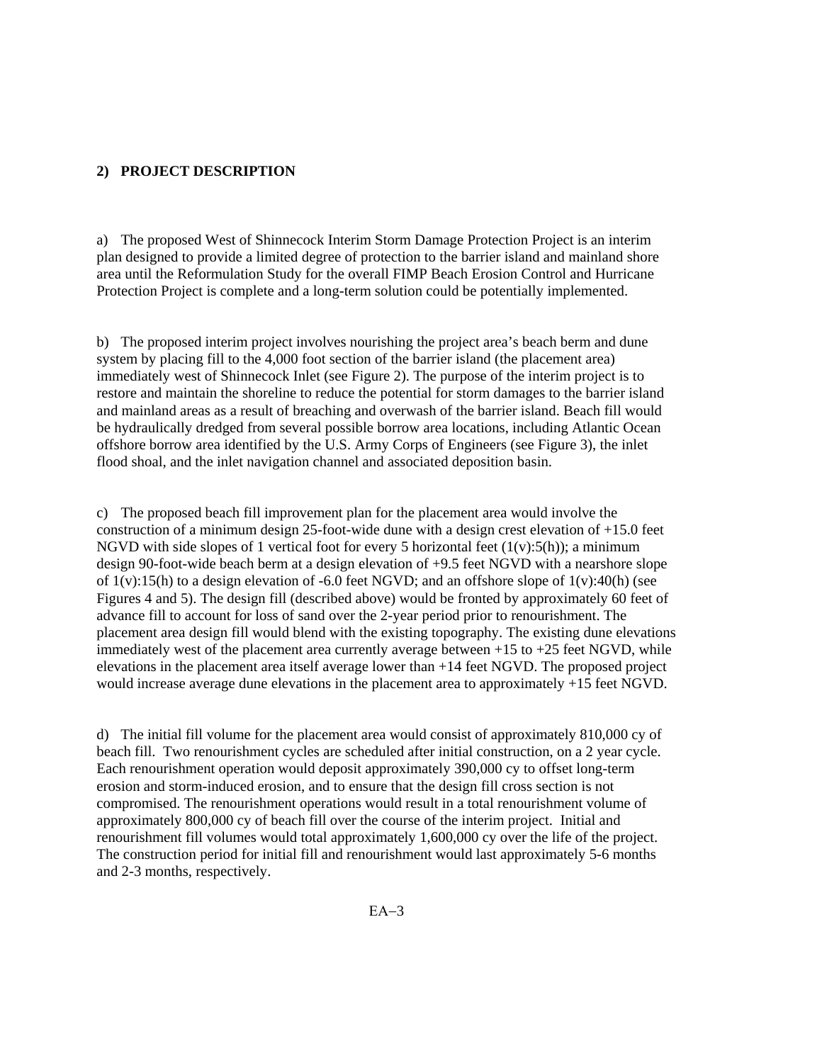## 2) PROJECT DESCRIPTION

a) The proposed West of Shinnecock Interim Storm Damage Protection Project is an interim plan designed to provide a limited degree of protection to the barrier island and mainland shore area until the Reformulation Study for the overall FIMP Beach Erosion Control and Hurricane Protection Project is complete and a long-term solution could be potentially implemented.

b) The proposed interim project involves nourishing the project area's beach berm and dune system by placing fill to the 4,000 foot section of the barrier island (the placement area) immediately west of Shinnecock Inlet (see Figure 2). The purpose of the interim project is to restore and maintain the shoreline to reduce the potential for storm damages to the barrier island and mainland areas as a result of breaching and overwash of the barrier island. Beach fill would be hydraulically dredged from several possible borrow area locations, including Atlantic Ocean offshore borrow area identified by the U.S. Army Corps of Engineers (see Figure 3), the inlet flood shoal, and the inlet navigation channel and associated deposition basin.

c) The proposed beach fill improvement plan for the placement area would involve the construction of a minimum design 25-foot-wide dune with a design crest elevation of +15.0 feet NGVD with side slopes of 1 vertical foot for every 5 horizontal feet (1(v):5(h)); a minimum design 90-foot-wide beach berm at a design elevation of +9.5 feet NGVD with a nearshore slope of 1(v):15(h) to a design elevation of -6.0 feet NGVD; and an offshore slope of 1(v):40(h) (see Figures 4 and 5). The design fill (described above) would be fronted by approximately 60 feet of advance fill to account for loss of sand over the 2-year period prior to renourishment. The placement area design fill would blend with the existing topography. The existing dune elevations immediately west of the placement area currently average between +15 to +25 feet NGVD, while elevations in the placement area itself average lower than +14 feet NGVD. The proposed project would increase average dune elevations in the placement area to approximately +15 feet NGVD.

d) The initial fill volume for the placement area would consist of approximately 810,000 cy of beach fill. Two renourishment cycles are scheduled after initial construction, on a 2 year cycle. Each renourishment operation would deposit approximately 390,000 cy to offset long-term erosion and storm-induced erosion, and to ensure that the design fill cross section is not compromised. The renourishment operations would result in a total renourishment volume of approximately 800,000 cy of beach fill over the course of the interim project. Initial and renourishment fill volumes would total approximately 1,600,000 cy over the life of the project. The construction period for initial fill and renourishment would last approximately 5-6 months and 2-3 months, respectively.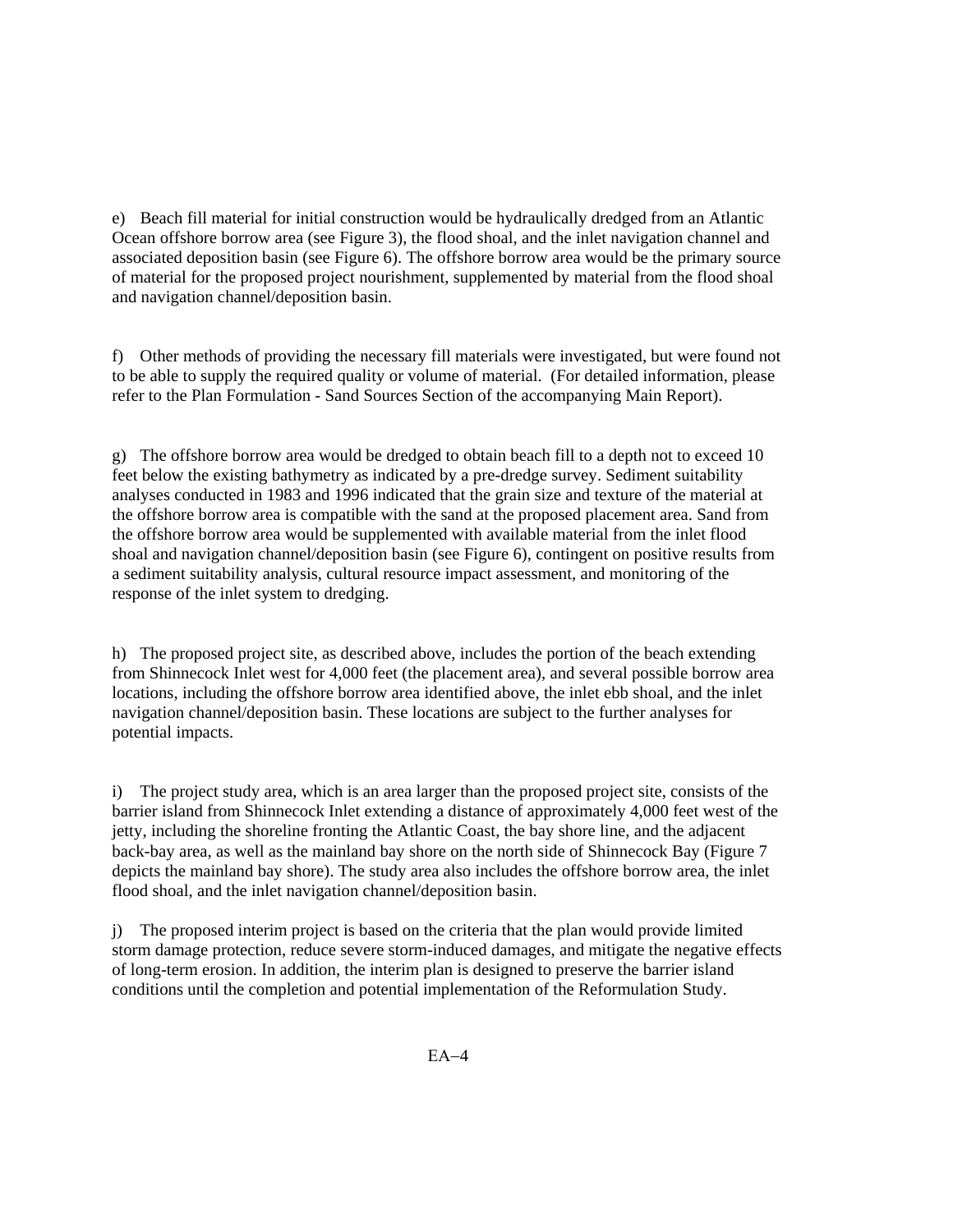e) Beach fill material for initial construction would be hydraulically dredged from an Atlantic Ocean offshore borrow area (see Figure 3), the flood shoal, and the inlet navigation channel and associated deposition basin (see Figure 6). The offshore borrow area would be the primary source of material for the proposed project nourishment, supplemented by material from the flood shoal and navigation channel/deposition basin.

f) Other methods of providing the necessary fill materials were investigated, but were found not to be able to supply the required quality or volume of material. (For detailed information, please refer to the Plan Formulation - Sand Sources Section of the accompanying Main Report).

g) The offshore borrow area would be dredged to obtain beach fill to a depth not to exceed 10 feet below the existing bathymetry as indicated by a pre-dredge survey. Sediment suitability analyses conducted in 1983 and 1996 indicated that the grain size and texture of the material at the offshore borrow area is compatible with the sand at the proposed placement area. Sand from the offshore borrow area would be supplemented with available material from the inlet flood shoal and navigation channel/deposition basin (see Figure 6), contingent on positive results from a sediment suitability analysis, cultural resource impact assessment, and monitoring of the response of the inlet system to dredging.

h) The proposed project site, as described above, includes the portion of the beach extending from Shinnecock Inlet west for 4,000 feet (the placement area), and several possible borrow area locations, including the offshore borrow area identified above, the inlet ebb shoal, and the inlet navigation channel/deposition basin. These locations are subject to the further analyses for potential impacts.

i) The project study area, which is an area larger than the proposed project site, consists of the barrier island from Shinnecock Inlet extending a distance of approximately 4,000 feet west of the jetty, including the shoreline fronting the Atlantic Coast, the bay shore line, and the adjacent back-bay area, as well as the mainland bay shore on the north side of Shinnecock Bay (Figure 7 depicts the mainland bay shore). The study area also includes the offshore borrow area, the inlet flood shoal, and the inlet navigation channel/deposition basin.

j) The proposed interim project is based on the criteria that the plan would provide limited storm damage protection, reduce severe storm-induced damages, and mitigate the negative effects of long-term erosion. In addition, the interim plan is designed to preserve the barrier island conditions until the completion and potential implementation of the Reformulation Study.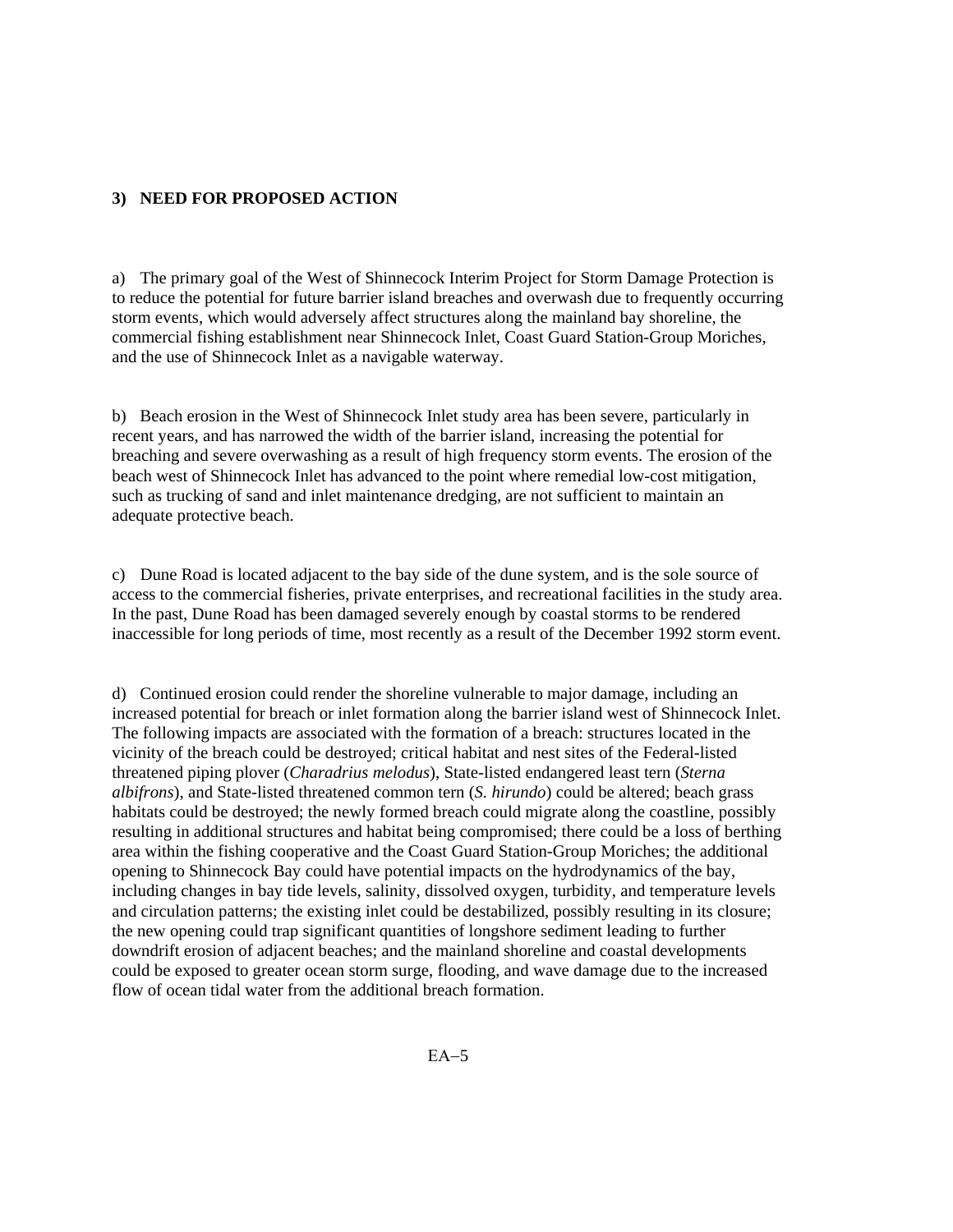### 3) NEED FOR PROPOSED ACTION

a) The primary goal of the West of Shinnecock Interim Project for Storm Damage Protection is to reduce the potential for future barrier island breaches and overwash due to frequently occurring storm events, which would adversely affect structures along the mainland bay shoreline, the commercial fishing establishment near Shinnecock Inlet, Coast Guard Station-Group Moriches, and the use of Shinnecock Inlet as a navigable waterway.

b) Beach erosion in the West of Shinnecock Inlet study area has been severe, particularly in recent years, and has narrowed the width of the barrier island, increasing the potential for breaching and severe overwashing as a result of high frequency storm events. The erosion of the beach west of Shinnecock Inlet has advanced to the point where remedial low-cost mitigation, such as trucking of sand and inlet maintenance dredging, are not sufficient to maintain an adequate protective beach.

c) Dune Road is located adjacent to the bay side of the dune system, and is the sole source of access to the commercial fisheries, private enterprises, and recreational facilities in the study area. In the past, Dune Road has been damaged severely enough by coastal storms to be rendered inaccessible for long periods of time, most recently as a result of the December 1992 storm event.

d) Continued erosion could render the shoreline vulnerable to major damage, including an increased potential for breach or inlet formation along the barrier island west of Shinnecock Inlet. The following impacts are associated with the formation of a breach: structures located in the vicinity of the breach could be destroyed; critical habitat and nest sites of the Federal-listed threatened piping plover (*Charadrius melodus*), State-listed endangered least tern (*Sterna albifrons*), and State-listed threatened common tern (*S. hirundo*) could be altered; beach grass habitats could be destroyed; the newly formed breach could migrate along the coastline, possibly resulting in additional structures and habitat being compromised; there could be a loss of berthing area within the fishing cooperative and the Coast Guard Station-Group Moriches; the additional opening to Shinnecock Bay could have potential impacts on the hydrodynamics of the bay, including changes in bay tide levels, salinity, dissolved oxygen, turbidity, and temperature levels and circulation patterns; the existing inlet could be destabilized, possibly resulting in its closure; the new opening could trap significant quantities of longshore sediment leading to further downdrift erosion of adjacent beaches; and the mainland shoreline and coastal developments could be exposed to greater ocean storm surge, flooding, and wave damage due to the increased flow of ocean tidal water from the additional breach formation.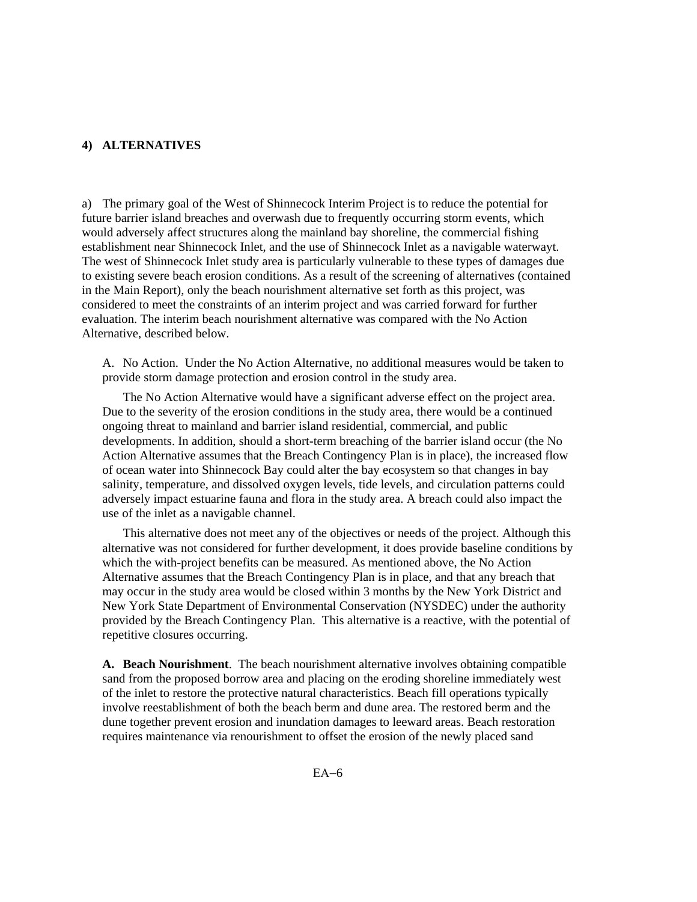**4) ALTERNATIVES**

a) The primary goal of the West of Shinnecock Interim Project is to reduce the potential for future barrier island breaches and overwash due to frequently occurring storm events, which would adversely affect structures along the mainland bay shoreline, the commercial fishing establishment near Shinnecock Inlet, and the use of Shinnecock Inlet as a navigable waterwayt. The west of Shinnecock Inlet study area is particularly vulnerable to these types of damages due to existing severe beach erosion conditions. As a result of the screening of alternatives (contained in the Main Report), only the beach nourishment alternative set forth as this project, was considered to meet the constraints of an interim project and was carried forward for further evaluation. The interim beach nourishment alternative was compared with the No Action Alternative, described below.

A. No Action. Under the No Action Alternative, no additional measures would be taken to provide storm damage protection and erosion control in the study area.

The No Action Alternative would have a significant adverse effect on the project area. Due to the severity of the erosion conditions in the study area, there would be a continued ongoing threat to mainland and barrier island residential, commercial, and public developments. In addition, should a short-term breaching of the barrier island occur (the No Action Alternative assumes that the Breach Contingency Plan is in place), the increased flow of ocean water into Shinnecock Bay could alter the bay ecosystem so that changes in bay salinity, temperature, and dissolved oxygen levels, tide levels, and circulation patterns could adversely impact estuarine fauna and flora in the study area. A breach could also impact the use of the inlet as a navigable channel.

This alternative does not meet any of the objectives or needs of the project. Although this alternative was not considered for further development, it does provide baseline conditions by which the with-project benefits can be measured. As mentioned above, the No Action Alternative assumes that the Breach Contingency Plan is in place, and that any breach that may occur in the study area would be closed within 3 months by the New York District and New York State Department of Environmental Conservation (NYSDEC) under the authority provided by the Breach Contingency Plan. This alternative is a reactive, with the potential of repetitive closures occurring.

**A. Beach Nourishment**. The beach nourishment alternative involves obtaining compatible sand from the proposed borrow area and placing on the eroding shoreline immediately west of the inlet to restore the protective natural characteristics. Beach fill operations typically involve reestablishment of both the beach berm and dune area. The restored berm and the dune together prevent erosion and inundation damages to leeward areas. Beach restoration requires maintenance via renourishment to offset the erosion of the newly placed sand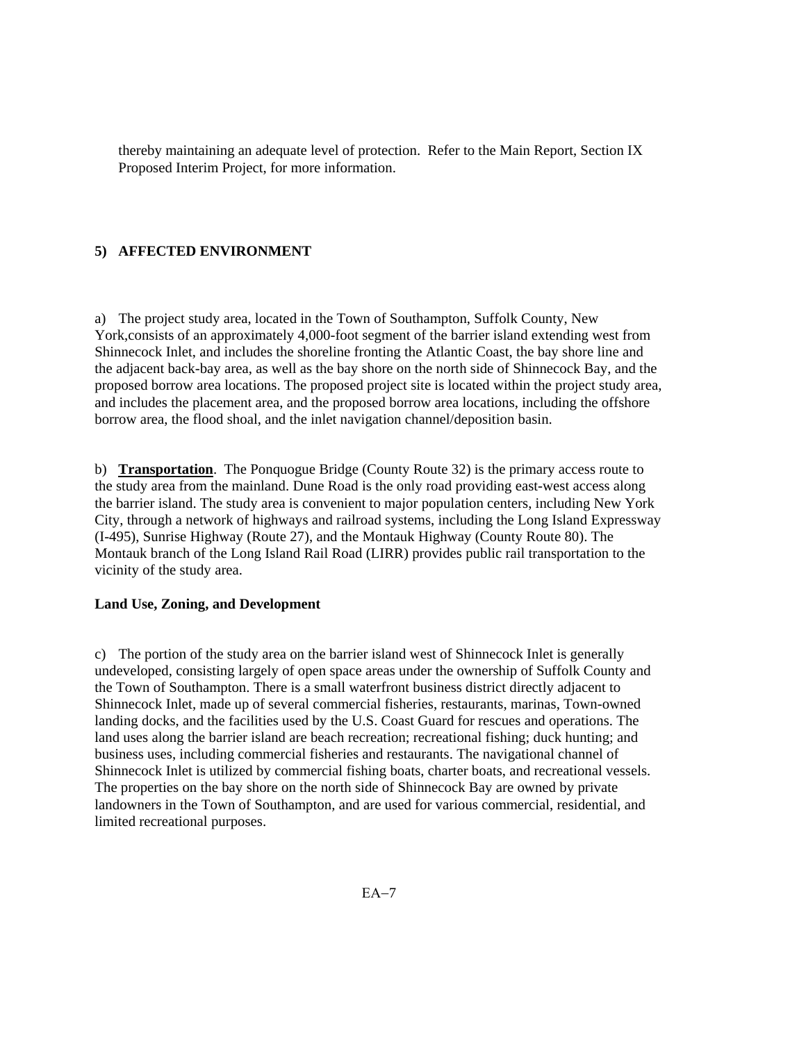thereby maintaining an adequate level of protection. Refer to the Main Report, Section IX Proposed Interim Project, for more information.

## 5) AFFECTED ENVIRONMENT

a) The project study area, located in the Town of Southampton, Suffolk County, New York,consists of an approximately 4,000-foot segment of the barrier island extending west from Shinnecock Inlet, and includes the shoreline fronting the Atlantic Coast, the bay shore line and the adjacent back-bay area, as well as the bay shore on the north side of Shinnecock Bay, and the proposed borrow area locations. The proposed project site is located within the project study area, and includes the placement area, and the proposed borrow area locations, including the offshore borrow area, the flood shoal, and the inlet navigation channel/deposition basin.

b) **Transportation**. The Ponquogue Bridge (County Route 32) is the primary access route to the study area from the mainland. Dune Road is the only road providing east-west access along the barrier island. The study area is convenient to major population centers, including New York City, through a network of highways and railroad systems, including the Long Island Expressway (I-495), Sunrise Highway (Route 27), and the Montauk Highway (County Route 80). The Montauk branch of the Long Island Rail Road (LIRR) provides public rail transportation to the vicinity of the study area.

### Land Use, Zoning, and Development

c) The portion of the study area on the barrier island west of Shinnecock Inlet is generally undeveloped, consisting largely of open space areas under the ownership of Suffolk County and the Town of Southampton. There is a small waterfront business district directly adjacent to Shinnecock Inlet, made up of several commercial fisheries, restaurants, marinas, Town-owned landing docks, and the facilities used by the U.S. Coast Guard for rescues and operations. The land uses along the barrier island are beach recreation; recreational fishing; duck hunting; and business uses, including commercial fisheries and restaurants. The navigational channel of Shinnecock Inlet is utilized by commercial fishing boats, charter boats, and recreational vessels. The properties on the bay shore on the north side of Shinnecock Bay are owned by private landowners in the Town of Southampton, and are used for various commercial, residential, and limited recreational purposes.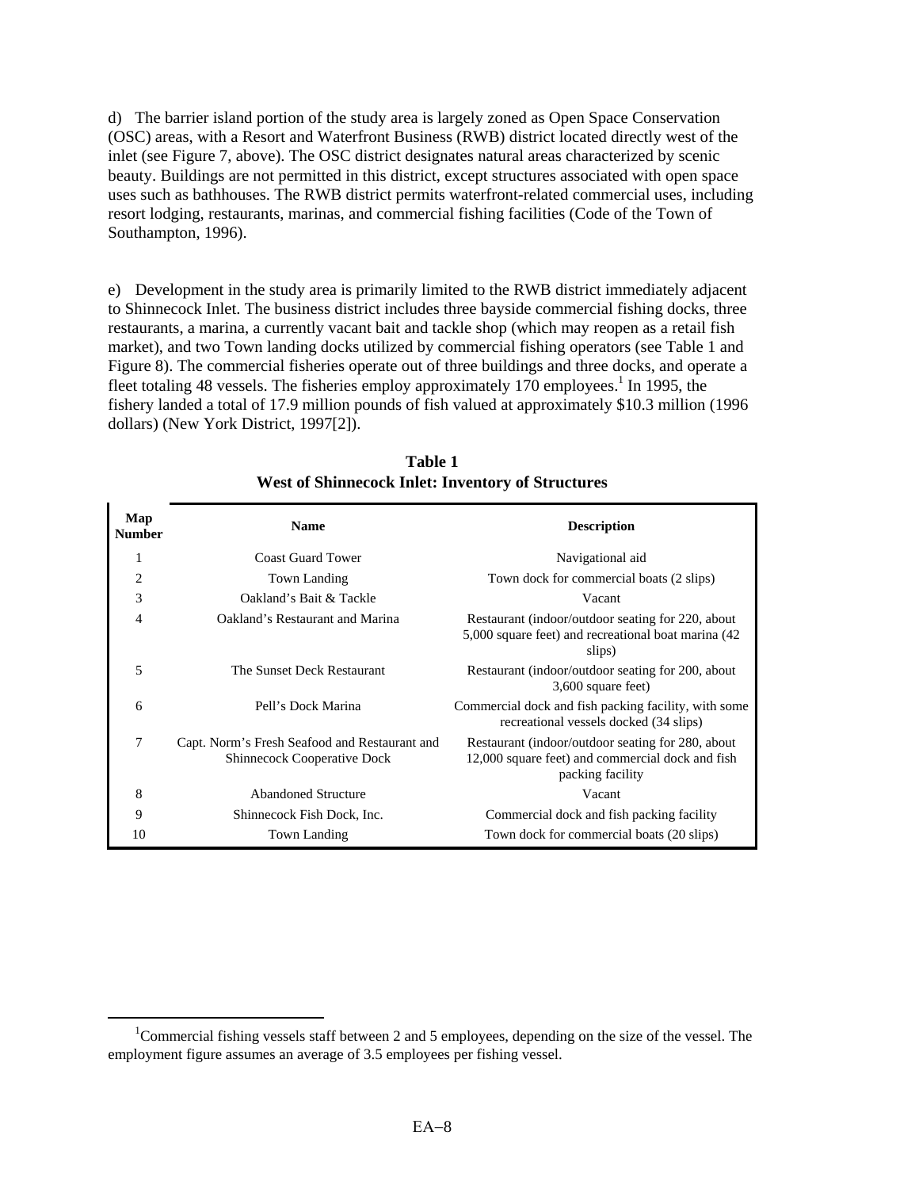d) The barrier island portion of the study area is largely zoned as Open Space Conservation (OSC) areas, with a Resort and Waterfront Business (RWB) district located directly west of the inlet (see Figure 7, above). The OSC district designates natural areas characterized by scenic beauty. Buildings are not permitted in this district, except structures associated with open space uses such as bathhouses. The RWB district permits waterfront-related commercial uses, including resort lodging, restaurants, marinas, and commercial fishing facilities (Code of the Town of Southampton, 1996).

e) Development in the study area is primarily limited to the RWB district immediately adjacent to Shinnecock Inlet. The business district includes three bayside commercial fishing docks, three restaurants, a marina, a currently vacant bait and tackle shop (which may reopen as a retail fish market), and two Town landing docks utilized by commercial fishing operators (see Table 1 and Figure 8). The commercial fisheries operate out of three buildings and three docks, and operate a fleet totaling 48 vessels. The fisheries employ approximately 170 employees.[1] In 1995, the fishery landed a total of 17.9 million pounds of fish valued at approximately $10.3 million (1996 dollars) (New York District, 1997[2]).

**Table 1**
**West of Shinnecock Inlet: Inventory of Structures**

| Map Number | Name | Description |
|---|---|---|
| 1 | Coast Guard Tower | Navigational aid |
| 2 | Town Landing | Town dock for commercial boats (2 slips) |
| 3 | Oakland's Bait & Tackle | Vacant |
| 4 | Oakland's Restaurant and Marina | Restaurant (indoor/outdoor seating for 220, about 5,000 square feet) and recreational boat marina (42 slips) |
| 5 | The Sunset Deck Restaurant | Restaurant (indoor/outdoor seating for 200, about 3,600 square feet) |
| 6 | Pell's Dock Marina | Commercial dock and fish packing facility, with some recreational vessels docked (34 slips) |
| 7 | Capt. Norm's Fresh Seafood and Restaurant and Shinnecock Cooperative Dock | Restaurant (indoor/outdoor seating for 280, about 12,000 square feet) and commercial dock and fish packing facility |
| 8 | Abandoned Structure | Vacant |
| 9 | Shinnecock Fish Dock, Inc. | Commercial dock and fish packing facility |
| 10 | Town Landing | Town dock for commercial boats (20 slips) |

[1] Commercial fishing vessels staff between 2 and 5 employees, depending on the size of the vessel. The employment figure assumes an average of 3.5 employees per fishing vessel.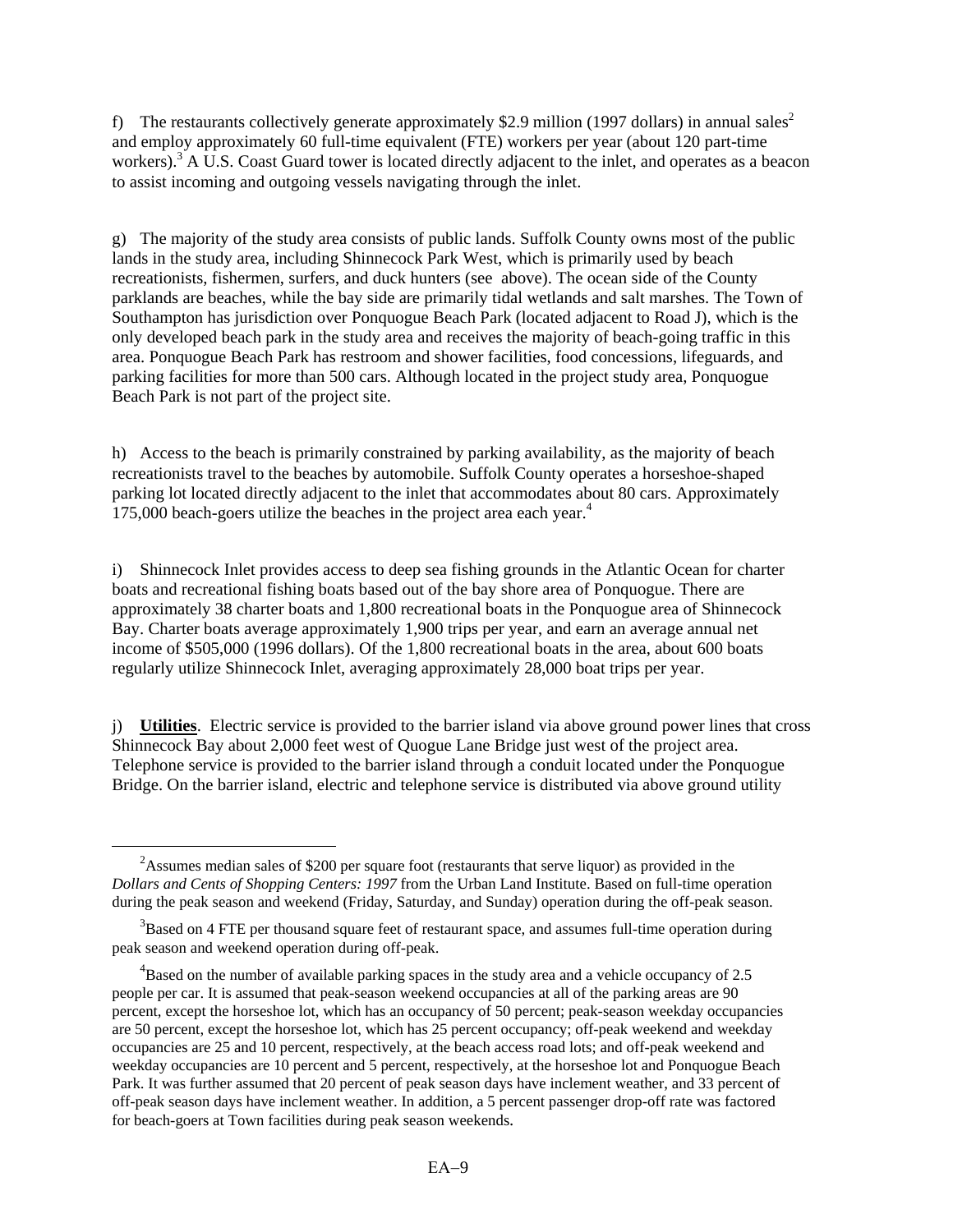f) The restaurants collectively generate approximately $2.9 million (1997 dollars) in annual sales[2] and employ approximately 60 full-time equivalent (FTE) workers per year (about 120 part-time workers).[3] A U.S. Coast Guard tower is located directly adjacent to the inlet, and operates as a beacon to assist incoming and outgoing vessels navigating through the inlet.

g) The majority of the study area consists of public lands. Suffolk County owns most of the public lands in the study area, including Shinnecock Park West, which is primarily used by beach recreationists, fishermen, surfers, and duck hunters (see above). The ocean side of the County parklands are beaches, while the bay side are primarily tidal wetlands and salt marshes. The Town of Southampton has jurisdiction over Ponquogue Beach Park (located adjacent to Road J), which is the only developed beach park in the study area and receives the majority of beach-going traffic in this area. Ponquogue Beach Park has restroom and shower facilities, food concessions, lifeguards, and parking facilities for more than 500 cars. Although located in the project study area, Ponquogue Beach Park is not part of the project site.

h) Access to the beach is primarily constrained by parking availability, as the majority of beach recreationists travel to the beaches by automobile. Suffolk County operates a horseshoe-shaped parking lot located directly adjacent to the inlet that accommodates about 80 cars. Approximately 175,000 beach-goers utilize the beaches in the project area each year.[4]

i) Shinnecock Inlet provides access to deep sea fishing grounds in the Atlantic Ocean for charter boats and recreational fishing boats based out of the bay shore area of Ponquogue. There are approximately 38 charter boats and 1,800 recreational boats in the Ponquogue area of Shinnecock Bay. Charter boats average approximately 1,900 trips per year, and earn an average annual net income of $505,000 (1996 dollars). Of the 1,800 recreational boats in the area, about 600 boats regularly utilize Shinnecock Inlet, averaging approximately 28,000 boat trips per year.

j) **Utilities**. Electric service is provided to the barrier island via above ground power lines that cross Shinnecock Bay about 2,000 feet west of Quogue Lane Bridge just west of the project area. Telephone service is provided to the barrier island through a conduit located under the Ponquogue Bridge. On the barrier island, electric and telephone service is distributed via above ground utility

---

[2] Assumes median sales of $200 per square foot (restaurants that serve liquor) as provided in the *Dollars and Cents of Shopping Centers: 1997* from the Urban Land Institute. Based on full-time operation during the peak season and weekend (Friday, Saturday, and Sunday) operation during the off-peak season.

[3] Based on 4 FTE per thousand square feet of restaurant space, and assumes full-time operation during peak season and weekend operation during off-peak.

[4] Based on the number of available parking spaces in the study area and a vehicle occupancy of 2.5 people per car. It is assumed that peak-season weekend occupancies at all of the parking areas are 90 percent, except the horseshoe lot, which has an occupancy of 50 percent; peak-season weekday occupancies are 50 percent, except the horseshoe lot, which has 25 percent occupancy; off-peak weekend and weekday occupancies are 25 and 10 percent, respectively, at the beach access road lots; and off-peak weekend and weekday occupancies are 10 percent and 5 percent, respectively, at the horseshoe lot and Ponquogue Beach Park. It was further assumed that 20 percent of peak season days have inclement weather, and 33 percent of off-peak season days have inclement weather. In addition, a 5 percent passenger drop-off rate was factored for beach-goers at Town facilities during peak season weekends.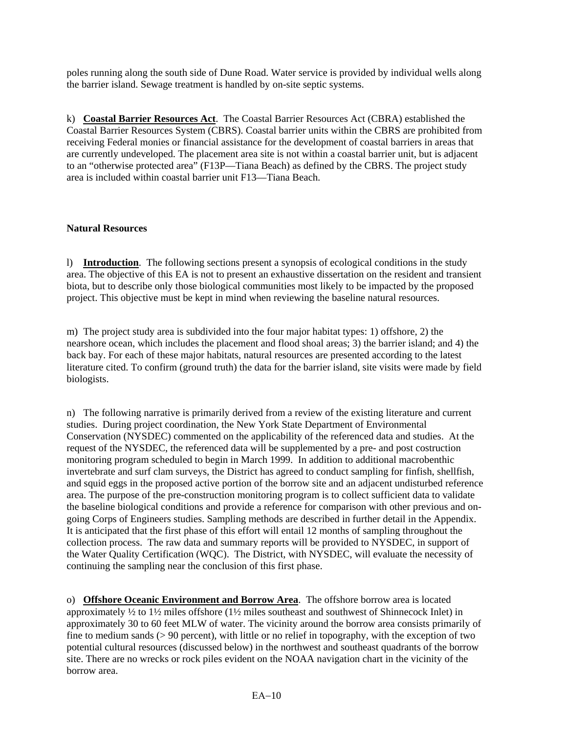poles running along the south side of Dune Road. Water service is provided by individual wells along the barrier island. Sewage treatment is handled by on-site septic systems.

k) **Coastal Barrier Resources Act**. The Coastal Barrier Resources Act (CBRA) established the Coastal Barrier Resources System (CBRS). Coastal barrier units within the CBRS are prohibited from receiving Federal monies or financial assistance for the development of coastal barriers in areas that are currently undeveloped. The placement area site is not within a coastal barrier unit, but is adjacent to an "otherwise protected area" (F13P—Tiana Beach) as defined by the CBRS. The project study area is included within coastal barrier unit F13—Tiana Beach.

**Natural Resources**

l) **Introduction**. The following sections present a synopsis of ecological conditions in the study area. The objective of this EA is not to present an exhaustive dissertation on the resident and transient biota, but to describe only those biological communities most likely to be impacted by the proposed project. This objective must be kept in mind when reviewing the baseline natural resources.

m) The project study area is subdivided into the four major habitat types: 1) offshore, 2) the nearshore ocean, which includes the placement and flood shoal areas; 3) the barrier island; and 4) the back bay. For each of these major habitats, natural resources are presented according to the latest literature cited. To confirm (ground truth) the data for the barrier island, site visits were made by field biologists.

n) The following narrative is primarily derived from a review of the existing literature and current studies. During project coordination, the New York State Department of Environmental Conservation (NYSDEC) commented on the applicability of the referenced data and studies. At the request of the NYSDEC, the referenced data will be supplemented by a pre- and post costruction monitoring program scheduled to begin in March 1999. In addition to additional macrobenthic invertebrate and surf clam surveys, the District has agreed to conduct sampling for finfish, shellfish, and squid eggs in the proposed active portion of the borrow site and an adjacent undisturbed reference area. The purpose of the pre-construction monitoring program is to collect sufficient data to validate the baseline biological conditions and provide a reference for comparison with other previous and on-going Corps of Engineers studies. Sampling methods are described in further detail in the Appendix. It is anticipated that the first phase of this effort will entail 12 months of sampling throughout the collection process. The raw data and summary reports will be provided to NYSDEC, in support of the Water Quality Certification (WQC). The District, with NYSDEC, will evaluate the necessity of continuing the sampling near the conclusion of this first phase.

o) **Offshore Oceanic Environment and Borrow Area**. The offshore borrow area is located approximately ½ to 1½ miles offshore (1½ miles southeast and southwest of Shinnecock Inlet) in approximately 30 to 60 feet MLW of water. The vicinity around the borrow area consists primarily of fine to medium sands (> 90 percent), with little or no relief in topography, with the exception of two potential cultural resources (discussed below) in the northwest and southeast quadrants of the borrow site. There are no wrecks or rock piles evident on the NOAA navigation chart in the vicinity of the borrow area.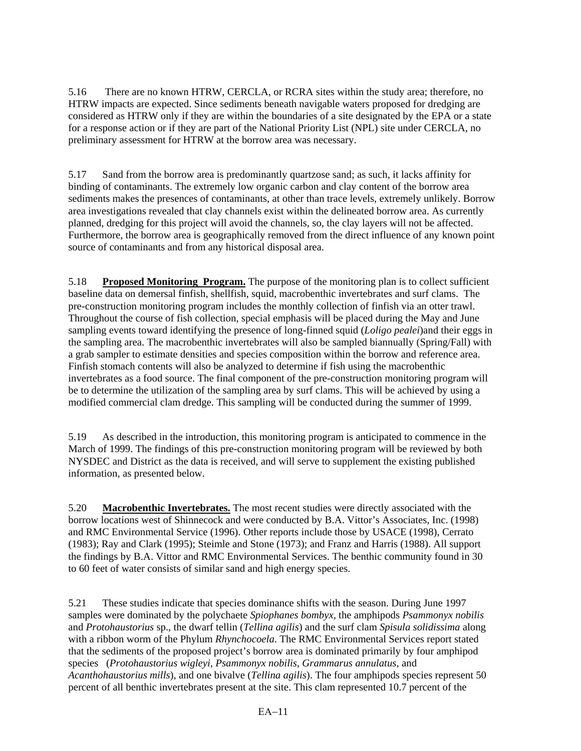5.16 There are no known HTRW, CERCLA, or RCRA sites within the study area; therefore, no HTRW impacts are expected. Since sediments beneath navigable waters proposed for dredging are considered as HTRW only if they are within the boundaries of a site designated by the EPA or a state for a response action or if they are part of the National Priority List (NPL) site under CERCLA, no preliminary assessment for HTRW at the borrow area was necessary.

5.17 Sand from the borrow area is predominantly quartzose sand; as such, it lacks affinity for binding of contaminants. The extremely low organic carbon and clay content of the borrow area sediments makes the presences of contaminants, at other than trace levels, extremely unlikely. Borrow area investigations revealed that clay channels exist within the delineated borrow area. As currently planned, dredging for this project will avoid the channels, so, the clay layers will not be affected. Furthermore, the borrow area is geographically removed from the direct influence of any known point source of contaminants and from any historical disposal area.

5.18 **Proposed Monitoring Program.** The purpose of the monitoring plan is to collect sufficient baseline data on demersal finfish, shellfish, squid, macrobenthic invertebrates and surf clams. The pre-construction monitoring program includes the monthly collection of finfish via an otter trawl. Throughout the course of fish collection, special emphasis will be placed during the May and June sampling events toward identifying the presence of long-finned squid (*Loligo pealei*)and their eggs in the sampling area. The macrobenthic invertebrates will also be sampled biannually (Spring/Fall) with a grab sampler to estimate densities and species composition within the borrow and reference area. Finfish stomach contents will also be analyzed to determine if fish using the macrobenthic invertebrates as a food source. The final component of the pre-construction monitoring program will be to determine the utilization of the sampling area by surf clams. This will be achieved by using a modified commercial clam dredge. This sampling will be conducted during the summer of 1999.

5.19 As described in the introduction, this monitoring program is anticipated to commence in the March of 1999. The findings of this pre-construction monitoring program will be reviewed by both NYSDEC and District as the data is received, and will serve to supplement the existing published information, as presented below.

5.20 **Macrobenthic Invertebrates.** The most recent studies were directly associated with the borrow locations west of Shinnecock and were conducted by B.A. Vittor's Associates, Inc. (1998) and RMC Environmental Service (1996). Other reports include those by USACE (1998), Cerrato (1983); Ray and Clark (1995); Steimle and Stone (1973); and Franz and Harris (1988). All support the findings by B.A. Vittor and RMC Environmental Services. The benthic community found in 30 to 60 feet of water consists of similar sand and high energy species.

5.21 These studies indicate that species dominance shifts with the season. During June 1997 samples were dominated by the polychaete *Spiophanes bombyx*, the amphipods *Psammonyx nobilis* and *Protohaustorius* sp., the dwarf tellin (*Tellina agilis*) and the surf clam *Spisula solidissima* along with a ribbon worm of the Phylum *Rhynchocoela*. The RMC Environmental Services report stated that the sediments of the proposed project's borrow area is dominated primarily by four amphipod species (*Protohaustorius wigleyi*, *Psammonyx nobilis*, *Grammarus annulatus*, and *Acanthohaustorius mills*), and one bivalve (*Tellina agilis*). The four amphipods species represent 50 percent of all benthic invertebrates present at the site. This clam represented 10.7 percent of the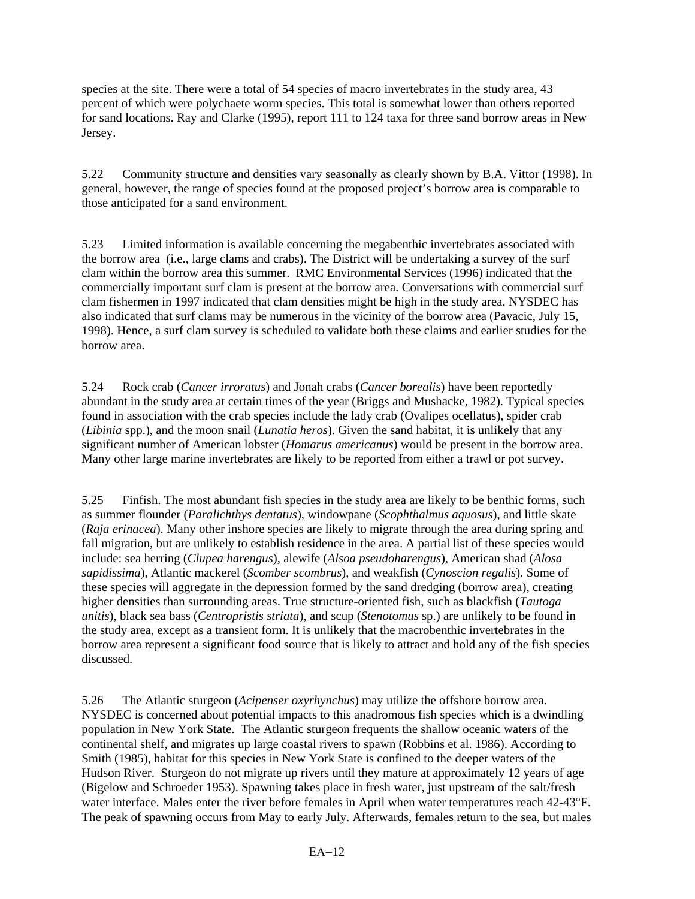species at the site. There were a total of 54 species of macro invertebrates in the study area, 43 percent of which were polychaete worm species. This total is somewhat lower than others reported for sand locations. Ray and Clarke (1995), report 111 to 124 taxa for three sand borrow areas in New Jersey.

5.22 Community structure and densities vary seasonally as clearly shown by B.A. Vittor (1998). In general, however, the range of species found at the proposed project's borrow area is comparable to those anticipated for a sand environment.

5.23 Limited information is available concerning the megabenthic invertebrates associated with the borrow area (i.e., large clams and crabs). The District will be undertaking a survey of the surf clam within the borrow area this summer. RMC Environmental Services (1996) indicated that the commercially important surf clam is present at the borrow area. Conversations with commercial surf clam fishermen in 1997 indicated that clam densities might be high in the study area. NYSDEC has also indicated that surf clams may be numerous in the vicinity of the borrow area (Pavacic, July 15, 1998). Hence, a surf clam survey is scheduled to validate both these claims and earlier studies for the borrow area.

5.24 Rock crab (*Cancer irroratus*) and Jonah crabs (*Cancer borealis*) have been reportedly abundant in the study area at certain times of the year (Briggs and Mushacke, 1982). Typical species found in association with the crab species include the lady crab (Ovalipes ocellatus), spider crab (*Libinia* spp.), and the moon snail (*Lunatia heros*). Given the sand habitat, it is unlikely that any significant number of American lobster (*Homarus americanus*) would be present in the borrow area. Many other large marine invertebrates are likely to be reported from either a trawl or pot survey.

5.25 Finfish. The most abundant fish species in the study area are likely to be benthic forms, such as summer flounder (*Paralichthys dentatus*), windowpane (*Scophthalmus aquosus*), and little skate (*Raja erinacea*). Many other inshore species are likely to migrate through the area during spring and fall migration, but are unlikely to establish residence in the area. A partial list of these species would include: sea herring (*Clupea harengus*), alewife (*Alsoa pseudoharengus*), American shad (*Alosa sapidissima*), Atlantic mackerel (*Scomber scombrus*), and weakfish (*Cynoscion regalis*). Some of these species will aggregate in the depression formed by the sand dredging (borrow area), creating higher densities than surrounding areas. True structure-oriented fish, such as blackfish (*Tautoga unitis*), black sea bass (*Centropristis striata*), and scup (*Stenotomus* sp.) are unlikely to be found in the study area, except as a transient form. It is unlikely that the macrobenthic invertebrates in the borrow area represent a significant food source that is likely to attract and hold any of the fish species discussed.

5.26 The Atlantic sturgeon (*Acipenser oxyrhynchus*) may utilize the offshore borrow area. NYSDEC is concerned about potential impacts to this anadromous fish species which is a dwindling population in New York State. The Atlantic sturgeon frequents the shallow oceanic waters of the continental shelf, and migrates up large coastal rivers to spawn (Robbins et al. 1986). According to Smith (1985), habitat for this species in New York State is confined to the deeper waters of the Hudson River. Sturgeon do not migrate up rivers until they mature at approximately 12 years of age (Bigelow and Schroeder 1953). Spawning takes place in fresh water, just upstream of the salt/fresh water interface. Males enter the river before females in April when water temperatures reach 42-43°F. The peak of spawning occurs from May to early July. Afterwards, females return to the sea, but males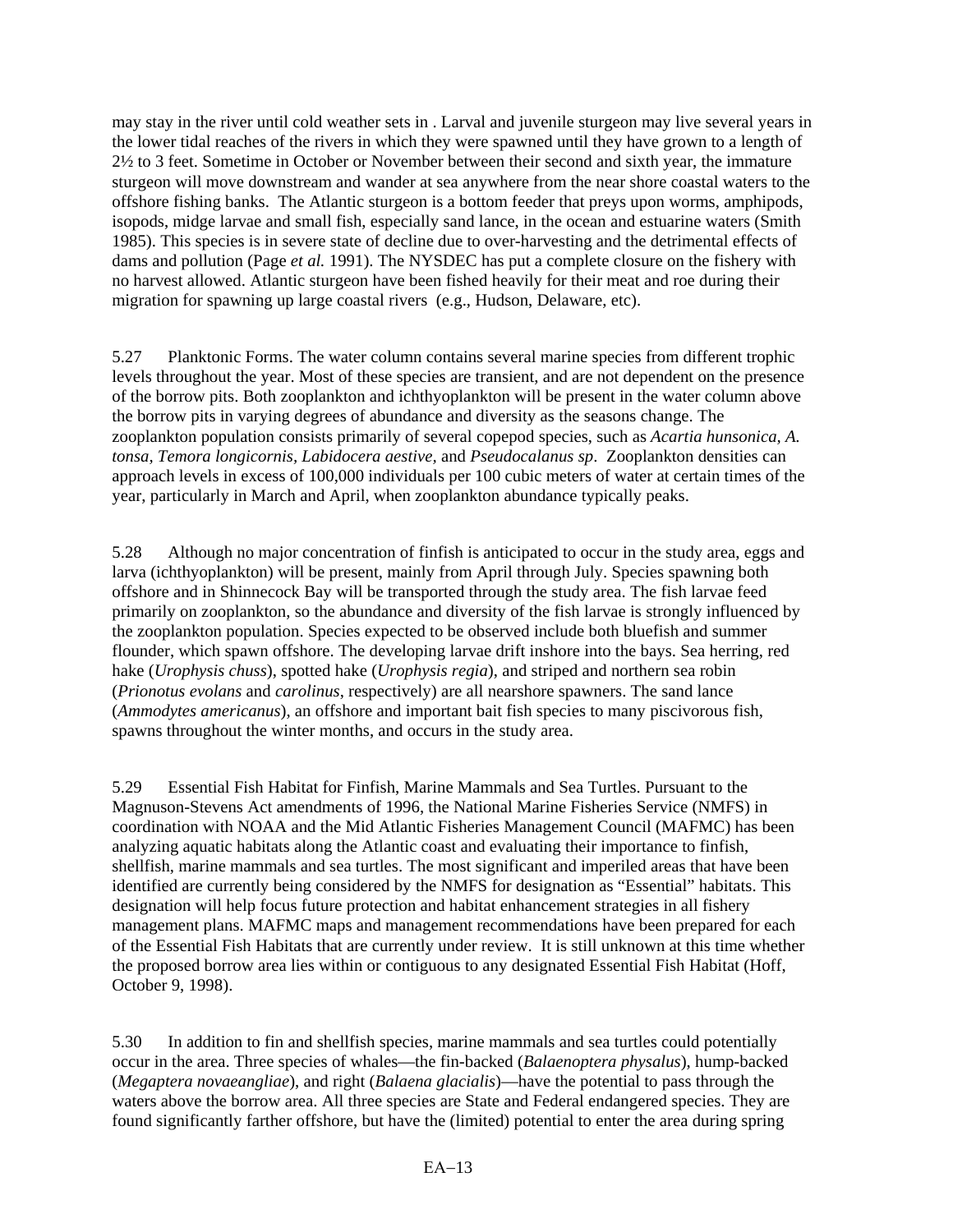may stay in the river until cold weather sets in . Larval and juvenile sturgeon may live several years in the lower tidal reaches of the rivers in which they were spawned until they have grown to a length of 2½ to 3 feet. Sometime in October or November between their second and sixth year, the immature sturgeon will move downstream and wander at sea anywhere from the near shore coastal waters to the offshore fishing banks. The Atlantic sturgeon is a bottom feeder that preys upon worms, amphipods, isopods, midge larvae and small fish, especially sand lance, in the ocean and estuarine waters (Smith 1985). This species is in severe state of decline due to over-harvesting and the detrimental effects of dams and pollution (Page *et al.* 1991). The NYSDEC has put a complete closure on the fishery with no harvest allowed. Atlantic sturgeon have been fished heavily for their meat and roe during their migration for spawning up large coastal rivers (e.g., Hudson, Delaware, etc).

5.27 Planktonic Forms. The water column contains several marine species from different trophic levels throughout the year. Most of these species are transient, and are not dependent on the presence of the borrow pits. Both zooplankton and ichthyoplankton will be present in the water column above the borrow pits in varying degrees of abundance and diversity as the seasons change. The zooplankton population consists primarily of several copepod species, such as *Acartia hunsonica, A. tonsa*, *Temora longicornis, Labidocera aestive*, and *Pseudocalanus sp*. Zooplankton densities can approach levels in excess of 100,000 individuals per 100 cubic meters of water at certain times of the year, particularly in March and April, when zooplankton abundance typically peaks.

5.28 Although no major concentration of finfish is anticipated to occur in the study area, eggs and larva (ichthyoplankton) will be present, mainly from April through July. Species spawning both offshore and in Shinnecock Bay will be transported through the study area. The fish larvae feed primarily on zooplankton, so the abundance and diversity of the fish larvae is strongly influenced by the zooplankton population. Species expected to be observed include both bluefish and summer flounder, which spawn offshore. The developing larvae drift inshore into the bays. Sea herring, red hake (*Urophysis chuss*), spotted hake (*Urophysis regia*), and striped and northern sea robin (*Prionotus evolans* and *carolinus*, respectively) are all nearshore spawners. The sand lance (*Ammodytes americanus*), an offshore and important bait fish species to many piscivorous fish, spawns throughout the winter months, and occurs in the study area.

5.29 Essential Fish Habitat for Finfish, Marine Mammals and Sea Turtles. Pursuant to the Magnuson-Stevens Act amendments of 1996, the National Marine Fisheries Service (NMFS) in coordination with NOAA and the Mid Atlantic Fisheries Management Council (MAFMC) has been analyzing aquatic habitats along the Atlantic coast and evaluating their importance to finfish, shellfish, marine mammals and sea turtles. The most significant and imperiled areas that have been identified are currently being considered by the NMFS for designation as "Essential" habitats. This designation will help focus future protection and habitat enhancement strategies in all fishery management plans. MAFMC maps and management recommendations have been prepared for each of the Essential Fish Habitats that are currently under review. It is still unknown at this time whether the proposed borrow area lies within or contiguous to any designated Essential Fish Habitat (Hoff, October 9, 1998).

5.30 In addition to fin and shellfish species, marine mammals and sea turtles could potentially occur in the area. Three species of whales—the fin-backed (*Balaenoptera physalus*), hump-backed (*Megaptera novaeangliae*), and right (*Balaena glacialis*)—have the potential to pass through the waters above the borrow area. All three species are State and Federal endangered species. They are found significantly farther offshore, but have the (limited) potential to enter the area during spring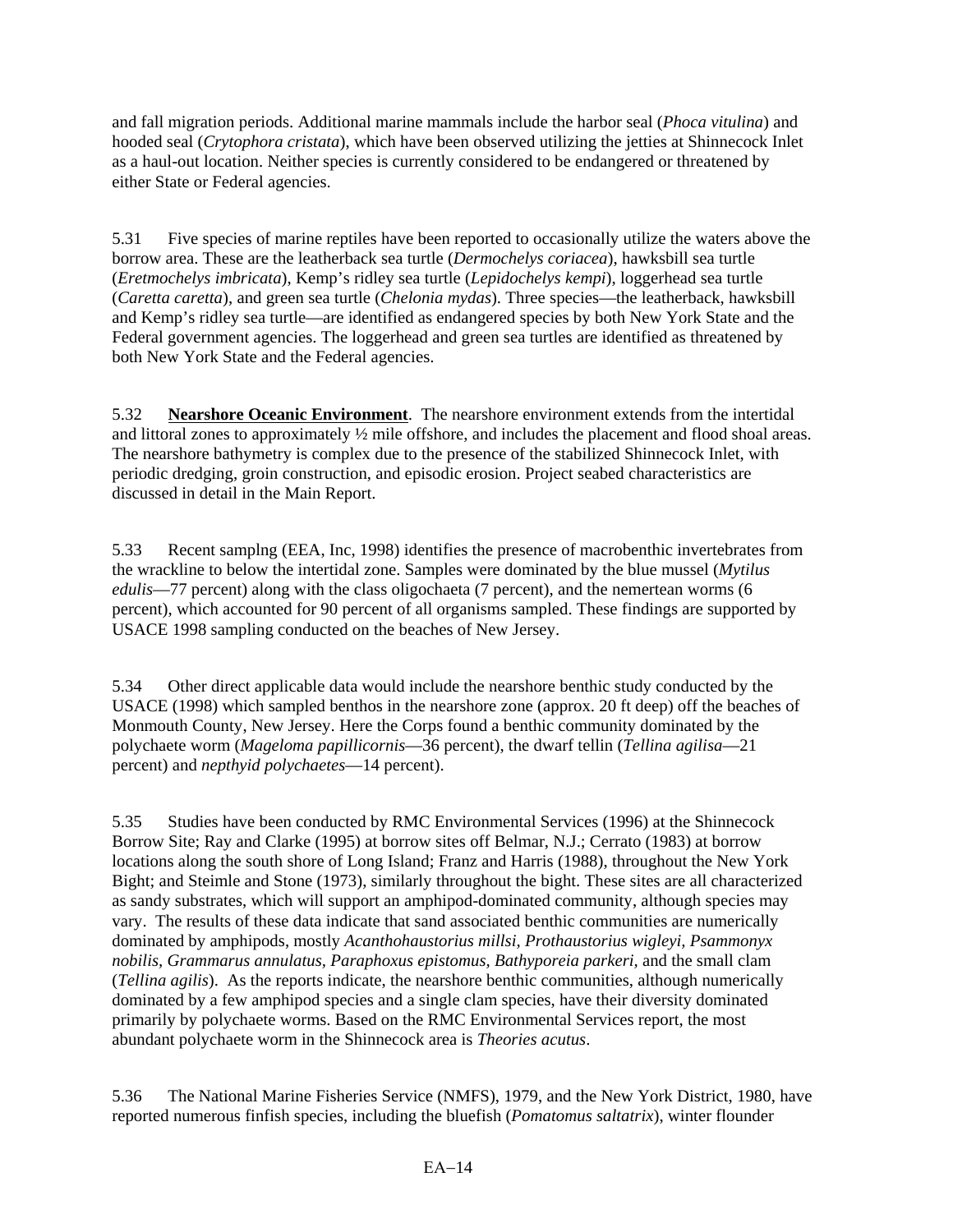and fall migration periods. Additional marine mammals include the harbor seal (*Phoca vitulina*) and hooded seal (*Crytophora cristata*), which have been observed utilizing the jetties at Shinnecock Inlet as a haul-out location. Neither species is currently considered to be endangered or threatened by either State or Federal agencies.

5.31 Five species of marine reptiles have been reported to occasionally utilize the waters above the borrow area. These are the leatherback sea turtle (*Dermochelys coriacea*), hawksbill sea turtle (*Eretmochelys imbricata*), Kemp's ridley sea turtle (*Lepidochelys kempi*), loggerhead sea turtle (*Caretta caretta*), and green sea turtle (*Chelonia mydas*). Three species—the leatherback, hawksbill and Kemp's ridley sea turtle—are identified as endangered species by both New York State and the Federal government agencies. The loggerhead and green sea turtles are identified as threatened by both New York State and the Federal agencies.

5.32 **Nearshore Oceanic Environment**. The nearshore environment extends from the intertidal and littoral zones to approximately ½ mile offshore, and includes the placement and flood shoal areas. The nearshore bathymetry is complex due to the presence of the stabilized Shinnecock Inlet, with periodic dredging, groin construction, and episodic erosion. Project seabed characteristics are discussed in detail in the Main Report.

5.33 Recent samplng (EEA, Inc, 1998) identifies the presence of macrobenthic invertebrates from the wrackline to below the intertidal zone. Samples were dominated by the blue mussel (*Mytilus edulis*—77 percent) along with the class oligochaeta (7 percent), and the nemertean worms (6 percent), which accounted for 90 percent of all organisms sampled. These findings are supported by USACE 1998 sampling conducted on the beaches of New Jersey.

5.34 Other direct applicable data would include the nearshore benthic study conducted by the USACE (1998) which sampled benthos in the nearshore zone (approx. 20 ft deep) off the beaches of Monmouth County, New Jersey. Here the Corps found a benthic community dominated by the polychaete worm (*Mageloma papillicornis*—36 percent), the dwarf tellin (*Tellina agilisa*—21 percent) and *nepthyid polychaetes*—14 percent).

5.35 Studies have been conducted by RMC Environmental Services (1996) at the Shinnecock Borrow Site; Ray and Clarke (1995) at borrow sites off Belmar, N.J.; Cerrato (1983) at borrow locations along the south shore of Long Island; Franz and Harris (1988), throughout the New York Bight; and Steimle and Stone (1973), similarly throughout the bight. These sites are all characterized as sandy substrates, which will support an amphipod-dominated community, although species may vary. The results of these data indicate that sand associated benthic communities are numerically dominated by amphipods, mostly *Acanthohaustorius millsi, Prothaustorius wigleyi, Psammonyx nobilis, Grammarus annulatus, Paraphoxus epistomus, Bathyporeia parkeri,* and the small clam (*Tellina agilis*). As the reports indicate, the nearshore benthic communities, although numerically dominated by a few amphipod species and a single clam species, have their diversity dominated primarily by polychaete worms. Based on the RMC Environmental Services report, the most abundant polychaete worm in the Shinnecock area is *Theories acutus*.

5.36 The National Marine Fisheries Service (NMFS), 1979, and the New York District, 1980, have reported numerous finfish species, including the bluefish (*Pomatomus saltatrix*), winter flounder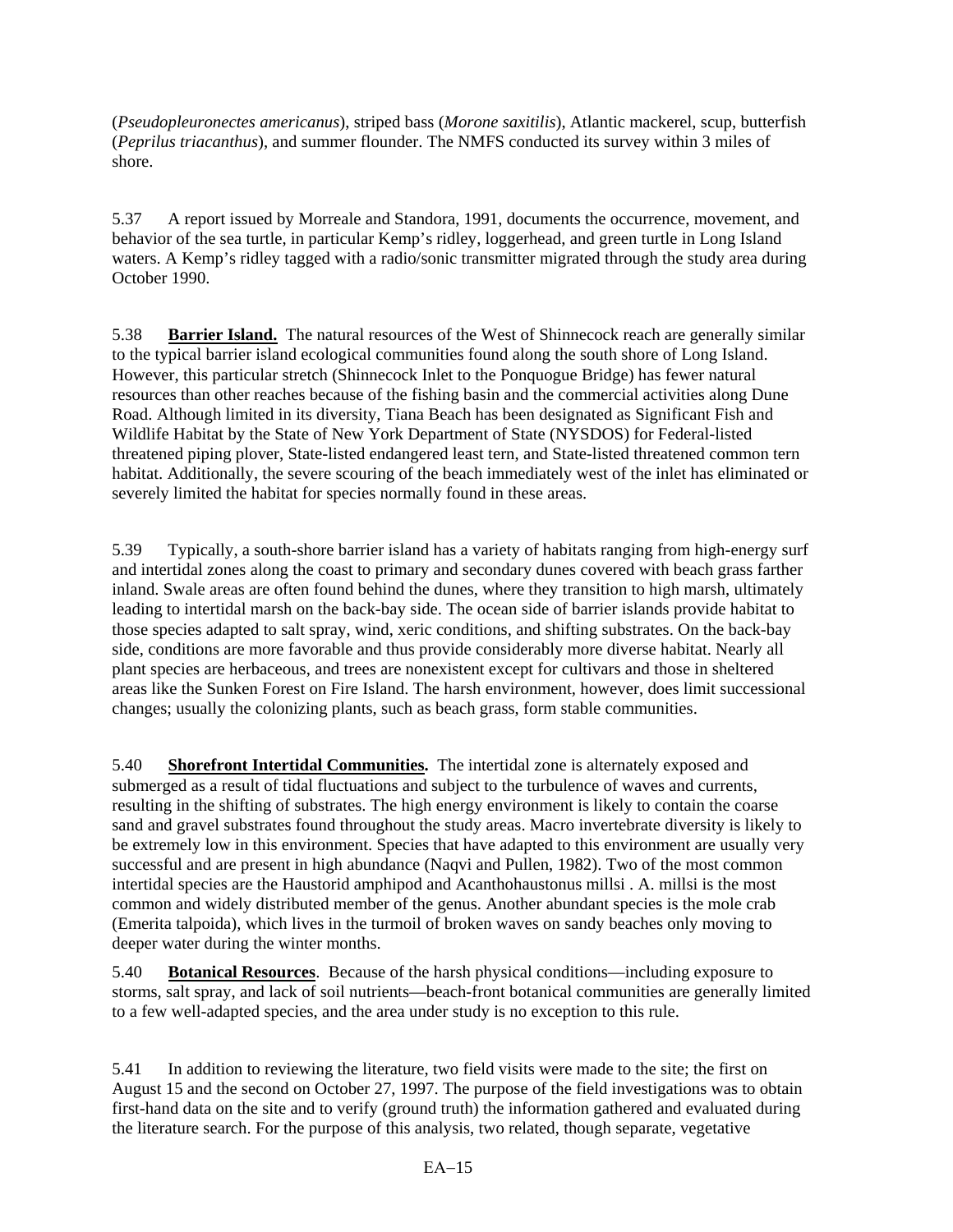(*Pseudopleuronectes americanus*), striped bass (*Morone saxitilis*), Atlantic mackerel, scup, butterfish (*Peprilus triacanthus*), and summer flounder. The NMFS conducted its survey within 3 miles of shore.

5.37 A report issued by Morreale and Standora, 1991, documents the occurrence, movement, and behavior of the sea turtle, in particular Kemp's ridley, loggerhead, and green turtle in Long Island waters. A Kemp's ridley tagged with a radio/sonic transmitter migrated through the study area during October 1990.

5.38 **Barrier Island.** The natural resources of the West of Shinnecock reach are generally similar to the typical barrier island ecological communities found along the south shore of Long Island. However, this particular stretch (Shinnecock Inlet to the Ponquogue Bridge) has fewer natural resources than other reaches because of the fishing basin and the commercial activities along Dune Road. Although limited in its diversity, Tiana Beach has been designated as Significant Fish and Wildlife Habitat by the State of New York Department of State (NYSDOS) for Federal-listed threatened piping plover, State-listed endangered least tern, and State-listed threatened common tern habitat. Additionally, the severe scouring of the beach immediately west of the inlet has eliminated or severely limited the habitat for species normally found in these areas.

5.39 Typically, a south-shore barrier island has a variety of habitats ranging from high-energy surf and intertidal zones along the coast to primary and secondary dunes covered with beach grass farther inland. Swale areas are often found behind the dunes, where they transition to high marsh, ultimately leading to intertidal marsh on the back-bay side. The ocean side of barrier islands provide habitat to those species adapted to salt spray, wind, xeric conditions, and shifting substrates. On the back-bay side, conditions are more favorable and thus provide considerably more diverse habitat. Nearly all plant species are herbaceous, and trees are nonexistent except for cultivars and those in sheltered areas like the Sunken Forest on Fire Island. The harsh environment, however, does limit successional changes; usually the colonizing plants, such as beach grass, form stable communities.

5.40 **Shorefront Intertidal Communities.** The intertidal zone is alternately exposed and submerged as a result of tidal fluctuations and subject to the turbulence of waves and currents, resulting in the shifting of substrates. The high energy environment is likely to contain the coarse sand and gravel substrates found throughout the study areas. Macro invertebrate diversity is likely to be extremely low in this environment. Species that have adapted to this environment are usually very successful and are present in high abundance (Naqvi and Pullen, 1982). Two of the most common intertidal species are the Haustorid amphipod and Acanthohaustonus millsi . A. millsi is the most common and widely distributed member of the genus. Another abundant species is the mole crab (Emerita talpoida), which lives in the turmoil of broken waves on sandy beaches only moving to deeper water during the winter months.

5.40 **Botanical Resources**. Because of the harsh physical conditions—including exposure to storms, salt spray, and lack of soil nutrients—beach-front botanical communities are generally limited to a few well-adapted species, and the area under study is no exception to this rule.

5.41 In addition to reviewing the literature, two field visits were made to the site; the first on August 15 and the second on October 27, 1997. The purpose of the field investigations was to obtain first-hand data on the site and to verify (ground truth) the information gathered and evaluated during the literature search. For the purpose of this analysis, two related, though separate, vegetative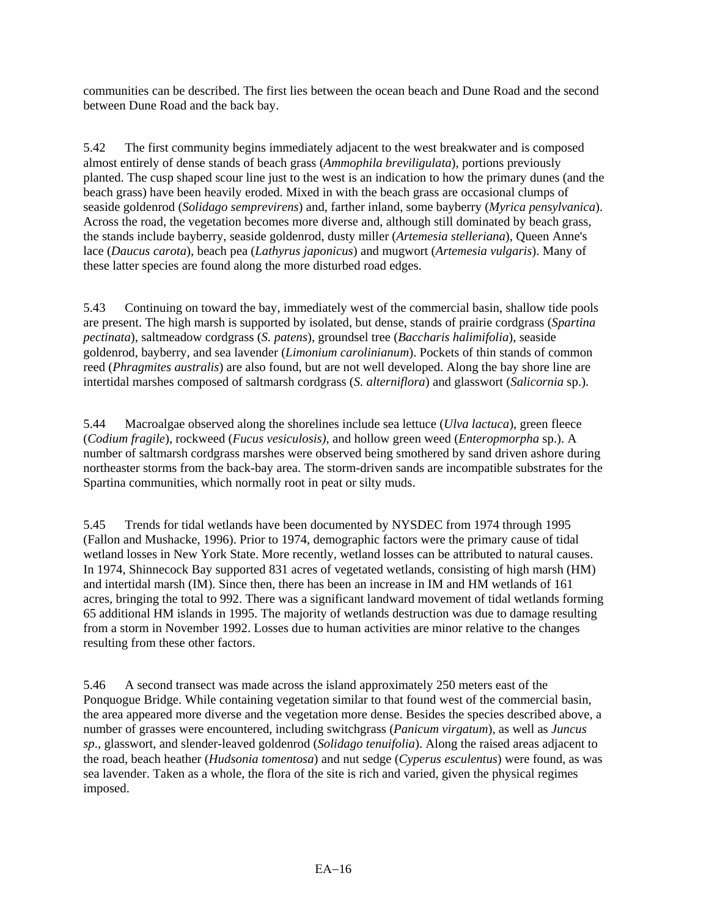communities can be described. The first lies between the ocean beach and Dune Road and the second between Dune Road and the back bay.

5.42 The first community begins immediately adjacent to the west breakwater and is composed almost entirely of dense stands of beach grass (*Ammophila breviligulata*), portions previously planted. The cusp shaped scour line just to the west is an indication to how the primary dunes (and the beach grass) have been heavily eroded. Mixed in with the beach grass are occasional clumps of seaside goldenrod (*Solidago semprevirens*) and, farther inland, some bayberry (*Myrica pensylvanica*). Across the road, the vegetation becomes more diverse and, although still dominated by beach grass, the stands include bayberry, seaside goldenrod, dusty miller (*Artemesia stelleriana*), Queen Anne's lace (*Daucus carota*), beach pea (*Lathyrus japonicus*) and mugwort (*Artemesia vulgaris*). Many of these latter species are found along the more disturbed road edges.

5.43 Continuing on toward the bay, immediately west of the commercial basin, shallow tide pools are present. The high marsh is supported by isolated, but dense, stands of prairie cordgrass (*Spartina pectinata*), saltmeadow cordgrass (*S. patens*), groundsel tree (*Baccharis halimifolia*), seaside goldenrod, bayberry, and sea lavender (*Limonium carolinianum*). Pockets of thin stands of common reed (*Phragmites australis*) are also found, but are not well developed. Along the bay shore line are intertidal marshes composed of saltmarsh cordgrass (*S. alterniflora*) and glasswort (*Salicornia* sp.).

5.44 Macroalgae observed along the shorelines include sea lettuce (*Ulva lactuca*), green fleece (*Codium fragile*), rockweed (*Fucus vesiculosis)*, and hollow green weed (*Enteropmorpha* sp.). A number of saltmarsh cordgrass marshes were observed being smothered by sand driven ashore during northeaster storms from the back-bay area. The storm-driven sands are incompatible substrates for the Spartina communities, which normally root in peat or silty muds.

5.45 Trends for tidal wetlands have been documented by NYSDEC from 1974 through 1995 (Fallon and Mushacke, 1996). Prior to 1974, demographic factors were the primary cause of tidal wetland losses in New York State. More recently, wetland losses can be attributed to natural causes. In 1974, Shinnecock Bay supported 831 acres of vegetated wetlands, consisting of high marsh (HM) and intertidal marsh (IM). Since then, there has been an increase in IM and HM wetlands of 161 acres, bringing the total to 992. There was a significant landward movement of tidal wetlands forming 65 additional HM islands in 1995. The majority of wetlands destruction was due to damage resulting from a storm in November 1992. Losses due to human activities are minor relative to the changes resulting from these other factors.

5.46 A second transect was made across the island approximately 250 meters east of the Ponquogue Bridge. While containing vegetation similar to that found west of the commercial basin, the area appeared more diverse and the vegetation more dense. Besides the species described above, a number of grasses were encountered, including switchgrass (*Panicum virgatum*), as well as *Juncus sp*., glasswort, and slender-leaved goldenrod (*Solidago tenuifolia*). Along the raised areas adjacent to the road, beach heather (*Hudsonia tomentosa*) and nut sedge (*Cyperus esculentus*) were found, as was sea lavender. Taken as a whole, the flora of the site is rich and varied, given the physical regimes imposed.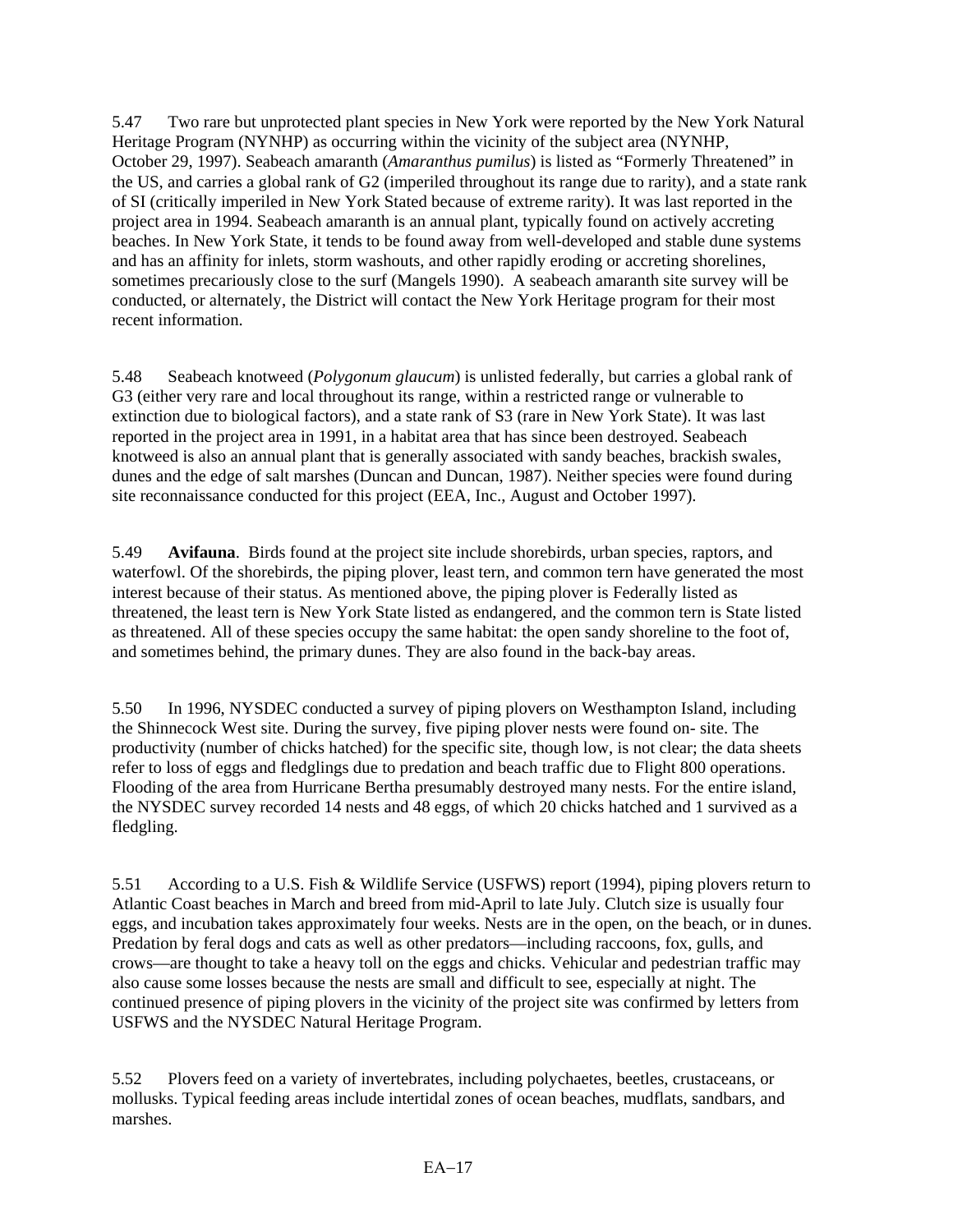5.47 Two rare but unprotected plant species in New York were reported by the New York Natural Heritage Program (NYNHP) as occurring within the vicinity of the subject area (NYNHP, October 29, 1997). Seabeach amaranth (*Amaranthus pumilus*) is listed as "Formerly Threatened" in the US, and carries a global rank of G2 (imperiled throughout its range due to rarity), and a state rank of SI (critically imperiled in New York Stated because of extreme rarity). It was last reported in the project area in 1994. Seabeach amaranth is an annual plant, typically found on actively accreting beaches. In New York State, it tends to be found away from well-developed and stable dune systems and has an affinity for inlets, storm washouts, and other rapidly eroding or accreting shorelines, sometimes precariously close to the surf (Mangels 1990). A seabeach amaranth site survey will be conducted, or alternately, the District will contact the New York Heritage program for their most recent information.

5.48 Seabeach knotweed (*Polygonum glaucum*) is unlisted federally, but carries a global rank of G3 (either very rare and local throughout its range, within a restricted range or vulnerable to extinction due to biological factors), and a state rank of S3 (rare in New York State). It was last reported in the project area in 1991, in a habitat area that has since been destroyed. Seabeach knotweed is also an annual plant that is generally associated with sandy beaches, brackish swales, dunes and the edge of salt marshes (Duncan and Duncan, 1987). Neither species were found during site reconnaissance conducted for this project (EEA, Inc., August and October 1997).

5.49 **Avifauna**. Birds found at the project site include shorebirds, urban species, raptors, and waterfowl. Of the shorebirds, the piping plover, least tern, and common tern have generated the most interest because of their status. As mentioned above, the piping plover is Federally listed as threatened, the least tern is New York State listed as endangered, and the common tern is State listed as threatened. All of these species occupy the same habitat: the open sandy shoreline to the foot of, and sometimes behind, the primary dunes. They are also found in the back-bay areas.

5.50 In 1996, NYSDEC conducted a survey of piping plovers on Westhampton Island, including the Shinnecock West site. During the survey, five piping plover nests were found on- site. The productivity (number of chicks hatched) for the specific site, though low, is not clear; the data sheets refer to loss of eggs and fledglings due to predation and beach traffic due to Flight 800 operations. Flooding of the area from Hurricane Bertha presumably destroyed many nests. For the entire island, the NYSDEC survey recorded 14 nests and 48 eggs, of which 20 chicks hatched and 1 survived as a fledgling.

5.51 According to a U.S. Fish & Wildlife Service (USFWS) report (1994), piping plovers return to Atlantic Coast beaches in March and breed from mid-April to late July. Clutch size is usually four eggs, and incubation takes approximately four weeks. Nests are in the open, on the beach, or in dunes. Predation by feral dogs and cats as well as other predators—including raccoons, fox, gulls, and crows—are thought to take a heavy toll on the eggs and chicks. Vehicular and pedestrian traffic may also cause some losses because the nests are small and difficult to see, especially at night. The continued presence of piping plovers in the vicinity of the project site was confirmed by letters from USFWS and the NYSDEC Natural Heritage Program.

5.52 Plovers feed on a variety of invertebrates, including polychaetes, beetles, crustaceans, or mollusks. Typical feeding areas include intertidal zones of ocean beaches, mudflats, sandbars, and marshes.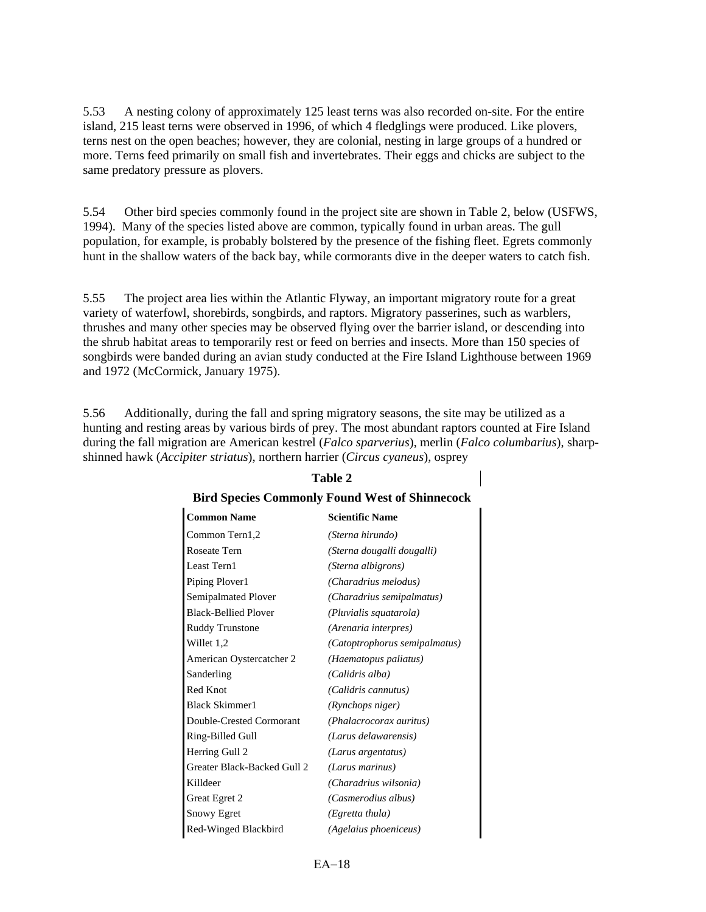5.53 A nesting colony of approximately 125 least terns was also recorded on-site. For the entire island, 215 least terns were observed in 1996, of which 4 fledglings were produced. Like plovers, terns nest on the open beaches; however, they are colonial, nesting in large groups of a hundred or more. Terns feed primarily on small fish and invertebrates. Their eggs and chicks are subject to the same predatory pressure as plovers.

5.54 Other bird species commonly found in the project site are shown in Table 2, below (USFWS, 1994). Many of the species listed above are common, typically found in urban areas. The gull population, for example, is probably bolstered by the presence of the fishing fleet. Egrets commonly hunt in the shallow waters of the back bay, while cormorants dive in the deeper waters to catch fish.

5.55 The project area lies within the Atlantic Flyway, an important migratory route for a great variety of waterfowl, shorebirds, songbirds, and raptors. Migratory passerines, such as warblers, thrushes and many other species may be observed flying over the barrier island, or descending into the shrub habitat areas to temporarily rest or feed on berries and insects. More than 150 species of songbirds were banded during an avian study conducted at the Fire Island Lighthouse between 1969 and 1972 (McCormick, January 1975).

5.56 Additionally, during the fall and spring migratory seasons, the site may be utilized as a hunting and resting areas by various birds of prey. The most abundant raptors counted at Fire Island during the fall migration are American kestrel (*Falco sparverius*), merlin (*Falco columbarius*), sharp-shinned hawk (*Accipiter striatus*), northern harrier (*Circus cyaneus*), osprey

**Table 2**

**Bird Species Commonly Found West of Shinnecock**

| **Common Name** | **Scientific Name** |
|---|---|
| Common Tern1,2 | *(Sterna hirundo)* |
| Roseate Tern | *(Sterna dougalli dougalli)* |
| Least Tern1 | *(Sterna albigrons)* |
| Piping Plover1 | *(Charadrius melodus)* |
| Semipalmated Plover | *(Charadrius semipalmatus)* |
| Black-Bellied Plover | *(Pluvialis squatarola)* |
| Ruddy Trunstone | *(Arenaria interpres)* |
| Willet 1,2 | *(Catoptrophorus semipalmatus)* |
| American Oystercatcher 2 | *(Haematopus paliatus)* |
| Sanderling | *(Calidris alba)* |
| Red Knot | *(Calidris cannutus)* |
| Black Skimmer1 | *(Rynchops niger)* |
| Double-Crested Cormorant | *(Phalacrocorax auritus)* |
| Ring-Billed Gull | *(Larus delawarensis)* |
| Herring Gull 2 | *(Larus argentatus)* |
| Greater Black-Backed Gull 2 | *(Larus marinus)* |
| Killdeer | *(Charadrius wilsonia)* |
| Great Egret 2 | *(Casmerodius albus)* |
| Snowy Egret | *(Egretta thula)* |
| Red-Winged Blackbird | *(Agelaius phoeniceus)* |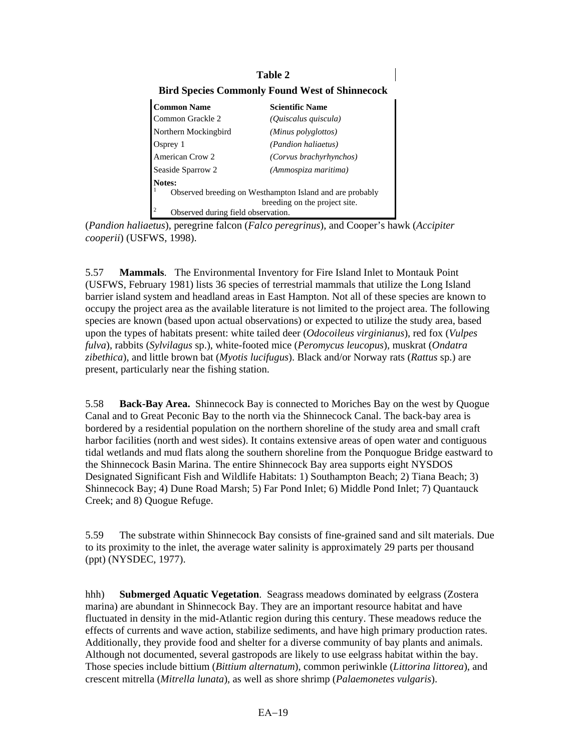**Table 2**

**Bird Species Commonly Found West of Shinnecock**

| Common Name | Scientific Name |
| --- | --- |
| Common Grackle 2 | *(Quiscalus quiscula)* |
| Northern Mockingbird | *(Minus polyglottos)* |
| Osprey 1 | *(Pandion haliaetus)* |
| American Crow 2 | *(Corvus brachyrhynchos)* |
| Seaside Sparrow 2 | *(Ammospiza maritima)* |

**Notes:**
[1] Observed breeding on Westhampton Island and are probably breeding on the project site.
[2] Observed during field observation.

(*Pandion haliaetus*), peregrine falcon (*Falco peregrinus*), and Cooper's hawk (*Accipiter cooperii*) (USFWS, 1998).

5.57 **Mammals**. The Environmental Inventory for Fire Island Inlet to Montauk Point (USFWS, February 1981) lists 36 species of terrestrial mammals that utilize the Long Island barrier island system and headland areas in East Hampton. Not all of these species are known to occupy the project area as the available literature is not limited to the project area. The following species are known (based upon actual observations) or expected to utilize the study area, based upon the types of habitats present: white tailed deer (*Odocoileus virginianus*), red fox (*Vulpes fulva*), rabbits (*Sylvilagus* sp.), white-footed mice (*Peromycus leucopus*), muskrat (*Ondatra zibethica*), and little brown bat (*Myotis lucifugus*). Black and/or Norway rats (*Rattus* sp.) are present, particularly near the fishing station.

5.58 **Back-Bay Area.** Shinnecock Bay is connected to Moriches Bay on the west by Quogue Canal and to Great Peconic Bay to the north via the Shinnecock Canal. The back-bay area is bordered by a residential population on the northern shoreline of the study area and small craft harbor facilities (north and west sides). It contains extensive areas of open water and contiguous tidal wetlands and mud flats along the southern shoreline from the Ponquogue Bridge eastward to the Shinnecock Basin Marina. The entire Shinnecock Bay area supports eight NYSDOS Designated Significant Fish and Wildlife Habitats: 1) Southampton Beach; 2) Tiana Beach; 3) Shinnecock Bay; 4) Dune Road Marsh; 5) Far Pond Inlet; 6) Middle Pond Inlet; 7) Quantauck Creek; and 8) Quogue Refuge.

5.59 The substrate within Shinnecock Bay consists of fine-grained sand and silt materials. Due to its proximity to the inlet, the average water salinity is approximately 29 parts per thousand (ppt) (NYSDEC, 1977).

hhh) **Submerged Aquatic Vegetation**. Seagrass meadows dominated by eelgrass (Zostera marina) are abundant in Shinnecock Bay. They are an important resource habitat and have fluctuated in density in the mid-Atlantic region during this century. These meadows reduce the effects of currents and wave action, stabilize sediments, and have high primary production rates. Additionally, they provide food and shelter for a diverse community of bay plants and animals. Although not documented, several gastropods are likely to use eelgrass habitat within the bay. Those species include bittium (*Bittium alternatum*), common periwinkle (*Littorina littorea*), and crescent mitrella (*Mitrella lunata*), as well as shore shrimp (*Palaemonetes vulgaris*).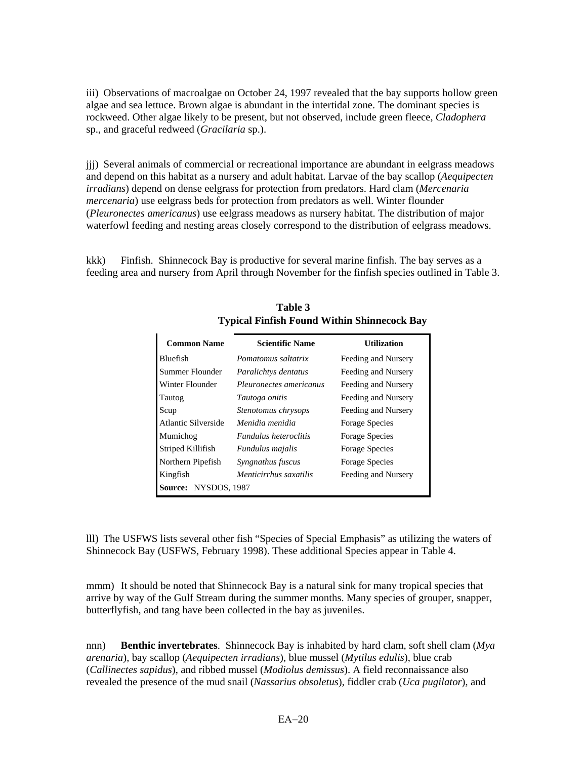iii) Observations of macroalgae on October 24, 1997 revealed that the bay supports hollow green algae and sea lettuce. Brown algae is abundant in the intertidal zone. The dominant species is rockweed. Other algae likely to be present, but not observed, include green fleece, *Cladophera* sp., and graceful redweed (*Gracilaria* sp.).

jjj) Several animals of commercial or recreational importance are abundant in eelgrass meadows and depend on this habitat as a nursery and adult habitat. Larvae of the bay scallop (*Aequipecten irradians*) depend on dense eelgrass for protection from predators. Hard clam (*Mercenaria mercenaria*) use eelgrass beds for protection from predators as well. Winter flounder (*Pleuronectes americanus*) use eelgrass meadows as nursery habitat. The distribution of major waterfowl feeding and nesting areas closely correspond to the distribution of eelgrass meadows.

kkk) Finfish. Shinnecock Bay is productive for several marine finfish. The bay serves as a feeding area and nursery from April through November for the finfish species outlined in Table 3.

**Table 3**
**Typical Finfish Found Within Shinnecock Bay**

| Common Name | Scientific Name | Utilization |
|---|---|---|
| Bluefish | *Pomatomus saltatrix* | Feeding and Nursery |
| Summer Flounder | *Paralichtys dentatus* | Feeding and Nursery |
| Winter Flounder | *Pleuronectes americanus* | Feeding and Nursery |
| Tautog | *Tautoga onitis* | Feeding and Nursery |
| Scup | *Stenotomus chrysops* | Feeding and Nursery |
| Atlantic Silverside | *Menidia menidia* | Forage Species |
| Mumichog | *Fundulus heteroclitis* | Forage Species |
| Striped Killifish | *Fundulus majalis* | Forage Species |
| Northern Pipefish | *Syngnathus fuscus* | Forage Species |
| Kingfish | *Menticirrhus saxatilis* | Feeding and Nursery |
| **Source:** NYSDOS, 1987 | | |

lll) The USFWS lists several other fish "Species of Special Emphasis" as utilizing the waters of Shinnecock Bay (USFWS, February 1998). These additional Species appear in Table 4.

mmm) It should be noted that Shinnecock Bay is a natural sink for many tropical species that arrive by way of the Gulf Stream during the summer months. Many species of grouper, snapper, butterflyfish, and tang have been collected in the bay as juveniles.

nnn) **Benthic invertebrates**. Shinnecock Bay is inhabited by hard clam, soft shell clam (*Mya arenaria*), bay scallop (*Aequipecten irradians*), blue mussel (*Mytilus edulis*), blue crab (*Callinectes sapidus*), and ribbed mussel (*Modiolus demissus*). A field reconnaissance also revealed the presence of the mud snail (*Nassarius obsoletus*), fiddler crab (*Uca pugilator*), and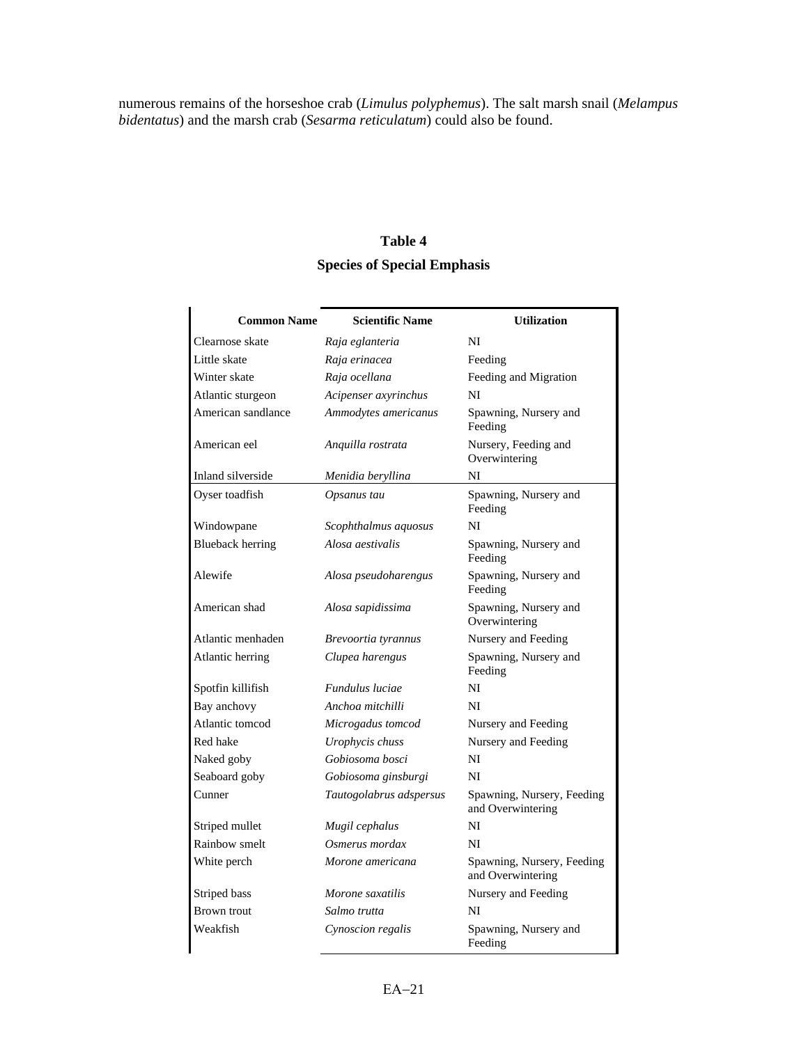numerous remains of the horseshoe crab (*Limulus polyphemus*). The salt marsh snail (*Melampus bidentatus*) and the marsh crab (*Sesarma reticulatum*) could also be found.

**Table 4**

**Species of Special Emphasis**

| Common Name | Scientific Name | Utilization |
|---|---|---|
| Clearnose skate | *Raja eglanteria* | NI |
| Little skate | *Raja erinacea* | Feeding |
| Winter skate | *Raja ocellana* | Feeding and Migration |
| Atlantic sturgeon | *Acipenser axyrinchus* | NI |
| American sandlance | *Ammodytes americanus* | Spawning, Nursery and Feeding |
| American eel | *Anquilla rostrata* | Nursery, Feeding and Overwintering |
| Inland silverside | *Menidia beryllina* | NI |
| Oyser toadfish | *Opsanus tau* | Spawning, Nursery and Feeding |
| Windowpane | *Scophthalmus aquosus* | NI |
| Blueback herring | *Alosa aestivalis* | Spawning, Nursery and Feeding |
| Alewife | *Alosa pseudoharengus* | Spawning, Nursery and Feeding |
| American shad | *Alosa sapidissima* | Spawning, Nursery and Overwintering |
| Atlantic menhaden | *Brevoortia tyrannus* | Nursery and Feeding |
| Atlantic herring | *Clupea harengus* | Spawning, Nursery and Feeding |
| Spotfin killifish | *Fundulus luciae* | NI |
| Bay anchovy | *Anchoa mitchilli* | NI |
| Atlantic tomcod | *Microgadus tomcod* | Nursery and Feeding |
| Red hake | *Urophycis chuss* | Nursery and Feeding |
| Naked goby | *Gobiosoma bosci* | NI |
| Seaboard goby | *Gobiosoma ginsburgi* | NI |
| Cunner | *Tautogolabrus adspersus* | Spawning, Nursery, Feeding and Overwintering |
| Striped mullet | *Mugil cephalus* | NI |
| Rainbow smelt | *Osmerus mordax* | NI |
| White perch | *Morone americana* | Spawning, Nursery, Feeding and Overwintering |
| Striped bass | *Morone saxatilis* | Nursery and Feeding |
| Brown trout | *Salmo trutta* | NI |
| Weakfish | *Cynoscion regalis* | Spawning, Nursery and Feeding |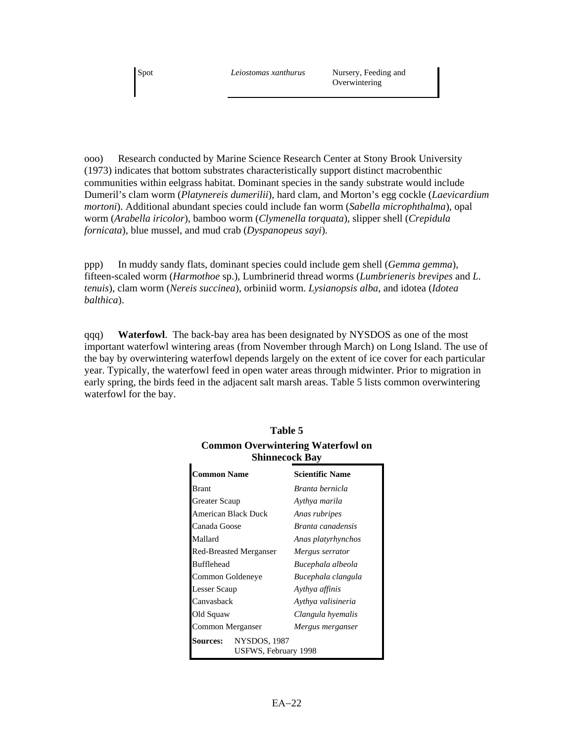| Spot | *Leiostomas xanthurus* | Nursery, Feeding and Overwintering |
|---|---|---|

ooo) Research conducted by Marine Science Research Center at Stony Brook University (1973) indicates that bottom substrates characteristically support distinct macrobenthic communities within eelgrass habitat. Dominant species in the sandy substrate would include Dumeril's clam worm (*Platynereis dumerilii*), hard clam, and Morton's egg cockle (*Laevicardium mortoni*). Additional abundant species could include fan worm (*Sabella microphthalma*), opal worm (*Arabella iricolor*), bamboo worm (*Clymenella torquata*), slipper shell (*Crepidula fornicata*), blue mussel, and mud crab (*Dyspanopeus sayi*).

ppp) In muddy sandy flats, dominant species could include gem shell (*Gemma gemma*), fifteen-scaled worm (*Harmothoe* sp.), Lumbrinerid thread worms (*Lumbrieneris brevipes* and *L. tenuis*), clam worm (*Nereis succinea*), orbiniid worm. *Lysianopsis alba*, and idotea (*Idotea balthica*).

qqq) **Waterfowl**. The back-bay area has been designated by NYSDOS as one of the most important waterfowl wintering areas (from November through March) on Long Island. The use of the bay by overwintering waterfowl depends largely on the extent of ice cover for each particular year. Typically, the waterfowl feed in open water areas through midwinter. Prior to migration in early spring, the birds feed in the adjacent salt marsh areas. Table 5 lists common overwintering waterfowl for the bay.

**Table 5**
**Common Overwintering Waterfowl on Shinnecock Bay**

| Common Name | Scientific Name |
|---|---|
| Brant | *Branta bernicla* |
| Greater Scaup | *Aythya marila* |
| American Black Duck | *Anas rubripes* |
| Canada Goose | *Branta canadensis* |
| Mallard | *Anas platyrhynchos* |
| Red-Breasted Merganser | *Mergus serrator* |
| Bufflehead | *Bucephala albeola* |
| Common Goldeneye | *Bucephala clangula* |
| Lesser Scaup | *Aythya affinis* |
| Canvasback | *Aythya valisineria* |
| Old Squaw | *Clangula hyemalis* |
| Common Merganser | *Mergus merganser* |

**Sources:** NYSDOS, 1987
USFWS, February 1998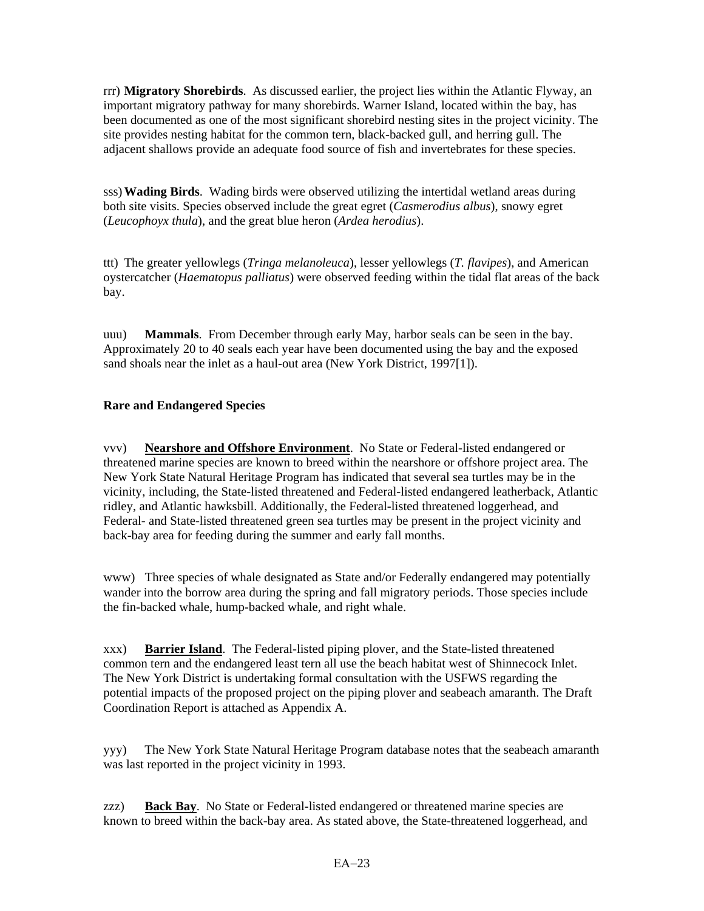rrr) **Migratory Shorebirds**. As discussed earlier, the project lies within the Atlantic Flyway, an important migratory pathway for many shorebirds. Warner Island, located within the bay, has been documented as one of the most significant shorebird nesting sites in the project vicinity. The site provides nesting habitat for the common tern, black-backed gull, and herring gull. The adjacent shallows provide an adequate food source of fish and invertebrates for these species.

sss) **Wading Birds**. Wading birds were observed utilizing the intertidal wetland areas during both site visits. Species observed include the great egret (*Casmerodius albus*), snowy egret (*Leucophoyx thula*), and the great blue heron (*Ardea herodius*).

ttt) The greater yellowlegs (*Tringa melanoleuca*), lesser yellowlegs (*T. flavipes*), and American oystercatcher (*Haematopus palliatus*) were observed feeding within the tidal flat areas of the back bay.

uuu) **Mammals**. From December through early May, harbor seals can be seen in the bay. Approximately 20 to 40 seals each year have been documented using the bay and the exposed sand shoals near the inlet as a haul-out area (New York District, 1997[1]).

**Rare and Endangered Species**

vvv) **<u>Nearshore and Offshore Environment</u>**. No State or Federal-listed endangered or threatened marine species are known to breed within the nearshore or offshore project area. The New York State Natural Heritage Program has indicated that several sea turtles may be in the vicinity, including, the State-listed threatened and Federal-listed endangered leatherback, Atlantic ridley, and Atlantic hawksbill. Additionally, the Federal-listed threatened loggerhead, and Federal- and State-listed threatened green sea turtles may be present in the project vicinity and back-bay area for feeding during the summer and early fall months.

www) Three species of whale designated as State and/or Federally endangered may potentially wander into the borrow area during the spring and fall migratory periods. Those species include the fin-backed whale, hump-backed whale, and right whale.

xxx) **<u>Barrier Island</u>**. The Federal-listed piping plover, and the State-listed threatened common tern and the endangered least tern all use the beach habitat west of Shinnecock Inlet. The New York District is undertaking formal consultation with the USFWS regarding the potential impacts of the proposed project on the piping plover and seabeach amaranth. The Draft Coordination Report is attached as Appendix A.

yyy) The New York State Natural Heritage Program database notes that the seabeach amaranth was last reported in the project vicinity in 1993.

zzz) **<u>Back Bay</u>**. No State or Federal-listed endangered or threatened marine species are known to breed within the back-bay area. As stated above, the State-threatened loggerhead, and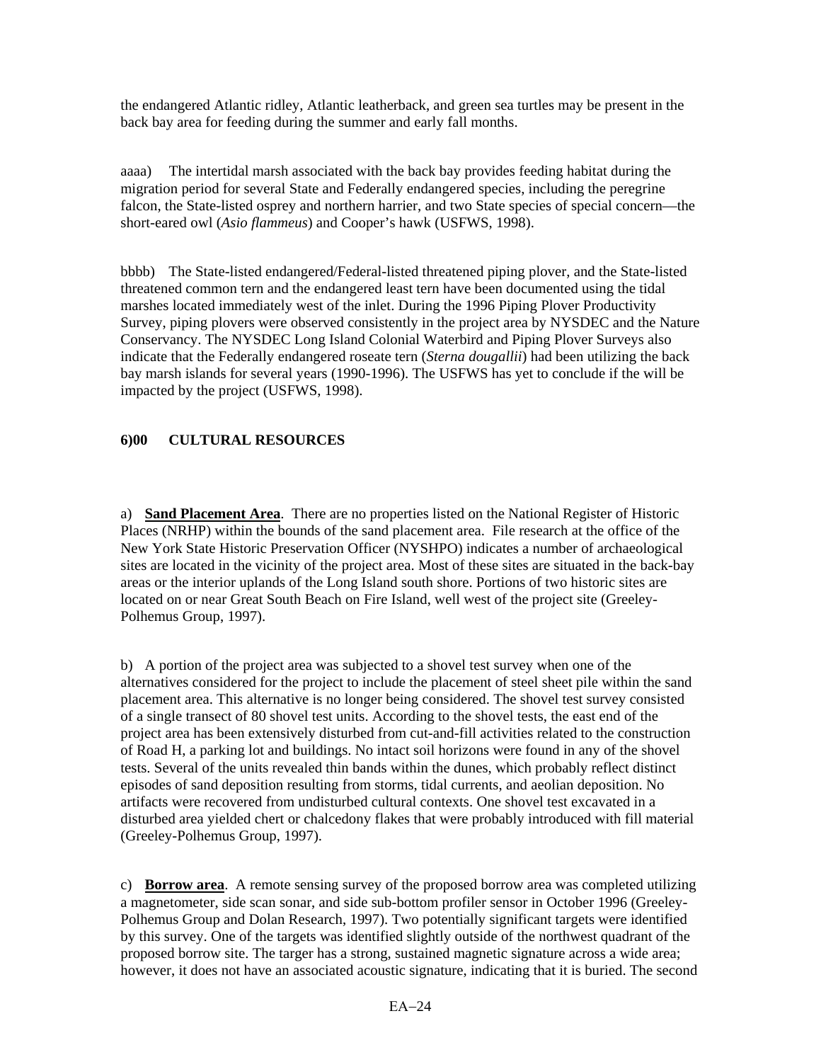the endangered Atlantic ridley, Atlantic leatherback, and green sea turtles may be present in the back bay area for feeding during the summer and early fall months.

aaaa) The intertidal marsh associated with the back bay provides feeding habitat during the migration period for several State and Federally endangered species, including the peregrine falcon, the State-listed osprey and northern harrier, and two State species of special concern—the short-eared owl (*Asio flammeus*) and Cooper's hawk (USFWS, 1998).

bbbb) The State-listed endangered/Federal-listed threatened piping plover, and the State-listed threatened common tern and the endangered least tern have been documented using the tidal marshes located immediately west of the inlet. During the 1996 Piping Plover Productivity Survey, piping plovers were observed consistently in the project area by NYSDEC and the Nature Conservancy. The NYSDEC Long Island Colonial Waterbird and Piping Plover Surveys also indicate that the Federally endangered roseate tern (*Sterna dougallii*) had been utilizing the back bay marsh islands for several years (1990-1996). The USFWS has yet to conclude if the will be impacted by the project (USFWS, 1998).

## 6)00 CULTURAL RESOURCES

a) **Sand Placement Area**. There are no properties listed on the National Register of Historic Places (NRHP) within the bounds of the sand placement area. File research at the office of the New York State Historic Preservation Officer (NYSHPO) indicates a number of archaeological sites are located in the vicinity of the project area. Most of these sites are situated in the back-bay areas or the interior uplands of the Long Island south shore. Portions of two historic sites are located on or near Great South Beach on Fire Island, well west of the project site (Greeley-Polhemus Group, 1997).

b) A portion of the project area was subjected to a shovel test survey when one of the alternatives considered for the project to include the placement of steel sheet pile within the sand placement area. This alternative is no longer being considered. The shovel test survey consisted of a single transect of 80 shovel test units. According to the shovel tests, the east end of the project area has been extensively disturbed from cut-and-fill activities related to the construction of Road H, a parking lot and buildings. No intact soil horizons were found in any of the shovel tests. Several of the units revealed thin bands within the dunes, which probably reflect distinct episodes of sand deposition resulting from storms, tidal currents, and aeolian deposition. No artifacts were recovered from undisturbed cultural contexts. One shovel test excavated in a disturbed area yielded chert or chalcedony flakes that were probably introduced with fill material (Greeley-Polhemus Group, 1997).

c) **Borrow area**. A remote sensing survey of the proposed borrow area was completed utilizing a magnetometer, side scan sonar, and side sub-bottom profiler sensor in October 1996 (Greeley-Polhemus Group and Dolan Research, 1997). Two potentially significant targets were identified by this survey. One of the targets was identified slightly outside of the northwest quadrant of the proposed borrow site. The targer has a strong, sustained magnetic signature across a wide area; however, it does not have an associated acoustic signature, indicating that it is buried. The second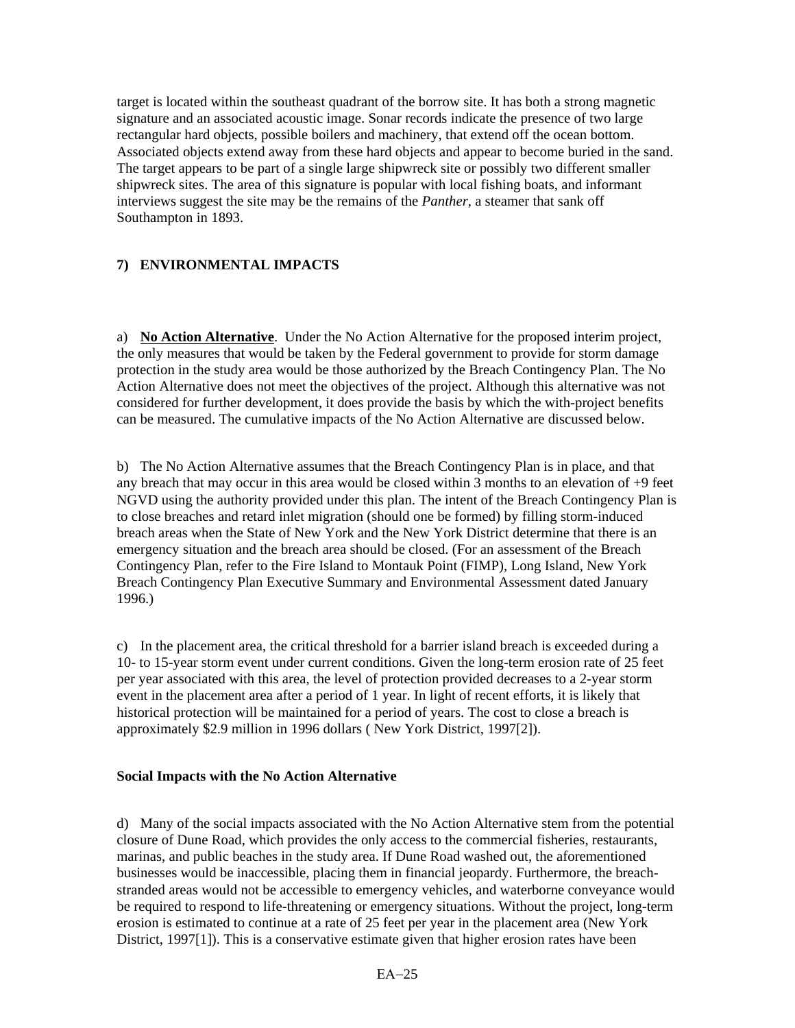target is located within the southeast quadrant of the borrow site. It has both a strong magnetic signature and an associated acoustic image. Sonar records indicate the presence of two large rectangular hard objects, possible boilers and machinery, that extend off the ocean bottom. Associated objects extend away from these hard objects and appear to become buried in the sand. The target appears to be part of a single large shipwreck site or possibly two different smaller shipwreck sites. The area of this signature is popular with local fishing boats, and informant interviews suggest the site may be the remains of the *Panther*, a steamer that sank off Southampton in 1893.

## 7) ENVIRONMENTAL IMPACTS

a) **No Action Alternative**. Under the No Action Alternative for the proposed interim project, the only measures that would be taken by the Federal government to provide for storm damage protection in the study area would be those authorized by the Breach Contingency Plan. The No Action Alternative does not meet the objectives of the project. Although this alternative was not considered for further development, it does provide the basis by which the with-project benefits can be measured. The cumulative impacts of the No Action Alternative are discussed below.

b) The No Action Alternative assumes that the Breach Contingency Plan is in place, and that any breach that may occur in this area would be closed within 3 months to an elevation of +9 feet NGVD using the authority provided under this plan. The intent of the Breach Contingency Plan is to close breaches and retard inlet migration (should one be formed) by filling storm-induced breach areas when the State of New York and the New York District determine that there is an emergency situation and the breach area should be closed. (For an assessment of the Breach Contingency Plan, refer to the Fire Island to Montauk Point (FIMP), Long Island, New York Breach Contingency Plan Executive Summary and Environmental Assessment dated January 1996.)

c) In the placement area, the critical threshold for a barrier island breach is exceeded during a 10- to 15-year storm event under current conditions. Given the long-term erosion rate of 25 feet per year associated with this area, the level of protection provided decreases to a 2-year storm event in the placement area after a period of 1 year. In light of recent efforts, it is likely that historical protection will be maintained for a period of years. The cost to close a breach is approximately $2.9 million in 1996 dollars ( New York District, 1997[2]).

### Social Impacts with the No Action Alternative

d) Many of the social impacts associated with the No Action Alternative stem from the potential closure of Dune Road, which provides the only access to the commercial fisheries, restaurants, marinas, and public beaches in the study area. If Dune Road washed out, the aforementioned businesses would be inaccessible, placing them in financial jeopardy. Furthermore, the breach-stranded areas would not be accessible to emergency vehicles, and waterborne conveyance would be required to respond to life-threatening or emergency situations. Without the project, long-term erosion is estimated to continue at a rate of 25 feet per year in the placement area (New York District, 1997[1]). This is a conservative estimate given that higher erosion rates have been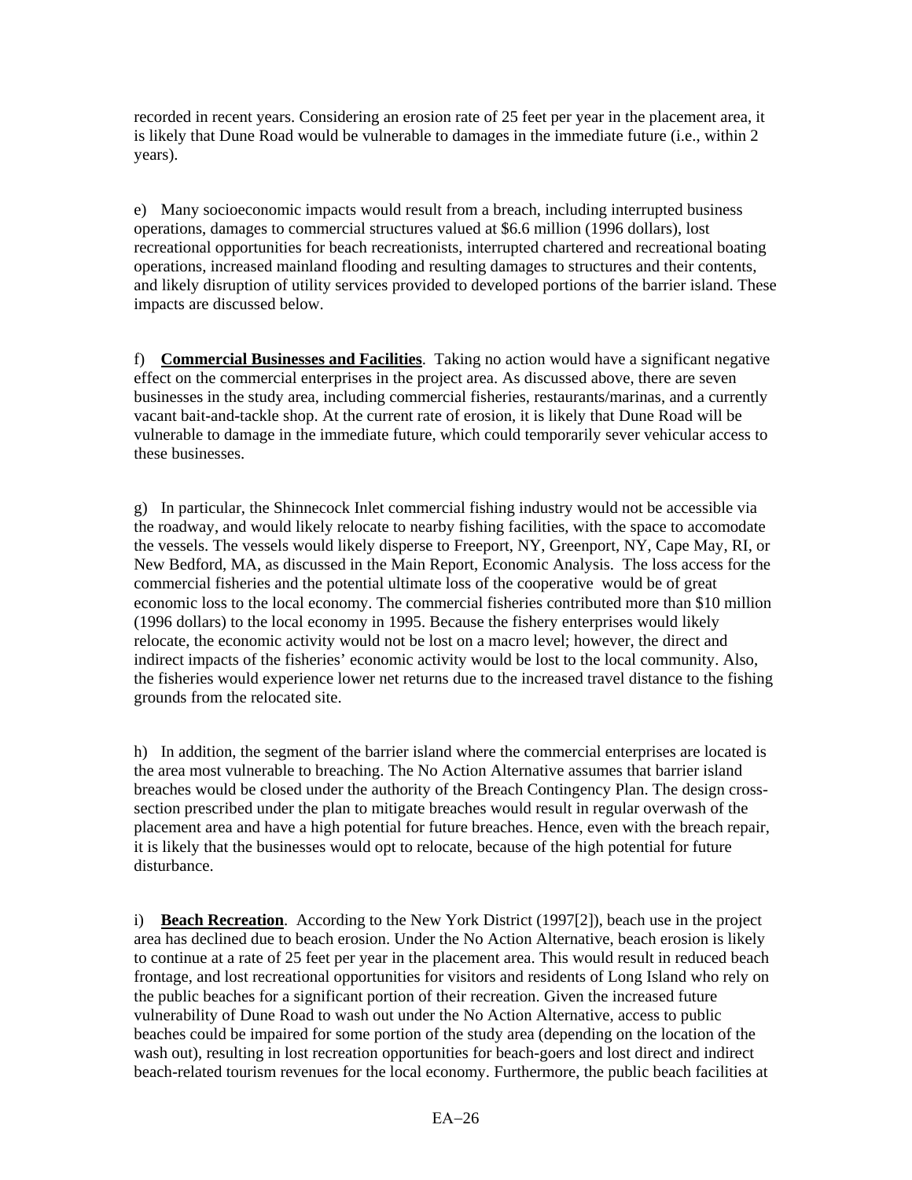recorded in recent years. Considering an erosion rate of 25 feet per year in the placement area, it is likely that Dune Road would be vulnerable to damages in the immediate future (i.e., within 2 years).

e) Many socioeconomic impacts would result from a breach, including interrupted business operations, damages to commercial structures valued at $6.6 million (1996 dollars), lost recreational opportunities for beach recreationists, interrupted chartered and recreational boating operations, increased mainland flooding and resulting damages to structures and their contents, and likely disruption of utility services provided to developed portions of the barrier island. These impacts are discussed below.

f) **Commercial Businesses and Facilities**. Taking no action would have a significant negative effect on the commercial enterprises in the project area. As discussed above, there are seven businesses in the study area, including commercial fisheries, restaurants/marinas, and a currently vacant bait-and-tackle shop. At the current rate of erosion, it is likely that Dune Road will be vulnerable to damage in the immediate future, which could temporarily sever vehicular access to these businesses.

g) In particular, the Shinnecock Inlet commercial fishing industry would not be accessible via the roadway, and would likely relocate to nearby fishing facilities, with the space to accomodate the vessels. The vessels would likely disperse to Freeport, NY, Greenport, NY, Cape May, RI, or New Bedford, MA, as discussed in the Main Report, Economic Analysis. The loss access for the commercial fisheries and the potential ultimate loss of the cooperative would be of great economic loss to the local economy. The commercial fisheries contributed more than $10 million (1996 dollars) to the local economy in 1995. Because the fishery enterprises would likely relocate, the economic activity would not be lost on a macro level; however, the direct and indirect impacts of the fisheries' economic activity would be lost to the local community. Also, the fisheries would experience lower net returns due to the increased travel distance to the fishing grounds from the relocated site.

h) In addition, the segment of the barrier island where the commercial enterprises are located is the area most vulnerable to breaching. The No Action Alternative assumes that barrier island breaches would be closed under the authority of the Breach Contingency Plan. The design cross-section prescribed under the plan to mitigate breaches would result in regular overwash of the placement area and have a high potential for future breaches. Hence, even with the breach repair, it is likely that the businesses would opt to relocate, because of the high potential for future disturbance.

i) **Beach Recreation**. According to the New York District (1997[2]), beach use in the project area has declined due to beach erosion. Under the No Action Alternative, beach erosion is likely to continue at a rate of 25 feet per year in the placement area. This would result in reduced beach frontage, and lost recreational opportunities for visitors and residents of Long Island who rely on the public beaches for a significant portion of their recreation. Given the increased future vulnerability of Dune Road to wash out under the No Action Alternative, access to public beaches could be impaired for some portion of the study area (depending on the location of the wash out), resulting in lost recreation opportunities for beach-goers and lost direct and indirect beach-related tourism revenues for the local economy. Furthermore, the public beach facilities at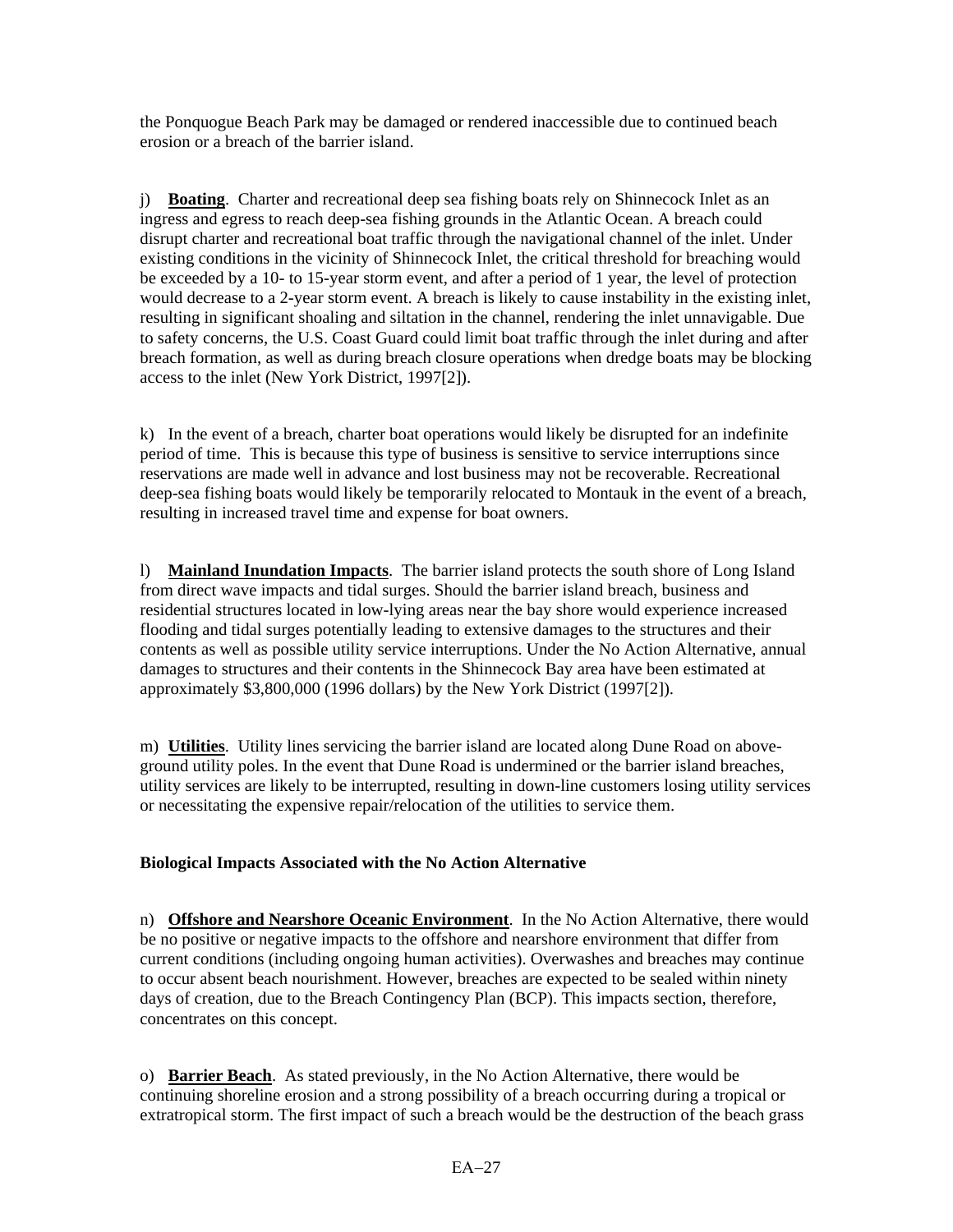the Ponquogue Beach Park may be damaged or rendered inaccessible due to continued beach erosion or a breach of the barrier island.

j) **Boating**. Charter and recreational deep sea fishing boats rely on Shinnecock Inlet as an ingress and egress to reach deep-sea fishing grounds in the Atlantic Ocean. A breach could disrupt charter and recreational boat traffic through the navigational channel of the inlet. Under existing conditions in the vicinity of Shinnecock Inlet, the critical threshold for breaching would be exceeded by a 10- to 15-year storm event, and after a period of 1 year, the level of protection would decrease to a 2-year storm event. A breach is likely to cause instability in the existing inlet, resulting in significant shoaling and siltation in the channel, rendering the inlet unnavigable. Due to safety concerns, the U.S. Coast Guard could limit boat traffic through the inlet during and after breach formation, as well as during breach closure operations when dredge boats may be blocking access to the inlet (New York District, 1997[2]).

k) In the event of a breach, charter boat operations would likely be disrupted for an indefinite period of time. This is because this type of business is sensitive to service interruptions since reservations are made well in advance and lost business may not be recoverable. Recreational deep-sea fishing boats would likely be temporarily relocated to Montauk in the event of a breach, resulting in increased travel time and expense for boat owners.

l) **Mainland Inundation Impacts**. The barrier island protects the south shore of Long Island from direct wave impacts and tidal surges. Should the barrier island breach, business and residential structures located in low-lying areas near the bay shore would experience increased flooding and tidal surges potentially leading to extensive damages to the structures and their contents as well as possible utility service interruptions. Under the No Action Alternative, annual damages to structures and their contents in the Shinnecock Bay area have been estimated at approximately $3,800,000 (1996 dollars) by the New York District (1997[2]).

m) **Utilities**. Utility lines servicing the barrier island are located along Dune Road on above-ground utility poles. In the event that Dune Road is undermined or the barrier island breaches, utility services are likely to be interrupted, resulting in down-line customers losing utility services or necessitating the expensive repair/relocation of the utilities to service them.

**Biological Impacts Associated with the No Action Alternative**

n) **Offshore and Nearshore Oceanic Environment**. In the No Action Alternative, there would be no positive or negative impacts to the offshore and nearshore environment that differ from current conditions (including ongoing human activities). Overwashes and breaches may continue to occur absent beach nourishment. However, breaches are expected to be sealed within ninety days of creation, due to the Breach Contingency Plan (BCP). This impacts section, therefore, concentrates on this concept.

o) **Barrier Beach**. As stated previously, in the No Action Alternative, there would be continuing shoreline erosion and a strong possibility of a breach occurring during a tropical or extratropical storm. The first impact of such a breach would be the destruction of the beach grass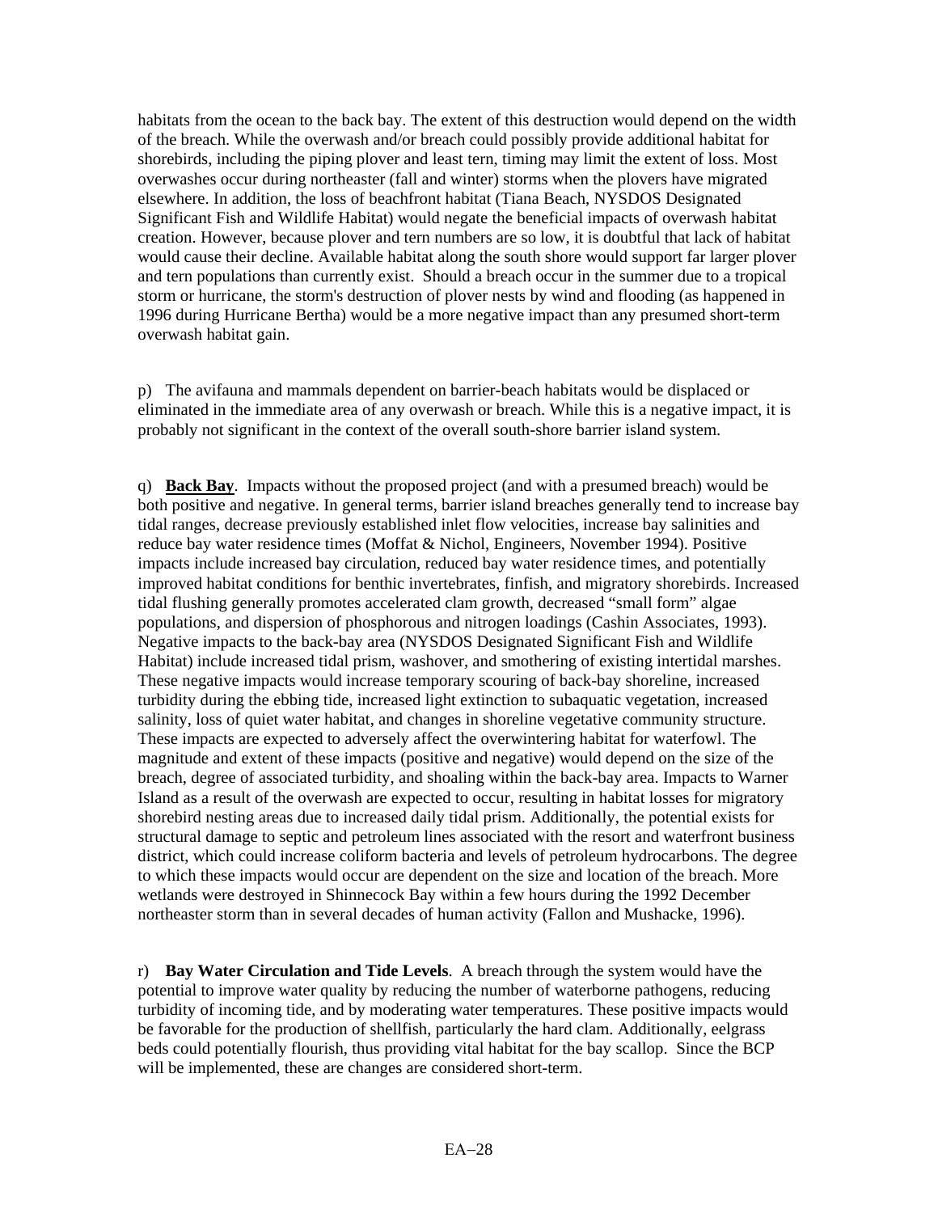habitats from the ocean to the back bay. The extent of this destruction would depend on the width of the breach. While the overwash and/or breach could possibly provide additional habitat for shorebirds, including the piping plover and least tern, timing may limit the extent of loss. Most overwashes occur during northeaster (fall and winter) storms when the plovers have migrated elsewhere. In addition, the loss of beachfront habitat (Tiana Beach, NYSDOS Designated Significant Fish and Wildlife Habitat) would negate the beneficial impacts of overwash habitat creation. However, because plover and tern numbers are so low, it is doubtful that lack of habitat would cause their decline. Available habitat along the south shore would support far larger plover and tern populations than currently exist. Should a breach occur in the summer due to a tropical storm or hurricane, the storm's destruction of plover nests by wind and flooding (as happened in 1996 during Hurricane Bertha) would be a more negative impact than any presumed short-term overwash habitat gain.

p) The avifauna and mammals dependent on barrier-beach habitats would be displaced or eliminated in the immediate area of any overwash or breach. While this is a negative impact, it is probably not significant in the context of the overall south-shore barrier island system.

q) **<u>Back Bay</u>**. Impacts without the proposed project (and with a presumed breach) would be both positive and negative. In general terms, barrier island breaches generally tend to increase bay tidal ranges, decrease previously established inlet flow velocities, increase bay salinities and reduce bay water residence times (Moffat & Nichol, Engineers, November 1994). Positive impacts include increased bay circulation, reduced bay water residence times, and potentially improved habitat conditions for benthic invertebrates, finfish, and migratory shorebirds. Increased tidal flushing generally promotes accelerated clam growth, decreased "small form" algae populations, and dispersion of phosphorous and nitrogen loadings (Cashin Associates, 1993). Negative impacts to the back-bay area (NYSDOS Designated Significant Fish and Wildlife Habitat) include increased tidal prism, washover, and smothering of existing intertidal marshes. These negative impacts would increase temporary scouring of back-bay shoreline, increased turbidity during the ebbing tide, increased light extinction to subaquatic vegetation, increased salinity, loss of quiet water habitat, and changes in shoreline vegetative community structure. These impacts are expected to adversely affect the overwintering habitat for waterfowl. The magnitude and extent of these impacts (positive and negative) would depend on the size of the breach, degree of associated turbidity, and shoaling within the back-bay area. Impacts to Warner Island as a result of the overwash are expected to occur, resulting in habitat losses for migratory shorebird nesting areas due to increased daily tidal prism. Additionally, the potential exists for structural damage to septic and petroleum lines associated with the resort and waterfront business district, which could increase coliform bacteria and levels of petroleum hydrocarbons. The degree to which these impacts would occur are dependent on the size and location of the breach. More wetlands were destroyed in Shinnecock Bay within a few hours during the 1992 December northeaster storm than in several decades of human activity (Fallon and Mushacke, 1996).

r) **Bay Water Circulation and Tide Levels**. A breach through the system would have the potential to improve water quality by reducing the number of waterborne pathogens, reducing turbidity of incoming tide, and by moderating water temperatures. These positive impacts would be favorable for the production of shellfish, particularly the hard clam. Additionally, eelgrass beds could potentially flourish, thus providing vital habitat for the bay scallop. Since the BCP will be implemented, these are changes are considered short-term.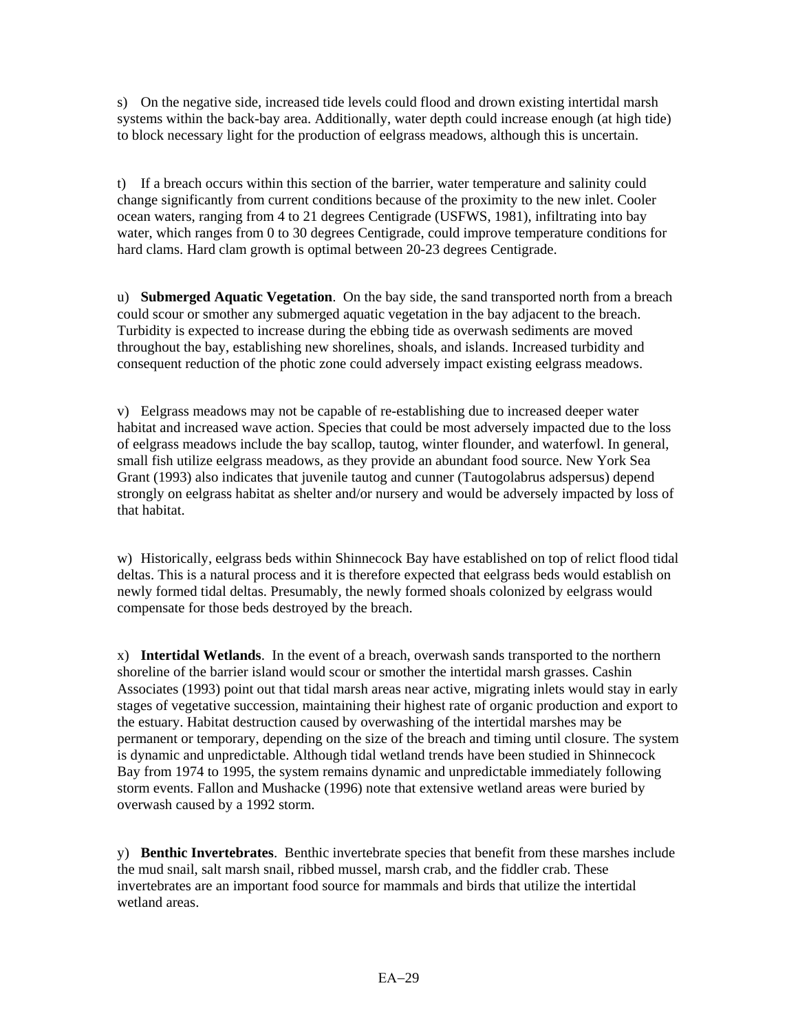s) On the negative side, increased tide levels could flood and drown existing intertidal marsh systems within the back-bay area. Additionally, water depth could increase enough (at high tide) to block necessary light for the production of eelgrass meadows, although this is uncertain.

t) If a breach occurs within this section of the barrier, water temperature and salinity could change significantly from current conditions because of the proximity to the new inlet. Cooler ocean waters, ranging from 4 to 21 degrees Centigrade (USFWS, 1981), infiltrating into bay water, which ranges from 0 to 30 degrees Centigrade, could improve temperature conditions for hard clams. Hard clam growth is optimal between 20-23 degrees Centigrade.

u) **Submerged Aquatic Vegetation**. On the bay side, the sand transported north from a breach could scour or smother any submerged aquatic vegetation in the bay adjacent to the breach. Turbidity is expected to increase during the ebbing tide as overwash sediments are moved throughout the bay, establishing new shorelines, shoals, and islands. Increased turbidity and consequent reduction of the photic zone could adversely impact existing eelgrass meadows.

v) Eelgrass meadows may not be capable of re-establishing due to increased deeper water habitat and increased wave action. Species that could be most adversely impacted due to the loss of eelgrass meadows include the bay scallop, tautog, winter flounder, and waterfowl. In general, small fish utilize eelgrass meadows, as they provide an abundant food source. New York Sea Grant (1993) also indicates that juvenile tautog and cunner (Tautogolabrus adspersus) depend strongly on eelgrass habitat as shelter and/or nursery and would be adversely impacted by loss of that habitat.

w) Historically, eelgrass beds within Shinnecock Bay have established on top of relict flood tidal deltas. This is a natural process and it is therefore expected that eelgrass beds would establish on newly formed tidal deltas. Presumably, the newly formed shoals colonized by eelgrass would compensate for those beds destroyed by the breach.

x) **Intertidal Wetlands**. In the event of a breach, overwash sands transported to the northern shoreline of the barrier island would scour or smother the intertidal marsh grasses. Cashin Associates (1993) point out that tidal marsh areas near active, migrating inlets would stay in early stages of vegetative succession, maintaining their highest rate of organic production and export to the estuary. Habitat destruction caused by overwashing of the intertidal marshes may be permanent or temporary, depending on the size of the breach and timing until closure. The system is dynamic and unpredictable. Although tidal wetland trends have been studied in Shinnecock Bay from 1974 to 1995, the system remains dynamic and unpredictable immediately following storm events. Fallon and Mushacke (1996) note that extensive wetland areas were buried by overwash caused by a 1992 storm.

y) **Benthic Invertebrates**. Benthic invertebrate species that benefit from these marshes include the mud snail, salt marsh snail, ribbed mussel, marsh crab, and the fiddler crab. These invertebrates are an important food source for mammals and birds that utilize the intertidal wetland areas.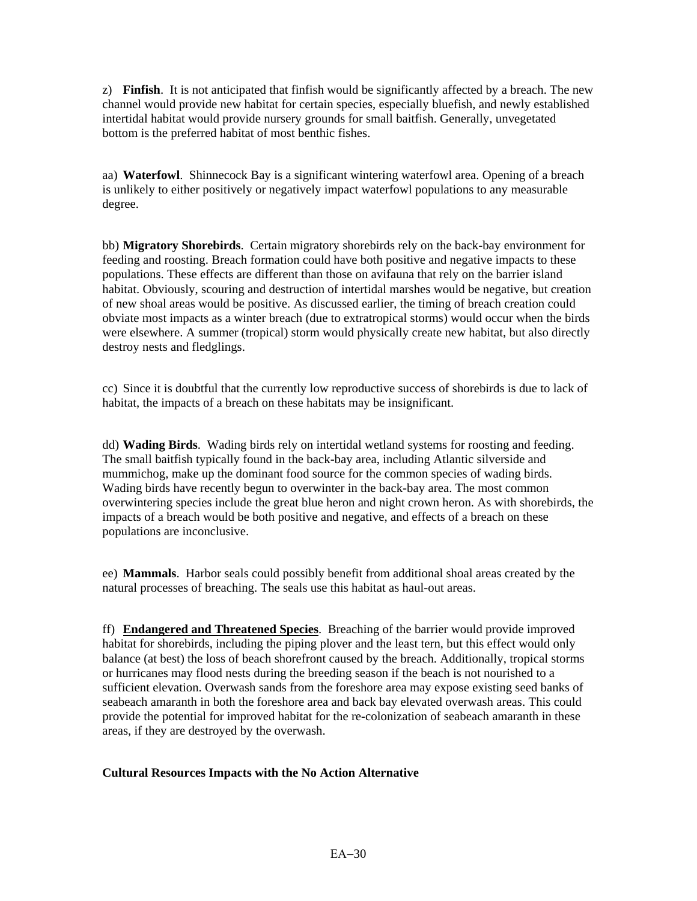z) **Finfish**. It is not anticipated that finfish would be significantly affected by a breach. The new channel would provide new habitat for certain species, especially bluefish, and newly established intertidal habitat would provide nursery grounds for small baitfish. Generally, unvegetated bottom is the preferred habitat of most benthic fishes.

aa) **Waterfowl**. Shinnecock Bay is a significant wintering waterfowl area. Opening of a breach is unlikely to either positively or negatively impact waterfowl populations to any measurable degree.

bb) **Migratory Shorebirds**. Certain migratory shorebirds rely on the back-bay environment for feeding and roosting. Breach formation could have both positive and negative impacts to these populations. These effects are different than those on avifauna that rely on the barrier island habitat. Obviously, scouring and destruction of intertidal marshes would be negative, but creation of new shoal areas would be positive. As discussed earlier, the timing of breach creation could obviate most impacts as a winter breach (due to extratropical storms) would occur when the birds were elsewhere. A summer (tropical) storm would physically create new habitat, but also directly destroy nests and fledglings.

cc) Since it is doubtful that the currently low reproductive success of shorebirds is due to lack of habitat, the impacts of a breach on these habitats may be insignificant.

dd) **Wading Birds**. Wading birds rely on intertidal wetland systems for roosting and feeding. The small baitfish typically found in the back-bay area, including Atlantic silverside and mummichog, make up the dominant food source for the common species of wading birds. Wading birds have recently begun to overwinter in the back-bay area. The most common overwintering species include the great blue heron and night crown heron. As with shorebirds, the impacts of a breach would be both positive and negative, and effects of a breach on these populations are inconclusive.

ee) **Mammals**. Harbor seals could possibly benefit from additional shoal areas created by the natural processes of breaching. The seals use this habitat as haul-out areas.

ff) **Endangered and Threatened Species**. Breaching of the barrier would provide improved habitat for shorebirds, including the piping plover and the least tern, but this effect would only balance (at best) the loss of beach shorefront caused by the breach. Additionally, tropical storms or hurricanes may flood nests during the breeding season if the beach is not nourished to a sufficient elevation. Overwash sands from the foreshore area may expose existing seed banks of seabeach amaranth in both the foreshore area and back bay elevated overwash areas. This could provide the potential for improved habitat for the re-colonization of seabeach amaranth in these areas, if they are destroyed by the overwash.

**Cultural Resources Impacts with the No Action Alternative**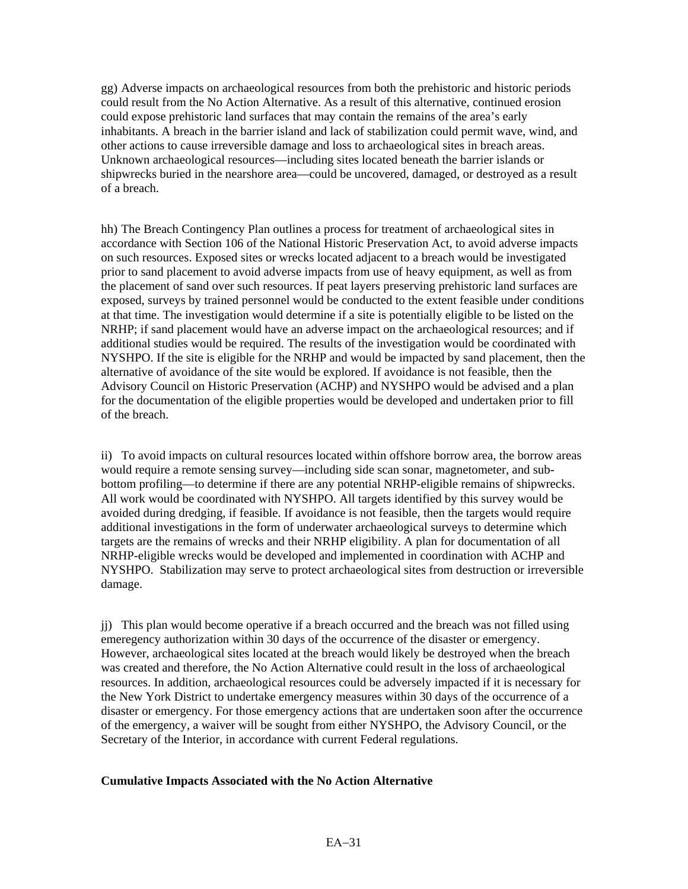gg) Adverse impacts on archaeological resources from both the prehistoric and historic periods could result from the No Action Alternative. As a result of this alternative, continued erosion could expose prehistoric land surfaces that may contain the remains of the area's early inhabitants. A breach in the barrier island and lack of stabilization could permit wave, wind, and other actions to cause irreversible damage and loss to archaeological sites in breach areas. Unknown archaeological resources—including sites located beneath the barrier islands or shipwrecks buried in the nearshore area—could be uncovered, damaged, or destroyed as a result of a breach.

hh) The Breach Contingency Plan outlines a process for treatment of archaeological sites in accordance with Section 106 of the National Historic Preservation Act, to avoid adverse impacts on such resources. Exposed sites or wrecks located adjacent to a breach would be investigated prior to sand placement to avoid adverse impacts from use of heavy equipment, as well as from the placement of sand over such resources. If peat layers preserving prehistoric land surfaces are exposed, surveys by trained personnel would be conducted to the extent feasible under conditions at that time. The investigation would determine if a site is potentially eligible to be listed on the NRHP; if sand placement would have an adverse impact on the archaeological resources; and if additional studies would be required. The results of the investigation would be coordinated with NYSHPO. If the site is eligible for the NRHP and would be impacted by sand placement, then the alternative of avoidance of the site would be explored. If avoidance is not feasible, then the Advisory Council on Historic Preservation (ACHP) and NYSHPO would be advised and a plan for the documentation of the eligible properties would be developed and undertaken prior to fill of the breach.

ii) To avoid impacts on cultural resources located within offshore borrow area, the borrow areas would require a remote sensing survey—including side scan sonar, magnetometer, and sub-bottom profiling—to determine if there are any potential NRHP-eligible remains of shipwrecks. All work would be coordinated with NYSHPO. All targets identified by this survey would be avoided during dredging, if feasible. If avoidance is not feasible, then the targets would require additional investigations in the form of underwater archaeological surveys to determine which targets are the remains of wrecks and their NRHP eligibility. A plan for documentation of all NRHP-eligible wrecks would be developed and implemented in coordination with ACHP and NYSHPO. Stabilization may serve to protect archaeological sites from destruction or irreversible damage.

jj) This plan would become operative if a breach occurred and the breach was not filled using emeregency authorization within 30 days of the occurrence of the disaster or emergency. However, archaeological sites located at the breach would likely be destroyed when the breach was created and therefore, the No Action Alternative could result in the loss of archaeological resources. In addition, archaeological resources could be adversely impacted if it is necessary for the New York District to undertake emergency measures within 30 days of the occurrence of a disaster or emergency. For those emergency actions that are undertaken soon after the occurrence of the emergency, a waiver will be sought from either NYSHPO, the Advisory Council, or the Secretary of the Interior, in accordance with current Federal regulations.

**Cumulative Impacts Associated with the No Action Alternative**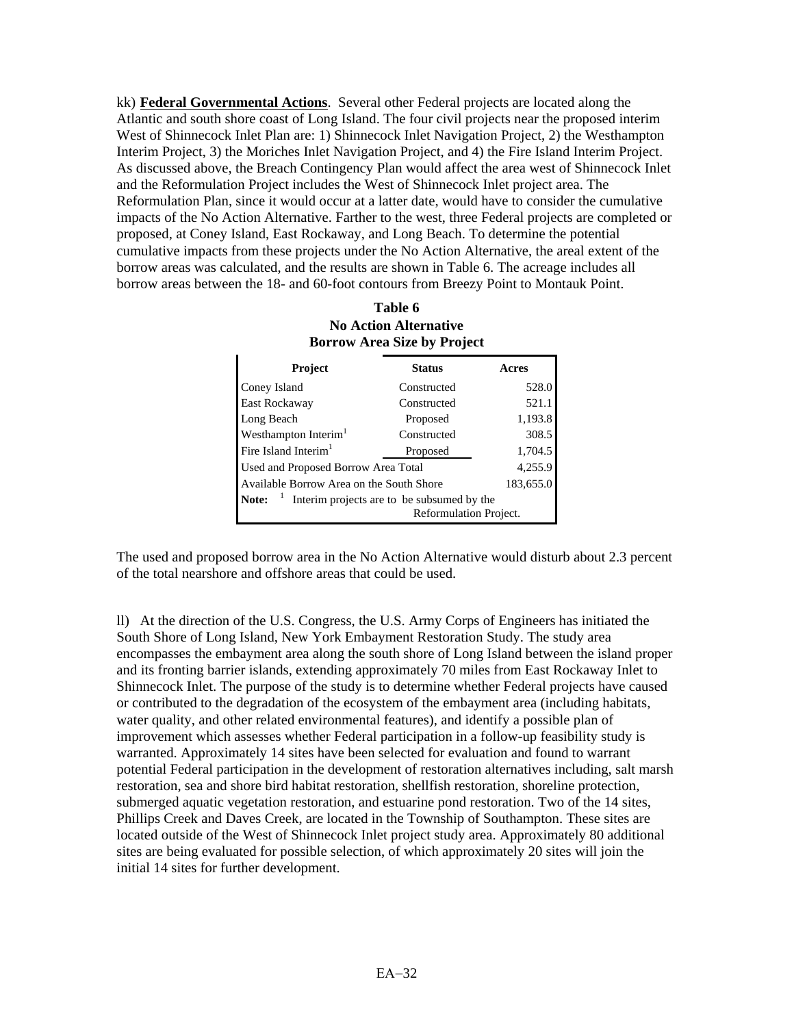kk) **Federal Governmental Actions**. Several other Federal projects are located along the Atlantic and south shore coast of Long Island. The four civil projects near the proposed interim West of Shinnecock Inlet Plan are: 1) Shinnecock Inlet Navigation Project, 2) the Westhampton Interim Project, 3) the Moriches Inlet Navigation Project, and 4) the Fire Island Interim Project. As discussed above, the Breach Contingency Plan would affect the area west of Shinnecock Inlet and the Reformulation Project includes the West of Shinnecock Inlet project area. The Reformulation Plan, since it would occur at a latter date, would have to consider the cumulative impacts of the No Action Alternative. Farther to the west, three Federal projects are completed or proposed, at Coney Island, East Rockaway, and Long Beach. To determine the potential cumulative impacts from these projects under the No Action Alternative, the areal extent of the borrow areas was calculated, and the results are shown in Table 6. The acreage includes all borrow areas between the 18- and 60-foot contours from Breezy Point to Montauk Point.

**Table 6**
**No Action Alternative**
**Borrow Area Size by Project**

| Project | Status | Acres |
|---|---|---|
| Coney Island | Constructed | 528.0 |
| East Rockaway | Constructed | 521.1 |
| Long Beach | Proposed | 1,193.8 |
| Westhampton Interim[1] | Constructed | 308.5 |
| Fire Island Interim[1] | Proposed | 1,704.5 |
| Used and Proposed Borrow Area Total | | 4,255.9 |
| Available Borrow Area on the South Shore | | 183,655.0 |

**Note:** [1] Interim projects are to be subsumed by the Reformulation Project.

The used and proposed borrow area in the No Action Alternative would disturb about 2.3 percent of the total nearshore and offshore areas that could be used.

ll) At the direction of the U.S. Congress, the U.S. Army Corps of Engineers has initiated the South Shore of Long Island, New York Embayment Restoration Study. The study area encompasses the embayment area along the south shore of Long Island between the island proper and its fronting barrier islands, extending approximately 70 miles from East Rockaway Inlet to Shinnecock Inlet. The purpose of the study is to determine whether Federal projects have caused or contributed to the degradation of the ecosystem of the embayment area (including habitats, water quality, and other related environmental features), and identify a possible plan of improvement which assesses whether Federal participation in a follow-up feasibility study is warranted. Approximately 14 sites have been selected for evaluation and found to warrant potential Federal participation in the development of restoration alternatives including, salt marsh restoration, sea and shore bird habitat restoration, shellfish restoration, shoreline protection, submerged aquatic vegetation restoration, and estuarine pond restoration. Two of the 14 sites, Phillips Creek and Daves Creek, are located in the Township of Southampton. These sites are located outside of the West of Shinnecock Inlet project study area. Approximately 80 additional sites are being evaluated for possible selection, of which approximately 20 sites will join the initial 14 sites for further development.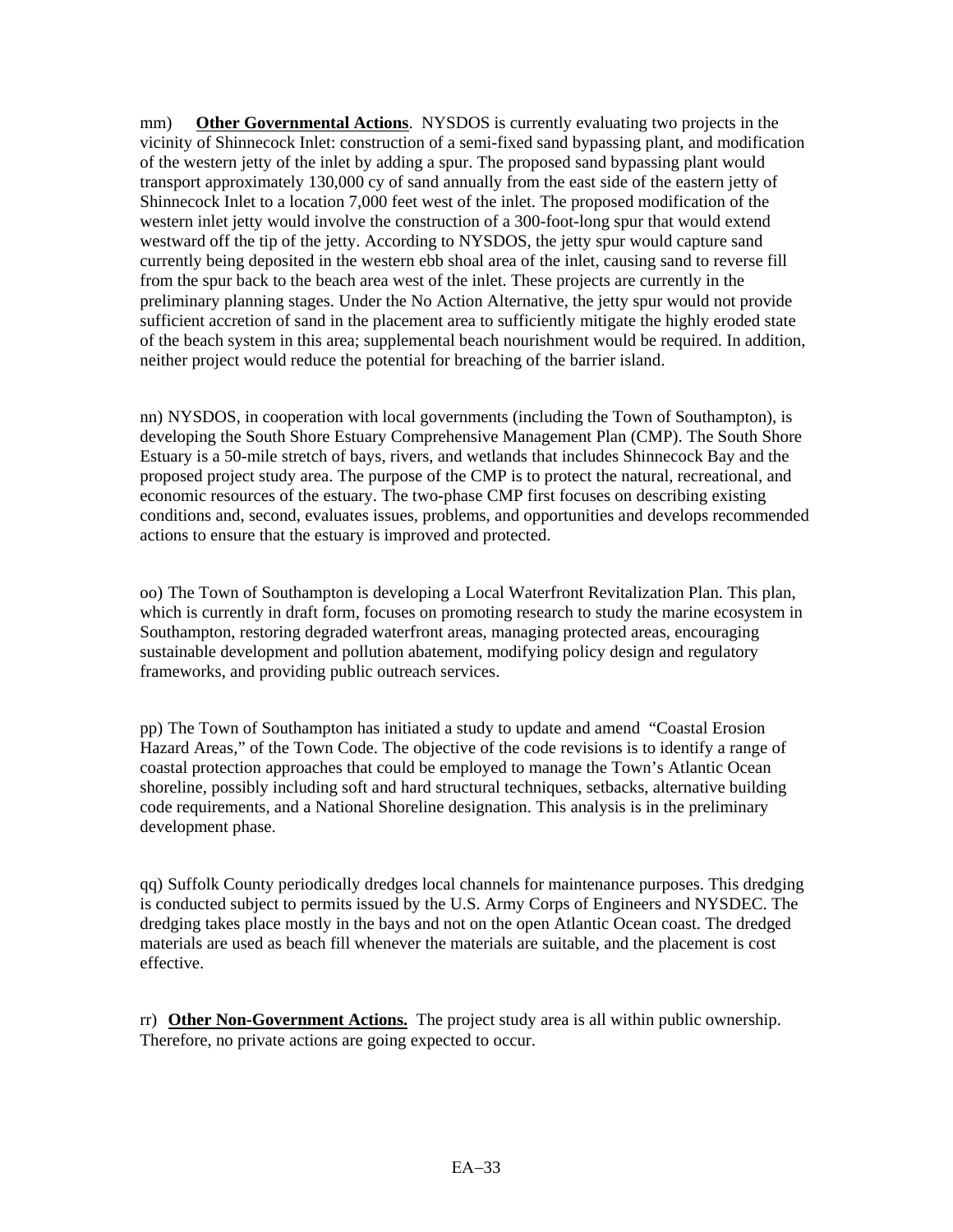mm) **Other Governmental Actions**. NYSDOS is currently evaluating two projects in the vicinity of Shinnecock Inlet: construction of a semi-fixed sand bypassing plant, and modification of the western jetty of the inlet by adding a spur. The proposed sand bypassing plant would transport approximately 130,000 cy of sand annually from the east side of the eastern jetty of Shinnecock Inlet to a location 7,000 feet west of the inlet. The proposed modification of the western inlet jetty would involve the construction of a 300-foot-long spur that would extend westward off the tip of the jetty. According to NYSDOS, the jetty spur would capture sand currently being deposited in the western ebb shoal area of the inlet, causing sand to reverse fill from the spur back to the beach area west of the inlet. These projects are currently in the preliminary planning stages. Under the No Action Alternative, the jetty spur would not provide sufficient accretion of sand in the placement area to sufficiently mitigate the highly eroded state of the beach system in this area; supplemental beach nourishment would be required. In addition, neither project would reduce the potential for breaching of the barrier island.

nn) NYSDOS, in cooperation with local governments (including the Town of Southampton), is developing the South Shore Estuary Comprehensive Management Plan (CMP). The South Shore Estuary is a 50-mile stretch of bays, rivers, and wetlands that includes Shinnecock Bay and the proposed project study area. The purpose of the CMP is to protect the natural, recreational, and economic resources of the estuary. The two-phase CMP first focuses on describing existing conditions and, second, evaluates issues, problems, and opportunities and develops recommended actions to ensure that the estuary is improved and protected.

oo) The Town of Southampton is developing a Local Waterfront Revitalization Plan. This plan, which is currently in draft form, focuses on promoting research to study the marine ecosystem in Southampton, restoring degraded waterfront areas, managing protected areas, encouraging sustainable development and pollution abatement, modifying policy design and regulatory frameworks, and providing public outreach services.

pp) The Town of Southampton has initiated a study to update and amend "Coastal Erosion Hazard Areas," of the Town Code. The objective of the code revisions is to identify a range of coastal protection approaches that could be employed to manage the Town's Atlantic Ocean shoreline, possibly including soft and hard structural techniques, setbacks, alternative building code requirements, and a National Shoreline designation. This analysis is in the preliminary development phase.

qq) Suffolk County periodically dredges local channels for maintenance purposes. This dredging is conducted subject to permits issued by the U.S. Army Corps of Engineers and NYSDEC. The dredging takes place mostly in the bays and not on the open Atlantic Ocean coast. The dredged materials are used as beach fill whenever the materials are suitable, and the placement is cost effective.

rr) **Other Non-Government Actions.** The project study area is all within public ownership. Therefore, no private actions are going expected to occur.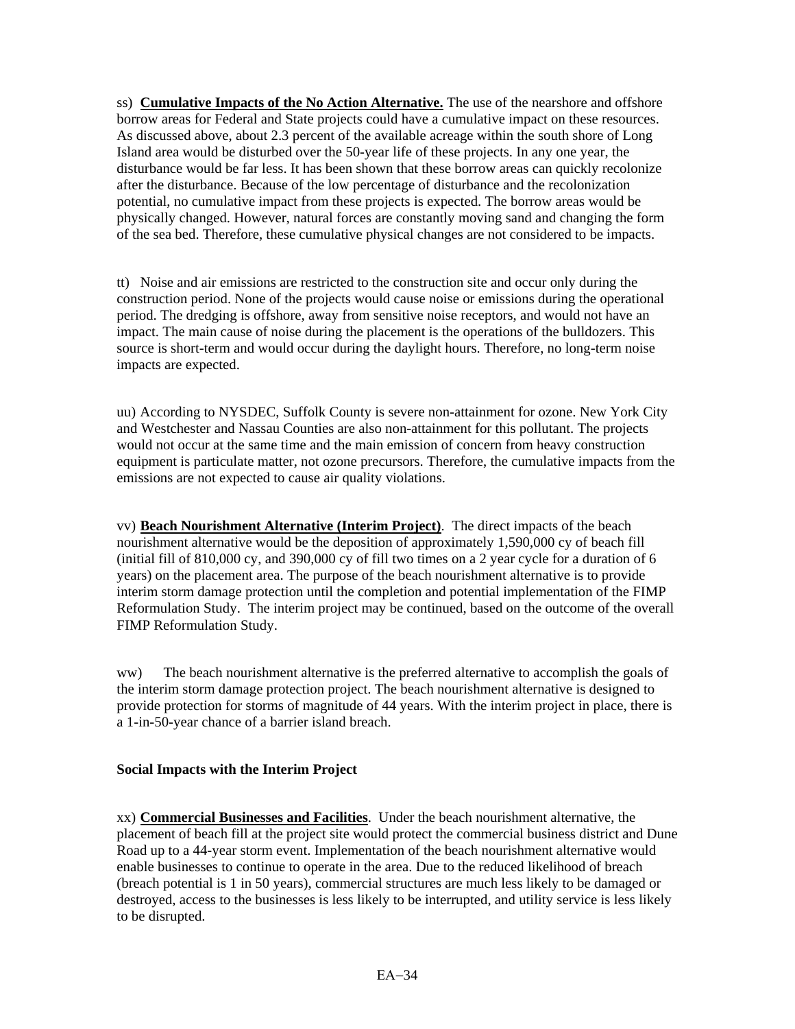ss) **Cumulative Impacts of the No Action Alternative.** The use of the nearshore and offshore borrow areas for Federal and State projects could have a cumulative impact on these resources. As discussed above, about 2.3 percent of the available acreage within the south shore of Long Island area would be disturbed over the 50-year life of these projects. In any one year, the disturbance would be far less. It has been shown that these borrow areas can quickly recolonize after the disturbance. Because of the low percentage of disturbance and the recolonization potential, no cumulative impact from these projects is expected. The borrow areas would be physically changed. However, natural forces are constantly moving sand and changing the form of the sea bed. Therefore, these cumulative physical changes are not considered to be impacts.

tt) Noise and air emissions are restricted to the construction site and occur only during the construction period. None of the projects would cause noise or emissions during the operational period. The dredging is offshore, away from sensitive noise receptors, and would not have an impact. The main cause of noise during the placement is the operations of the bulldozers. This source is short-term and would occur during the daylight hours. Therefore, no long-term noise impacts are expected.

uu) According to NYSDEC, Suffolk County is severe non-attainment for ozone. New York City and Westchester and Nassau Counties are also non-attainment for this pollutant. The projects would not occur at the same time and the main emission of concern from heavy construction equipment is particulate matter, not ozone precursors. Therefore, the cumulative impacts from the emissions are not expected to cause air quality violations.

vv) **Beach Nourishment Alternative (Interim Project)**. The direct impacts of the beach nourishment alternative would be the deposition of approximately 1,590,000 cy of beach fill (initial fill of 810,000 cy, and 390,000 cy of fill two times on a 2 year cycle for a duration of 6 years) on the placement area. The purpose of the beach nourishment alternative is to provide interim storm damage protection until the completion and potential implementation of the FIMP Reformulation Study. The interim project may be continued, based on the outcome of the overall FIMP Reformulation Study.

ww) The beach nourishment alternative is the preferred alternative to accomplish the goals of the interim storm damage protection project. The beach nourishment alternative is designed to provide protection for storms of magnitude of 44 years. With the interim project in place, there is a 1-in-50-year chance of a barrier island breach.

**Social Impacts with the Interim Project**

xx) **Commercial Businesses and Facilities**. Under the beach nourishment alternative, the placement of beach fill at the project site would protect the commercial business district and Dune Road up to a 44-year storm event. Implementation of the beach nourishment alternative would enable businesses to continue to operate in the area. Due to the reduced likelihood of breach (breach potential is 1 in 50 years), commercial structures are much less likely to be damaged or destroyed, access to the businesses is less likely to be interrupted, and utility service is less likely to be disrupted.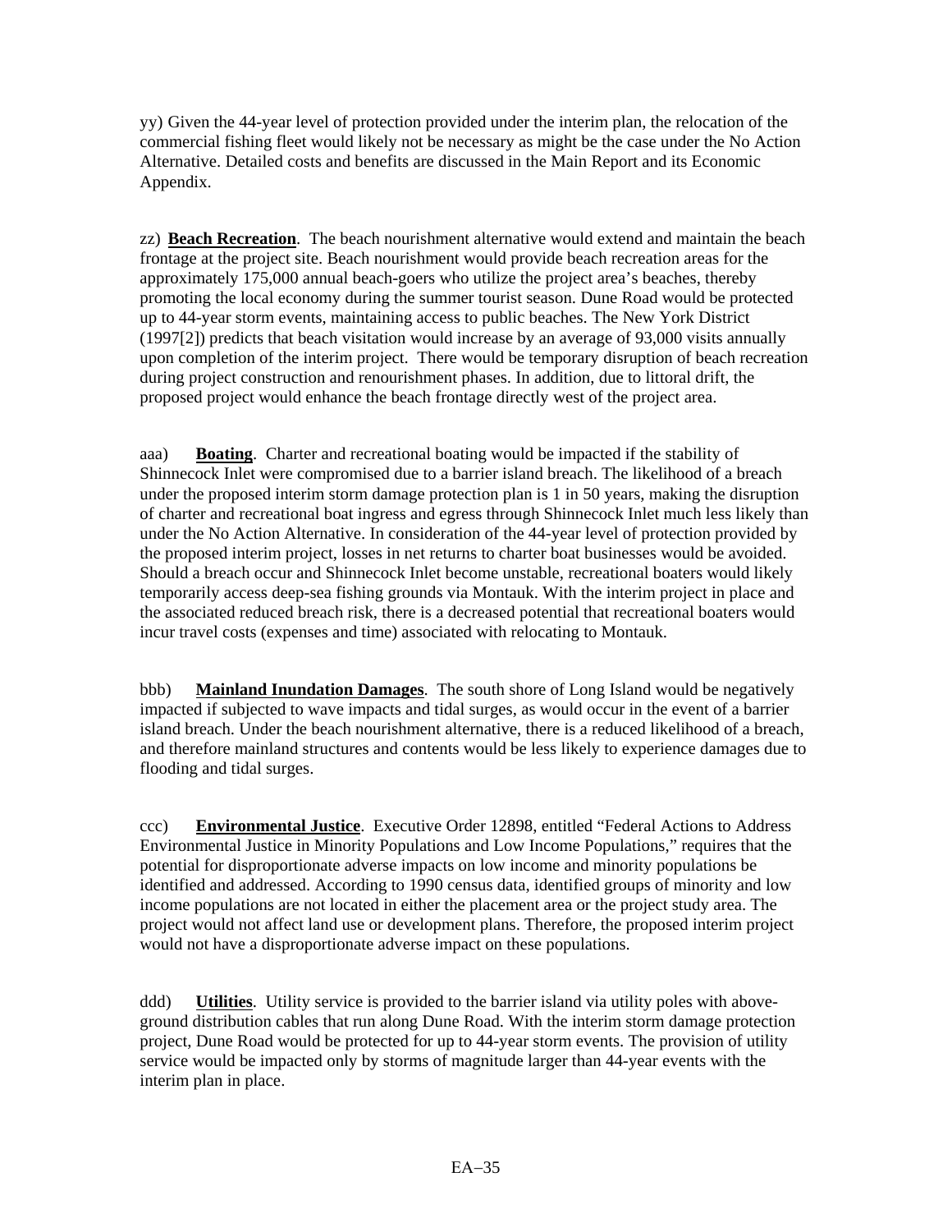yy) Given the 44-year level of protection provided under the interim plan, the relocation of the commercial fishing fleet would likely not be necessary as might be the case under the No Action Alternative. Detailed costs and benefits are discussed in the Main Report and its Economic Appendix.

zz) **Beach Recreation**. The beach nourishment alternative would extend and maintain the beach frontage at the project site. Beach nourishment would provide beach recreation areas for the approximately 175,000 annual beach-goers who utilize the project area's beaches, thereby promoting the local economy during the summer tourist season. Dune Road would be protected up to 44-year storm events, maintaining access to public beaches. The New York District (1997[2]) predicts that beach visitation would increase by an average of 93,000 visits annually upon completion of the interim project. There would be temporary disruption of beach recreation during project construction and renourishment phases. In addition, due to littoral drift, the proposed project would enhance the beach frontage directly west of the project area.

aaa) **Boating**. Charter and recreational boating would be impacted if the stability of Shinnecock Inlet were compromised due to a barrier island breach. The likelihood of a breach under the proposed interim storm damage protection plan is 1 in 50 years, making the disruption of charter and recreational boat ingress and egress through Shinnecock Inlet much less likely than under the No Action Alternative. In consideration of the 44-year level of protection provided by the proposed interim project, losses in net returns to charter boat businesses would be avoided. Should a breach occur and Shinnecock Inlet become unstable, recreational boaters would likely temporarily access deep-sea fishing grounds via Montauk. With the interim project in place and the associated reduced breach risk, there is a decreased potential that recreational boaters would incur travel costs (expenses and time) associated with relocating to Montauk.

bbb) **Mainland Inundation Damages**. The south shore of Long Island would be negatively impacted if subjected to wave impacts and tidal surges, as would occur in the event of a barrier island breach. Under the beach nourishment alternative, there is a reduced likelihood of a breach, and therefore mainland structures and contents would be less likely to experience damages due to flooding and tidal surges.

ccc) **Environmental Justice**. Executive Order 12898, entitled "Federal Actions to Address Environmental Justice in Minority Populations and Low Income Populations," requires that the potential for disproportionate adverse impacts on low income and minority populations be identified and addressed. According to 1990 census data, identified groups of minority and low income populations are not located in either the placement area or the project study area. The project would not affect land use or development plans. Therefore, the proposed interim project would not have a disproportionate adverse impact on these populations.

ddd) **Utilities**. Utility service is provided to the barrier island via utility poles with above-ground distribution cables that run along Dune Road. With the interim storm damage protection project, Dune Road would be protected for up to 44-year storm events. The provision of utility service would be impacted only by storms of magnitude larger than 44-year events with the interim plan in place.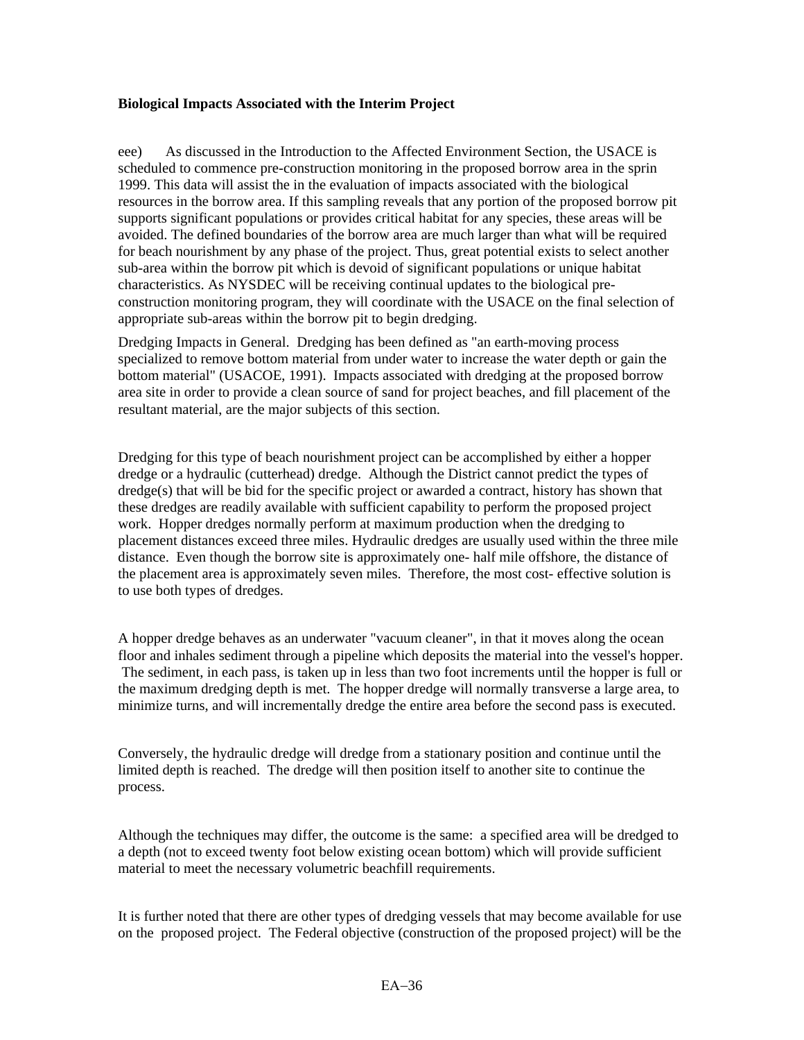**Biological Impacts Associated with the Interim Project**

eee) As discussed in the Introduction to the Affected Environment Section, the USACE is scheduled to commence pre-construction monitoring in the proposed borrow area in the sprin 1999. This data will assist the in the evaluation of impacts associated with the biological resources in the borrow area. If this sampling reveals that any portion of the proposed borrow pit supports significant populations or provides critical habitat for any species, these areas will be avoided. The defined boundaries of the borrow area are much larger than what will be required for beach nourishment by any phase of the project. Thus, great potential exists to select another sub-area within the borrow pit which is devoid of significant populations or unique habitat characteristics. As NYSDEC will be receiving continual updates to the biological pre-construction monitoring program, they will coordinate with the USACE on the final selection of appropriate sub-areas within the borrow pit to begin dredging.

Dredging Impacts in General. Dredging has been defined as "an earth-moving process specialized to remove bottom material from under water to increase the water depth or gain the bottom material" (USACOE, 1991). Impacts associated with dredging at the proposed borrow area site in order to provide a clean source of sand for project beaches, and fill placement of the resultant material, are the major subjects of this section.

Dredging for this type of beach nourishment project can be accomplished by either a hopper dredge or a hydraulic (cutterhead) dredge. Although the District cannot predict the types of dredge(s) that will be bid for the specific project or awarded a contract, history has shown that these dredges are readily available with sufficient capability to perform the proposed project work. Hopper dredges normally perform at maximum production when the dredging to placement distances exceed three miles. Hydraulic dredges are usually used within the three mile distance. Even though the borrow site is approximately one- half mile offshore, the distance of the placement area is approximately seven miles. Therefore, the most cost- effective solution is to use both types of dredges.

A hopper dredge behaves as an underwater "vacuum cleaner", in that it moves along the ocean floor and inhales sediment through a pipeline which deposits the material into the vessel's hopper. The sediment, in each pass, is taken up in less than two foot increments until the hopper is full or the maximum dredging depth is met. The hopper dredge will normally transverse a large area, to minimize turns, and will incrementally dredge the entire area before the second pass is executed.

Conversely, the hydraulic dredge will dredge from a stationary position and continue until the limited depth is reached. The dredge will then position itself to another site to continue the process.

Although the techniques may differ, the outcome is the same: a specified area will be dredged to a depth (not to exceed twenty foot below existing ocean bottom) which will provide sufficient material to meet the necessary volumetric beachfill requirements.

It is further noted that there are other types of dredging vessels that may become available for use on the proposed project. The Federal objective (construction of the proposed project) will be the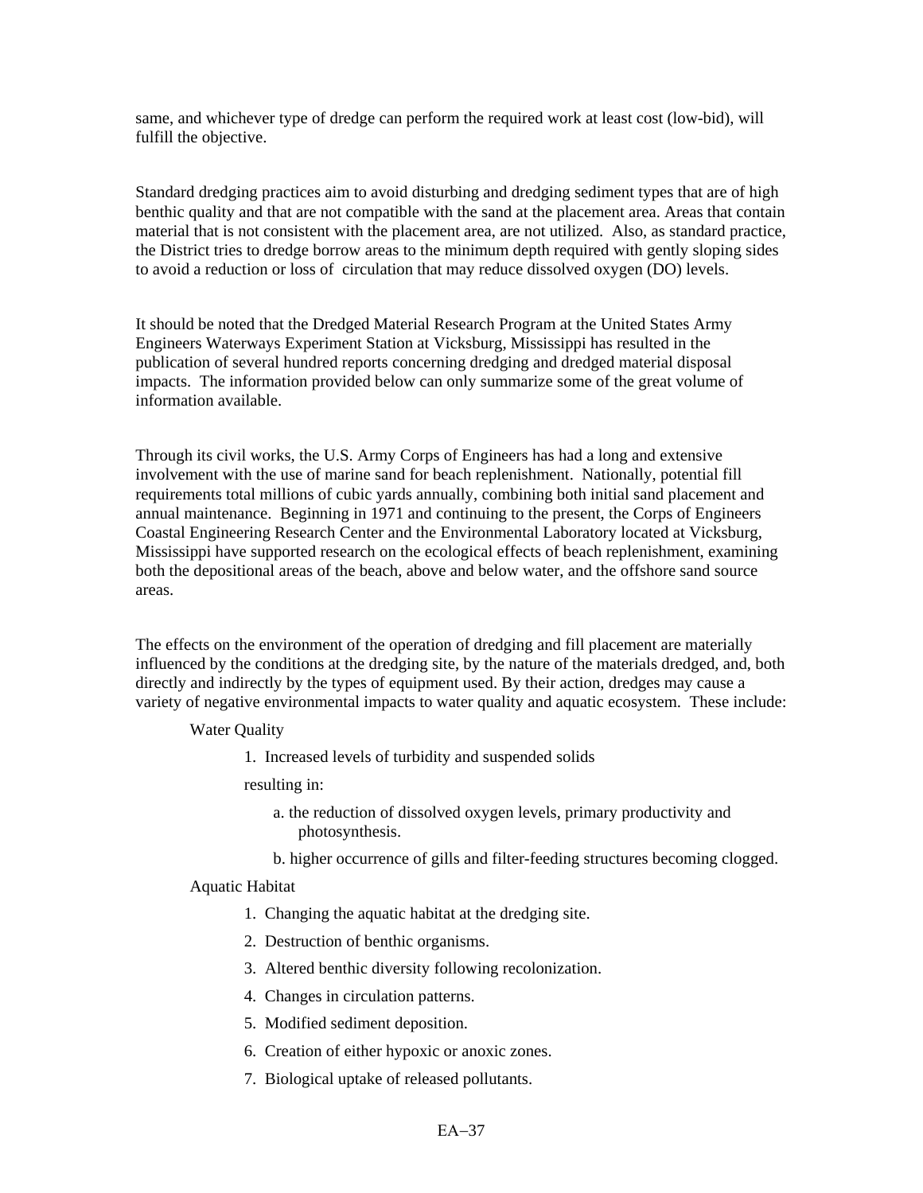same, and whichever type of dredge can perform the required work at least cost (low-bid), will fulfill the objective.

Standard dredging practices aim to avoid disturbing and dredging sediment types that are of high benthic quality and that are not compatible with the sand at the placement area. Areas that contain material that is not consistent with the placement area, are not utilized. Also, as standard practice, the District tries to dredge borrow areas to the minimum depth required with gently sloping sides to avoid a reduction or loss of circulation that may reduce dissolved oxygen (DO) levels.

It should be noted that the Dredged Material Research Program at the United States Army Engineers Waterways Experiment Station at Vicksburg, Mississippi has resulted in the publication of several hundred reports concerning dredging and dredged material disposal impacts. The information provided below can only summarize some of the great volume of information available.

Through its civil works, the U.S. Army Corps of Engineers has had a long and extensive involvement with the use of marine sand for beach replenishment. Nationally, potential fill requirements total millions of cubic yards annually, combining both initial sand placement and annual maintenance. Beginning in 1971 and continuing to the present, the Corps of Engineers Coastal Engineering Research Center and the Environmental Laboratory located at Vicksburg, Mississippi have supported research on the ecological effects of beach replenishment, examining both the depositional areas of the beach, above and below water, and the offshore sand source areas.

The effects on the environment of the operation of dredging and fill placement are materially influenced by the conditions at the dredging site, by the nature of the materials dredged, and, both directly and indirectly by the types of equipment used. By their action, dredges may cause a variety of negative environmental impacts to water quality and aquatic ecosystem. These include:

Water Quality

1. Increased levels of turbidity and suspended solids

   resulting in:

   a. the reduction of dissolved oxygen levels, primary productivity and photosynthesis.

   b. higher occurrence of gills and filter-feeding structures becoming clogged.

Aquatic Habitat

1. Changing the aquatic habitat at the dredging site.
2. Destruction of benthic organisms.
3. Altered benthic diversity following recolonization.
4. Changes in circulation patterns.
5. Modified sediment deposition.
6. Creation of either hypoxic or anoxic zones.
7. Biological uptake of released pollutants.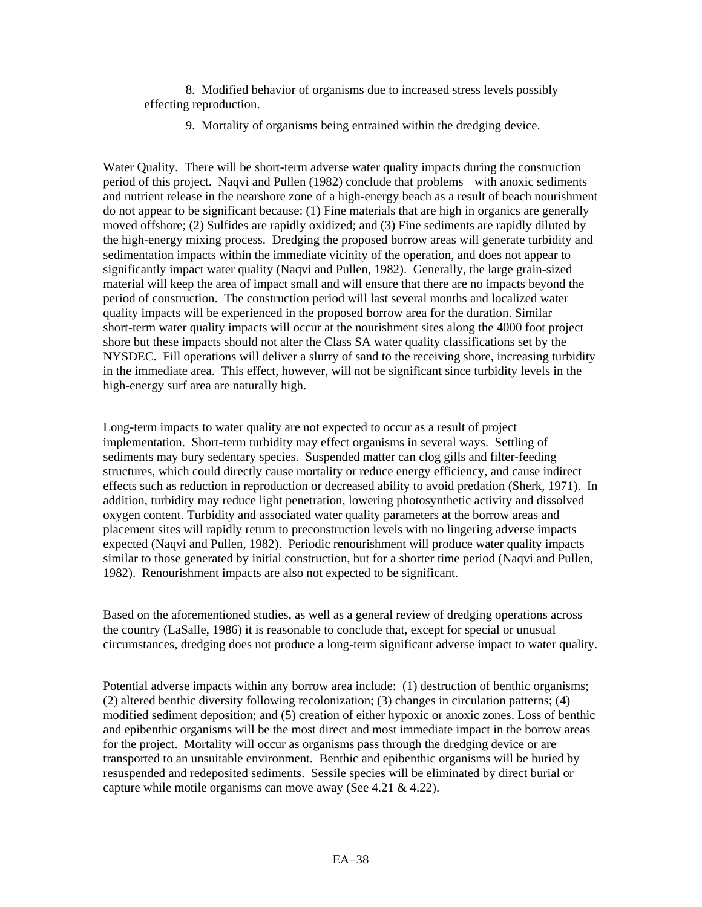8. Modified behavior of organisms due to increased stress levels possibly effecting reproduction.

9. Mortality of organisms being entrained within the dredging device.

Water Quality. There will be short-term adverse water quality impacts during the construction period of this project. Naqvi and Pullen (1982) conclude that problems with anoxic sediments and nutrient release in the nearshore zone of a high-energy beach as a result of beach nourishment do not appear to be significant because: (1) Fine materials that are high in organics are generally moved offshore; (2) Sulfides are rapidly oxidized; and (3) Fine sediments are rapidly diluted by the high-energy mixing process. Dredging the proposed borrow areas will generate turbidity and sedimentation impacts within the immediate vicinity of the operation, and does not appear to significantly impact water quality (Naqvi and Pullen, 1982). Generally, the large grain-sized material will keep the area of impact small and will ensure that there are no impacts beyond the period of construction. The construction period will last several months and localized water quality impacts will be experienced in the proposed borrow area for the duration. Similar short-term water quality impacts will occur at the nourishment sites along the 4000 foot project shore but these impacts should not alter the Class SA water quality classifications set by the NYSDEC. Fill operations will deliver a slurry of sand to the receiving shore, increasing turbidity in the immediate area. This effect, however, will not be significant since turbidity levels in the high-energy surf area are naturally high.

Long-term impacts to water quality are not expected to occur as a result of project implementation. Short-term turbidity may effect organisms in several ways. Settling of sediments may bury sedentary species. Suspended matter can clog gills and filter-feeding structures, which could directly cause mortality or reduce energy efficiency, and cause indirect effects such as reduction in reproduction or decreased ability to avoid predation (Sherk, 1971). In addition, turbidity may reduce light penetration, lowering photosynthetic activity and dissolved oxygen content. Turbidity and associated water quality parameters at the borrow areas and placement sites will rapidly return to preconstruction levels with no lingering adverse impacts expected (Naqvi and Pullen, 1982). Periodic renourishment will produce water quality impacts similar to those generated by initial construction, but for a shorter time period (Naqvi and Pullen, 1982). Renourishment impacts are also not expected to be significant.

Based on the aforementioned studies, as well as a general review of dredging operations across the country (LaSalle, 1986) it is reasonable to conclude that, except for special or unusual circumstances, dredging does not produce a long-term significant adverse impact to water quality.

Potential adverse impacts within any borrow area include: (1) destruction of benthic organisms; (2) altered benthic diversity following recolonization; (3) changes in circulation patterns; (4) modified sediment deposition; and (5) creation of either hypoxic or anoxic zones. Loss of benthic and epibenthic organisms will be the most direct and most immediate impact in the borrow areas for the project. Mortality will occur as organisms pass through the dredging device or are transported to an unsuitable environment. Benthic and epibenthic organisms will be buried by resuspended and redeposited sediments. Sessile species will be eliminated by direct burial or capture while motile organisms can move away (See 4.21 & 4.22).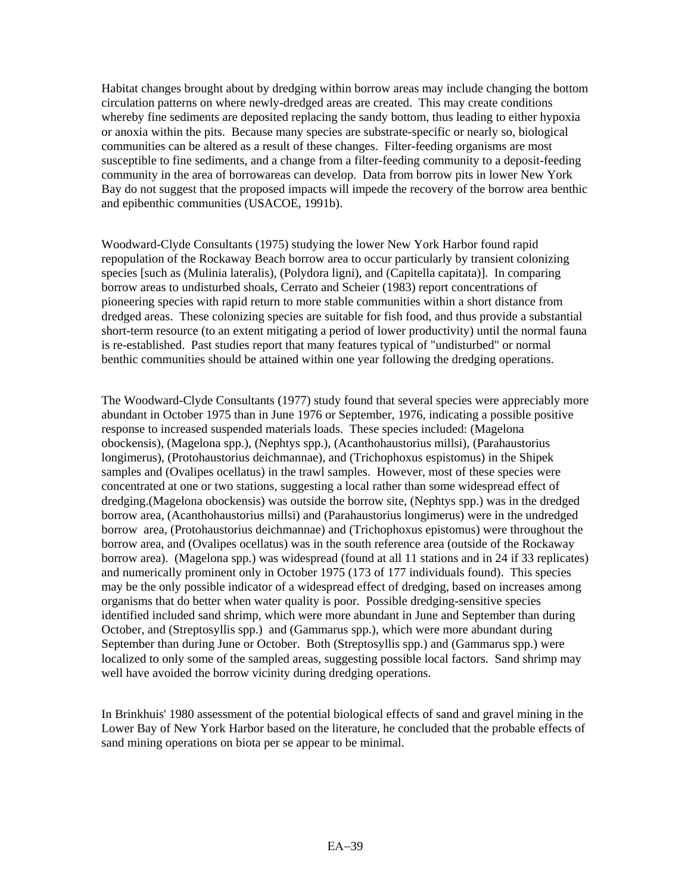Habitat changes brought about by dredging within borrow areas may include changing the bottom circulation patterns on where newly-dredged areas are created. This may create conditions whereby fine sediments are deposited replacing the sandy bottom, thus leading to either hypoxia or anoxia within the pits. Because many species are substrate-specific or nearly so, biological communities can be altered as a result of these changes. Filter-feeding organisms are most susceptible to fine sediments, and a change from a filter-feeding community to a deposit-feeding community in the area of borrowareas can develop. Data from borrow pits in lower New York Bay do not suggest that the proposed impacts will impede the recovery of the borrow area benthic and epibenthic communities (USACOE, 1991b).

Woodward-Clyde Consultants (1975) studying the lower New York Harbor found rapid repopulation of the Rockaway Beach borrow area to occur particularly by transient colonizing species [such as (Mulinia lateralis), (Polydora ligni), and (Capitella capitata)]. In comparing borrow areas to undisturbed shoals, Cerrato and Scheier (1983) report concentrations of pioneering species with rapid return to more stable communities within a short distance from dredged areas. These colonizing species are suitable for fish food, and thus provide a substantial short-term resource (to an extent mitigating a period of lower productivity) until the normal fauna is re-established. Past studies report that many features typical of "undisturbed" or normal benthic communities should be attained within one year following the dredging operations.

The Woodward-Clyde Consultants (1977) study found that several species were appreciably more abundant in October 1975 than in June 1976 or September, 1976, indicating a possible positive response to increased suspended materials loads. These species included: (Magelona obockensis), (Magelona spp.), (Nephtys spp.), (Acanthohaustorius millsi), (Parahaustorius longimerus), (Protohaustorius deichmannae), and (Trichophoxus espistomus) in the Shipek samples and (Ovalipes ocellatus) in the trawl samples. However, most of these species were concentrated at one or two stations, suggesting a local rather than some widespread effect of dredging.(Magelona obockensis) was outside the borrow site, (Nephtys spp.) was in the dredged borrow area, (Acanthohaustorius millsi) and (Parahaustorius longimerus) were in the undredged borrow area, (Protohaustorius deichmannae) and (Trichophoxus epistomus) were throughout the borrow area, and (Ovalipes ocellatus) was in the south reference area (outside of the Rockaway borrow area). (Magelona spp.) was widespread (found at all 11 stations and in 24 if 33 replicates) and numerically prominent only in October 1975 (173 of 177 individuals found). This species may be the only possible indicator of a widespread effect of dredging, based on increases among organisms that do better when water quality is poor. Possible dredging-sensitive species identified included sand shrimp, which were more abundant in June and September than during October, and (Streptosyllis spp.) and (Gammarus spp.), which were more abundant during September than during June or October. Both (Streptosyllis spp.) and (Gammarus spp.) were localized to only some of the sampled areas, suggesting possible local factors. Sand shrimp may well have avoided the borrow vicinity during dredging operations.

In Brinkhuis' 1980 assessment of the potential biological effects of sand and gravel mining in the Lower Bay of New York Harbor based on the literature, he concluded that the probable effects of sand mining operations on biota per se appear to be minimal.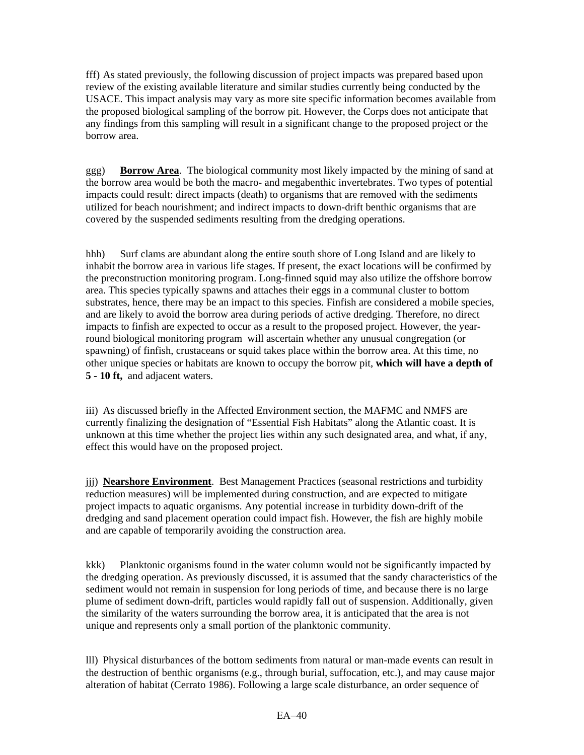fff) As stated previously, the following discussion of project impacts was prepared based upon review of the existing available literature and similar studies currently being conducted by the USACE. This impact analysis may vary as more site specific information becomes available from the proposed biological sampling of the borrow pit. However, the Corps does not anticipate that any findings from this sampling will result in a significant change to the proposed project or the borrow area.

ggg) **Borrow Area**. The biological community most likely impacted by the mining of sand at the borrow area would be both the macro- and megabenthic invertebrates. Two types of potential impacts could result: direct impacts (death) to organisms that are removed with the sediments utilized for beach nourishment; and indirect impacts to down-drift benthic organisms that are covered by the suspended sediments resulting from the dredging operations.

hhh) Surf clams are abundant along the entire south shore of Long Island and are likely to inhabit the borrow area in various life stages. If present, the exact locations will be confirmed by the preconstruction monitoring program. Long-finned squid may also utilize the offshore borrow area. This species typically spawns and attaches their eggs in a communal cluster to bottom substrates, hence, there may be an impact to this species. Finfish are considered a mobile species, and are likely to avoid the borrow area during periods of active dredging. Therefore, no direct impacts to finfish are expected to occur as a result to the proposed project. However, the year-round biological monitoring program will ascertain whether any unusual congregation (or spawning) of finfish, crustaceans or squid takes place within the borrow area. At this time, no other unique species or habitats are known to occupy the borrow pit, **which will have a depth of 5 - 10 ft,** and adjacent waters.

iii) As discussed briefly in the Affected Environment section, the MAFMC and NMFS are currently finalizing the designation of "Essential Fish Habitats" along the Atlantic coast. It is unknown at this time whether the project lies within any such designated area, and what, if any, effect this would have on the proposed project.

jjj) **Nearshore Environment**. Best Management Practices (seasonal restrictions and turbidity reduction measures) will be implemented during construction, and are expected to mitigate project impacts to aquatic organisms. Any potential increase in turbidity down-drift of the dredging and sand placement operation could impact fish. However, the fish are highly mobile and are capable of temporarily avoiding the construction area.

kkk) Planktonic organisms found in the water column would not be significantly impacted by the dredging operation. As previously discussed, it is assumed that the sandy characteristics of the sediment would not remain in suspension for long periods of time, and because there is no large plume of sediment down-drift, particles would rapidly fall out of suspension. Additionally, given the similarity of the waters surrounding the borrow area, it is anticipated that the area is not unique and represents only a small portion of the planktonic community.

lll) Physical disturbances of the bottom sediments from natural or man-made events can result in the destruction of benthic organisms (e.g., through burial, suffocation, etc.), and may cause major alteration of habitat (Cerrato 1986). Following a large scale disturbance, an order sequence of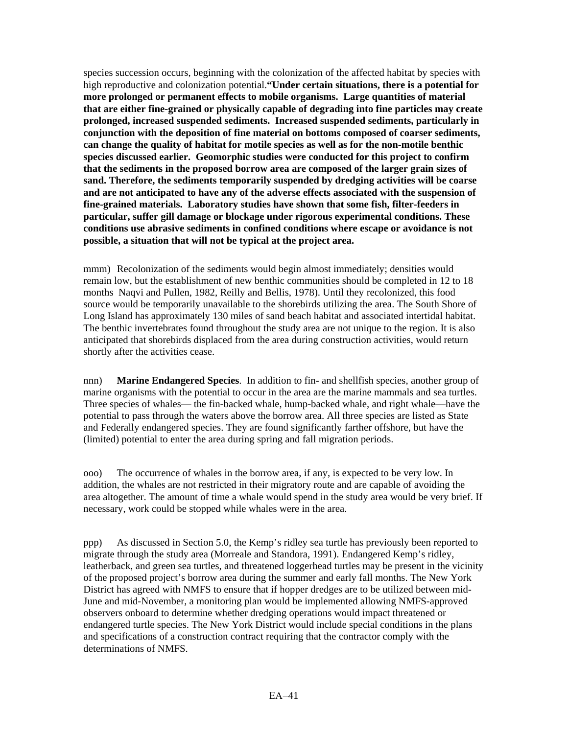species succession occurs, beginning with the colonization of the affected habitat by species with high reproductive and colonization potential.**"Under certain situations, there is a potential for more prolonged or permanent effects to mobile organisms. Large quantities of material that are either fine-grained or physically capable of degrading into fine particles may create prolonged, increased suspended sediments. Increased suspended sediments, particularly in conjunction with the deposition of fine material on bottoms composed of coarser sediments, can change the quality of habitat for motile species as well as for the non-motile benthic species discussed earlier. Geomorphic studies were conducted for this project to confirm that the sediments in the proposed borrow area are composed of the larger grain sizes of sand. Therefore, the sediments temporarily suspended by dredging activities will be coarse and are not anticipated to have any of the adverse effects associated with the suspension of fine-grained materials. Laboratory studies have shown that some fish, filter-feeders in particular, suffer gill damage or blockage under rigorous experimental conditions. These conditions use abrasive sediments in confined conditions where escape or avoidance is not possible, a situation that will not be typical at the project area.**

mmm) Recolonization of the sediments would begin almost immediately; densities would remain low, but the establishment of new benthic communities should be completed in 12 to 18 months Naqvi and Pullen, 1982, Reilly and Bellis, 1978). Until they recolonized, this food source would be temporarily unavailable to the shorebirds utilizing the area. The South Shore of Long Island has approximately 130 miles of sand beach habitat and associated intertidal habitat. The benthic invertebrates found throughout the study area are not unique to the region. It is also anticipated that shorebirds displaced from the area during construction activities, would return shortly after the activities cease.

nnn) **Marine Endangered Species**. In addition to fin- and shellfish species, another group of marine organisms with the potential to occur in the area are the marine mammals and sea turtles. Three species of whales— the fin-backed whale, hump-backed whale, and right whale—have the potential to pass through the waters above the borrow area. All three species are listed as State and Federally endangered species. They are found significantly farther offshore, but have the (limited) potential to enter the area during spring and fall migration periods.

ooo) The occurrence of whales in the borrow area, if any, is expected to be very low. In addition, the whales are not restricted in their migratory route and are capable of avoiding the area altogether. The amount of time a whale would spend in the study area would be very brief. If necessary, work could be stopped while whales were in the area.

ppp) As discussed in Section 5.0, the Kemp's ridley sea turtle has previously been reported to migrate through the study area (Morreale and Standora, 1991). Endangered Kemp's ridley, leatherback, and green sea turtles, and threatened loggerhead turtles may be present in the vicinity of the proposed project's borrow area during the summer and early fall months. The New York District has agreed with NMFS to ensure that if hopper dredges are to be utilized between mid-June and mid-November, a monitoring plan would be implemented allowing NMFS-approved observers onboard to determine whether dredging operations would impact threatened or endangered turtle species. The New York District would include special conditions in the plans and specifications of a construction contract requiring that the contractor comply with the determinations of NMFS.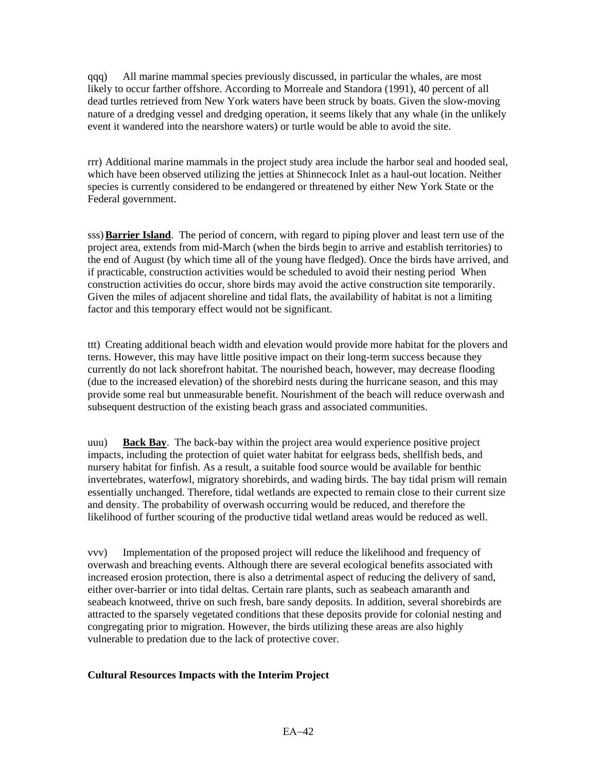qqq) All marine mammal species previously discussed, in particular the whales, are most likely to occur farther offshore. According to Morreale and Standora (1991), 40 percent of all dead turtles retrieved from New York waters have been struck by boats. Given the slow-moving nature of a dredging vessel and dredging operation, it seems likely that any whale (in the unlikely event it wandered into the nearshore waters) or turtle would be able to avoid the site.

rrr) Additional marine mammals in the project study area include the harbor seal and hooded seal, which have been observed utilizing the jetties at Shinnecock Inlet as a haul-out location. Neither species is currently considered to be endangered or threatened by either New York State or the Federal government.

sss) **Barrier Island**. The period of concern, with regard to piping plover and least tern use of the project area, extends from mid-March (when the birds begin to arrive and establish territories) to the end of August (by which time all of the young have fledged). Once the birds have arrived, and if practicable, construction activities would be scheduled to avoid their nesting period When construction activities do occur, shore birds may avoid the active construction site temporarily. Given the miles of adjacent shoreline and tidal flats, the availability of habitat is not a limiting factor and this temporary effect would not be significant.

ttt) Creating additional beach width and elevation would provide more habitat for the plovers and terns. However, this may have little positive impact on their long-term success because they currently do not lack shorefront habitat. The nourished beach, however, may decrease flooding (due to the increased elevation) of the shorebird nests during the hurricane season, and this may provide some real but unmeasurable benefit. Nourishment of the beach will reduce overwash and subsequent destruction of the existing beach grass and associated communities.

uuu) **Back Bay**. The back-bay within the project area would experience positive project impacts, including the protection of quiet water habitat for eelgrass beds, shellfish beds, and nursery habitat for finfish. As a result, a suitable food source would be available for benthic invertebrates, waterfowl, migratory shorebirds, and wading birds. The bay tidal prism will remain essentially unchanged. Therefore, tidal wetlands are expected to remain close to their current size and density. The probability of overwash occurring would be reduced, and therefore the likelihood of further scouring of the productive tidal wetland areas would be reduced as well.

vvv) Implementation of the proposed project will reduce the likelihood and frequency of overwash and breaching events. Although there are several ecological benefits associated with increased erosion protection, there is also a detrimental aspect of reducing the delivery of sand, either over-barrier or into tidal deltas. Certain rare plants, such as seabeach amaranth and seabeach knotweed, thrive on such fresh, bare sandy deposits. In addition, several shorebirds are attracted to the sparsely vegetated conditions that these deposits provide for colonial nesting and congregating prior to migration. However, the birds utilizing these areas are also highly vulnerable to predation due to the lack of protective cover.

**Cultural Resources Impacts with the Interim Project**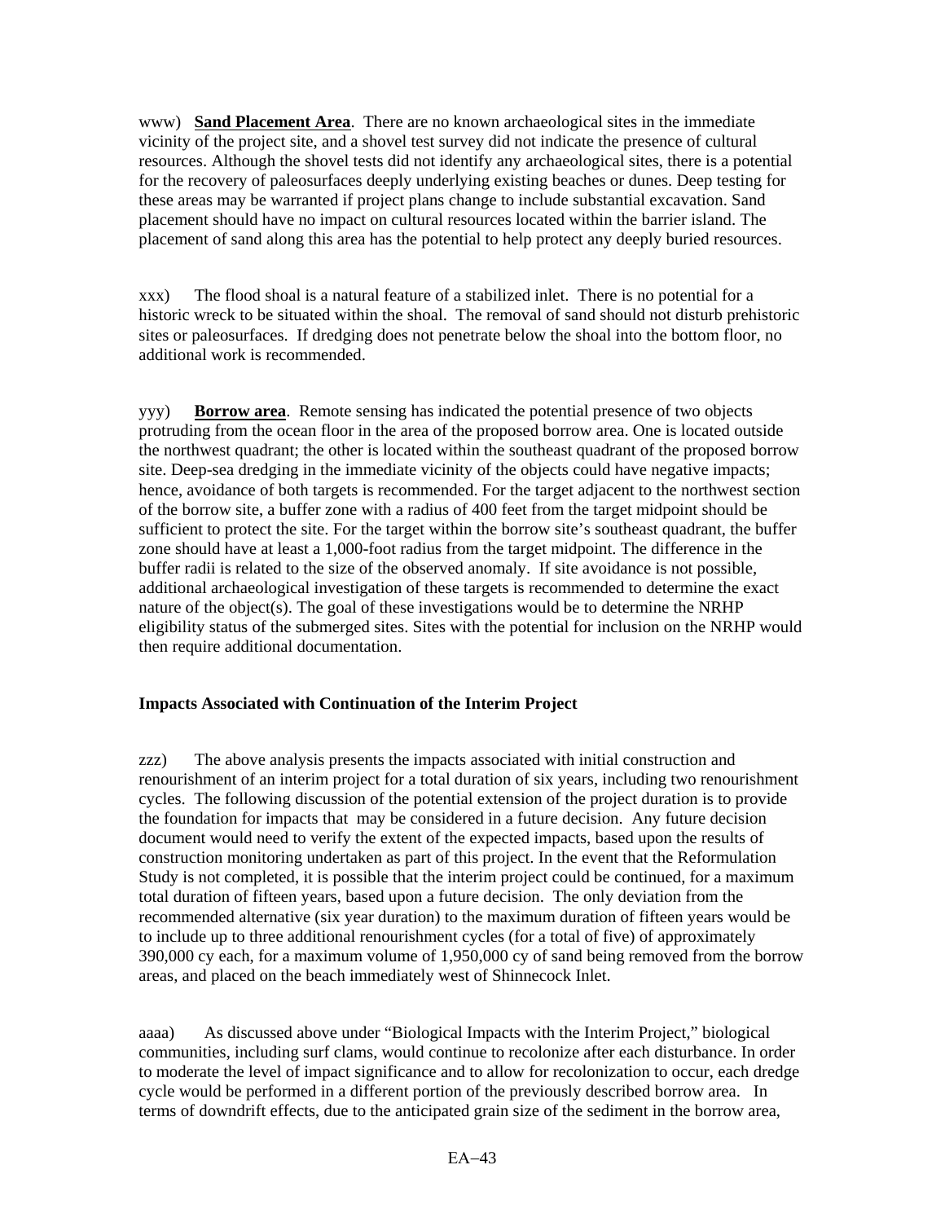www) **Sand Placement Area**. There are no known archaeological sites in the immediate vicinity of the project site, and a shovel test survey did not indicate the presence of cultural resources. Although the shovel tests did not identify any archaeological sites, there is a potential for the recovery of paleosurfaces deeply underlying existing beaches or dunes. Deep testing for these areas may be warranted if project plans change to include substantial excavation. Sand placement should have no impact on cultural resources located within the barrier island. The placement of sand along this area has the potential to help protect any deeply buried resources.

xxx) The flood shoal is a natural feature of a stabilized inlet. There is no potential for a historic wreck to be situated within the shoal. The removal of sand should not disturb prehistoric sites or paleosurfaces. If dredging does not penetrate below the shoal into the bottom floor, no additional work is recommended.

yyy) **Borrow area**. Remote sensing has indicated the potential presence of two objects protruding from the ocean floor in the area of the proposed borrow area. One is located outside the northwest quadrant; the other is located within the southeast quadrant of the proposed borrow site. Deep-sea dredging in the immediate vicinity of the objects could have negative impacts; hence, avoidance of both targets is recommended. For the target adjacent to the northwest section of the borrow site, a buffer zone with a radius of 400 feet from the target midpoint should be sufficient to protect the site. For the target within the borrow site's southeast quadrant, the buffer zone should have at least a 1,000-foot radius from the target midpoint. The difference in the buffer radii is related to the size of the observed anomaly. If site avoidance is not possible, additional archaeological investigation of these targets is recommended to determine the exact nature of the object(s). The goal of these investigations would be to determine the NRHP eligibility status of the submerged sites. Sites with the potential for inclusion on the NRHP would then require additional documentation.

### Impacts Associated with Continuation of the Interim Project

zzz) The above analysis presents the impacts associated with initial construction and renourishment of an interim project for a total duration of six years, including two renourishment cycles. The following discussion of the potential extension of the project duration is to provide the foundation for impacts that may be considered in a future decision. Any future decision document would need to verify the extent of the expected impacts, based upon the results of construction monitoring undertaken as part of this project. In the event that the Reformulation Study is not completed, it is possible that the interim project could be continued, for a maximum total duration of fifteen years, based upon a future decision. The only deviation from the recommended alternative (six year duration) to the maximum duration of fifteen years would be to include up to three additional renourishment cycles (for a total of five) of approximately 390,000 cy each, for a maximum volume of 1,950,000 cy of sand being removed from the borrow areas, and placed on the beach immediately west of Shinnecock Inlet.

aaaa) As discussed above under "Biological Impacts with the Interim Project," biological communities, including surf clams, would continue to recolonize after each disturbance. In order to moderate the level of impact significance and to allow for recolonization to occur, each dredge cycle would be performed in a different portion of the previously described borrow area. In terms of downdrift effects, due to the anticipated grain size of the sediment in the borrow area,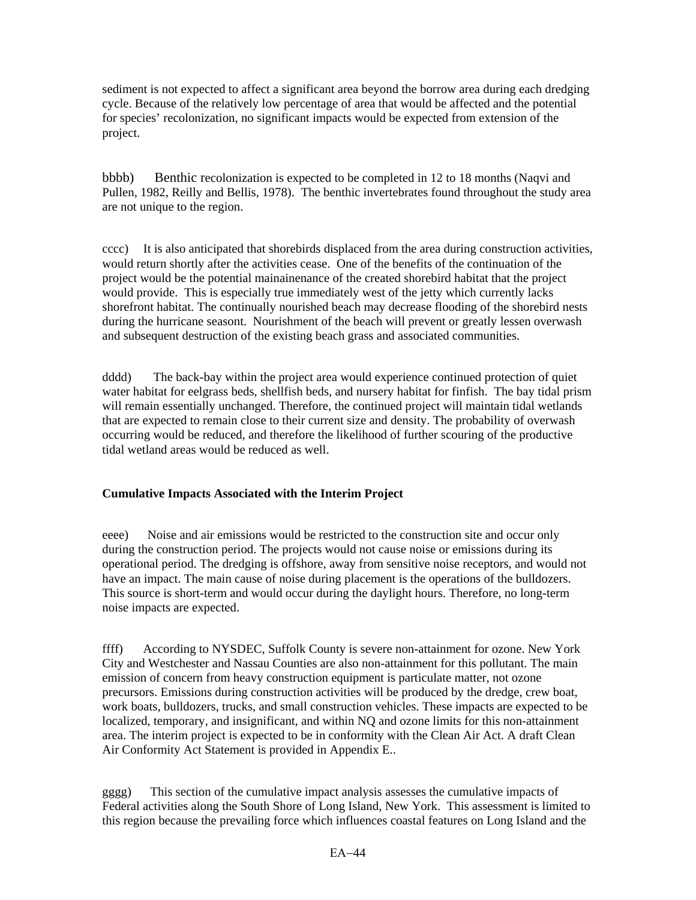sediment is not expected to affect a significant area beyond the borrow area during each dredging cycle. Because of the relatively low percentage of area that would be affected and the potential for species' recolonization, no significant impacts would be expected from extension of the project.

bbbb) Benthic recolonization is expected to be completed in 12 to 18 months (Naqvi and Pullen, 1982, Reilly and Bellis, 1978). The benthic invertebrates found throughout the study area are not unique to the region.

cccc) It is also anticipated that shorebirds displaced from the area during construction activities, would return shortly after the activities cease. One of the benefits of the continuation of the project would be the potential mainainenance of the created shorebird habitat that the project would provide. This is especially true immediately west of the jetty which currently lacks shorefront habitat. The continually nourished beach may decrease flooding of the shorebird nests during the hurricane seasont. Nourishment of the beach will prevent or greatly lessen overwash and subsequent destruction of the existing beach grass and associated communities.

dddd) The back-bay within the project area would experience continued protection of quiet water habitat for eelgrass beds, shellfish beds, and nursery habitat for finfish. The bay tidal prism will remain essentially unchanged. Therefore, the continued project will maintain tidal wetlands that are expected to remain close to their current size and density. The probability of overwash occurring would be reduced, and therefore the likelihood of further scouring of the productive tidal wetland areas would be reduced as well.

**Cumulative Impacts Associated with the Interim Project**

eeee) Noise and air emissions would be restricted to the construction site and occur only during the construction period. The projects would not cause noise or emissions during its operational period. The dredging is offshore, away from sensitive noise receptors, and would not have an impact. The main cause of noise during placement is the operations of the bulldozers. This source is short-term and would occur during the daylight hours. Therefore, no long-term noise impacts are expected.

ffff) According to NYSDEC, Suffolk County is severe non-attainment for ozone. New York City and Westchester and Nassau Counties are also non-attainment for this pollutant. The main emission of concern from heavy construction equipment is particulate matter, not ozone precursors. Emissions during construction activities will be produced by the dredge, crew boat, work boats, bulldozers, trucks, and small construction vehicles. These impacts are expected to be localized, temporary, and insignificant, and within NQ and ozone limits for this non-attainment area. The interim project is expected to be in conformity with the Clean Air Act. A draft Clean Air Conformity Act Statement is provided in Appendix E..

gggg) This section of the cumulative impact analysis assesses the cumulative impacts of Federal activities along the South Shore of Long Island, New York. This assessment is limited to this region because the prevailing force which influences coastal features on Long Island and the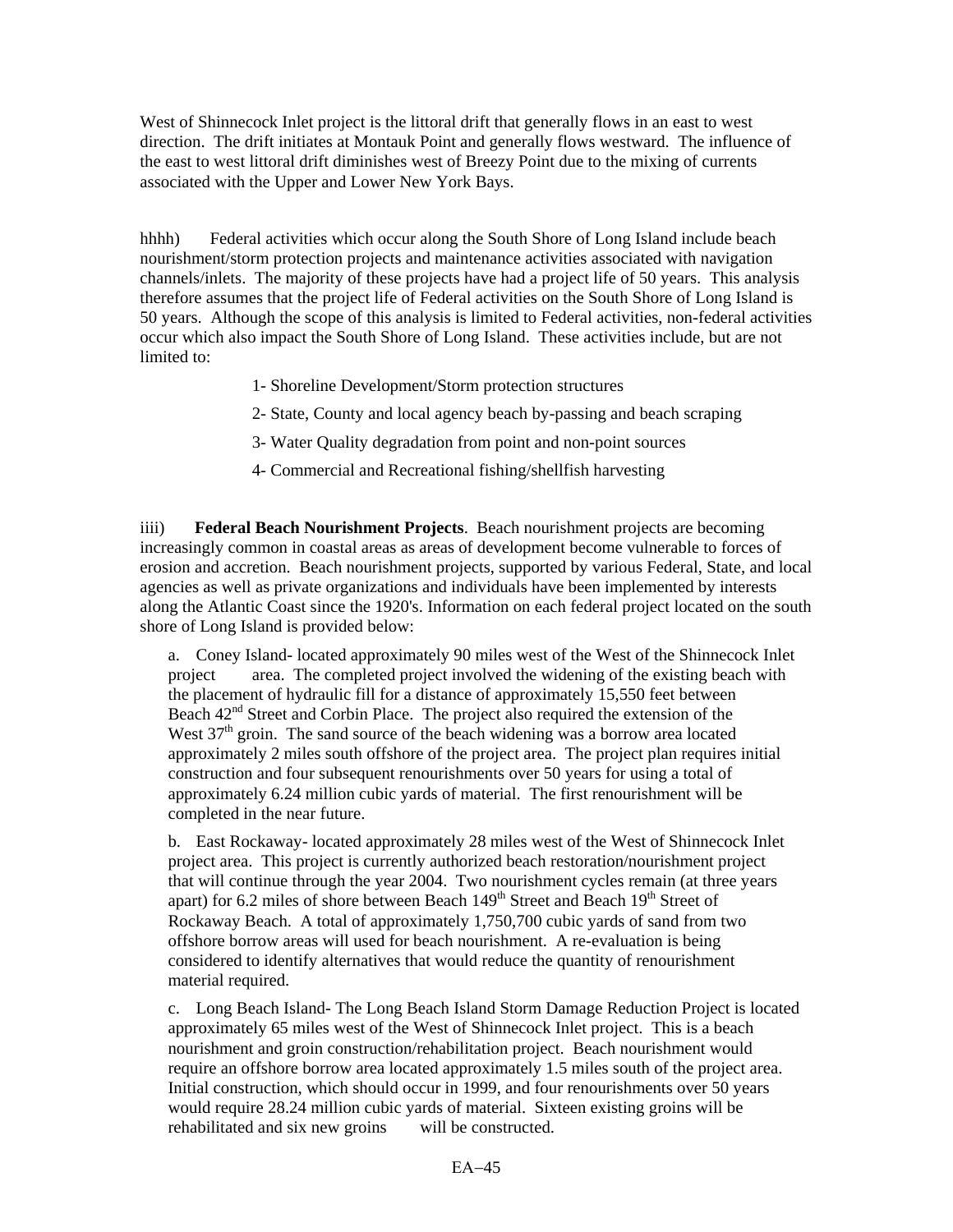West of Shinnecock Inlet project is the littoral drift that generally flows in an east to west direction. The drift initiates at Montauk Point and generally flows westward. The influence of the east to west littoral drift diminishes west of Breezy Point due to the mixing of currents associated with the Upper and Lower New York Bays.

hhhh) Federal activities which occur along the South Shore of Long Island include beach nourishment/storm protection projects and maintenance activities associated with navigation channels/inlets. The majority of these projects have had a project life of 50 years. This analysis therefore assumes that the project life of Federal activities on the South Shore of Long Island is 50 years. Although the scope of this analysis is limited to Federal activities, non-federal activities occur which also impact the South Shore of Long Island. These activities include, but are not limited to:

1- Shoreline Development/Storm protection structures

2- State, County and local agency beach by-passing and beach scraping

3- Water Quality degradation from point and non-point sources

4- Commercial and Recreational fishing/shellfish harvesting

iiii) **Federal Beach Nourishment Projects**. Beach nourishment projects are becoming increasingly common in coastal areas as areas of development become vulnerable to forces of erosion and accretion. Beach nourishment projects, supported by various Federal, State, and local agencies as well as private organizations and individuals have been implemented by interests along the Atlantic Coast since the 1920's. Information on each federal project located on the south shore of Long Island is provided below:

a. Coney Island- located approximately 90 miles west of the West of the Shinnecock Inlet project area. The completed project involved the widening of the existing beach with the placement of hydraulic fill for a distance of approximately 15,550 feet between Beach 42nd Street and Corbin Place. The project also required the extension of the West 37th groin. The sand source of the beach widening was a borrow area located approximately 2 miles south offshore of the project area. The project plan requires initial construction and four subsequent renourishments over 50 years for using a total of approximately 6.24 million cubic yards of material. The first renourishment will be completed in the near future.

b. East Rockaway- located approximately 28 miles west of the West of Shinnecock Inlet project area. This project is currently authorized beach restoration/nourishment project that will continue through the year 2004. Two nourishment cycles remain (at three years apart) for 6.2 miles of shore between Beach 149th Street and Beach 19th Street of Rockaway Beach. A total of approximately 1,750,700 cubic yards of sand from two offshore borrow areas will used for beach nourishment. A re-evaluation is being considered to identify alternatives that would reduce the quantity of renourishment material required.

c. Long Beach Island- The Long Beach Island Storm Damage Reduction Project is located approximately 65 miles west of the West of Shinnecock Inlet project. This is a beach nourishment and groin construction/rehabilitation project. Beach nourishment would require an offshore borrow area located approximately 1.5 miles south of the project area. Initial construction, which should occur in 1999, and four renourishments over 50 years would require 28.24 million cubic yards of material. Sixteen existing groins will be rehabilitated and six new groins will be constructed.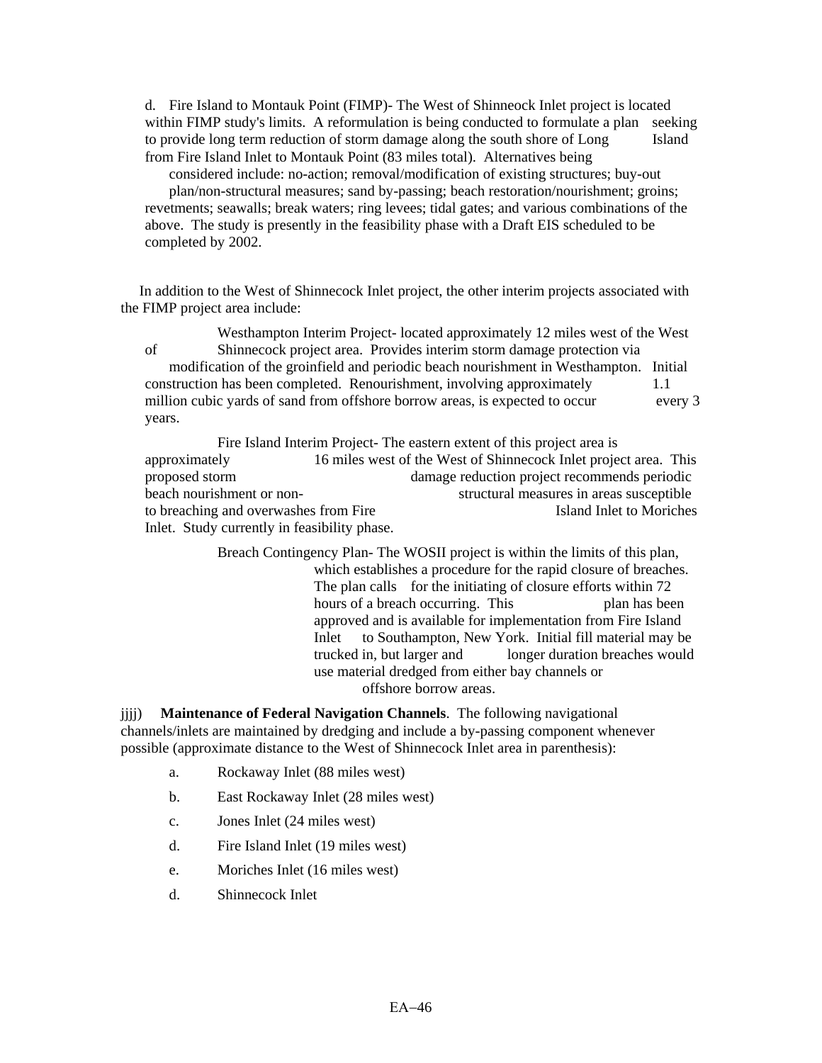d. Fire Island to Montauk Point (FIMP)- The West of Shinneock Inlet project is located within FIMP study's limits. A reformulation is being conducted to formulate a plan seeking to provide long term reduction of storm damage along the south shore of Long Island from Fire Island Inlet to Montauk Point (83 miles total). Alternatives being considered include: no-action; removal/modification of existing structures; buy-out plan/non-structural measures; sand by-passing; beach restoration/nourishment; groins; revetments; seawalls; break waters; ring levees; tidal gates; and various combinations of the above. The study is presently in the feasibility phase with a Draft EIS scheduled to be completed by 2002.

In addition to the West of Shinnecock Inlet project, the other interim projects associated with the FIMP project area include:

Westhampton Interim Project- located approximately 12 miles west of the West of Shinnecock project area. Provides interim storm damage protection via modification of the groinfield and periodic beach nourishment in Westhampton. Initial construction has been completed. Renourishment, involving approximately 1.1 million cubic yards of sand from offshore borrow areas, is expected to occur every 3 years.

Fire Island Interim Project- The eastern extent of this project area is approximately 16 miles west of the West of Shinnecock Inlet project area. This proposed storm damage reduction project recommends periodic beach nourishment or non-structural measures in areas susceptible to breaching and overwashes from Fire Island Inlet to Moriches Inlet. Study currently in feasibility phase.

Breach Contingency Plan- The WOSII project is within the limits of this plan, which establishes a procedure for the rapid closure of breaches. The plan calls for the initiating of closure efforts within 72 hours of a breach occurring. This plan has been approved and is available for implementation from Fire Island Inlet to Southampton, New York. Initial fill material may be trucked in, but larger and longer duration breaches would use material dredged from either bay channels or offshore borrow areas.

jjjj) **Maintenance of Federal Navigation Channels**. The following navigational channels/inlets are maintained by dredging and include a by-passing component whenever possible (approximate distance to the West of Shinnecock Inlet area in parenthesis):

a. Rockaway Inlet (88 miles west)

b. East Rockaway Inlet (28 miles west)

c. Jones Inlet (24 miles west)

d. Fire Island Inlet (19 miles west)

e. Moriches Inlet (16 miles west)

d. Shinnecock Inlet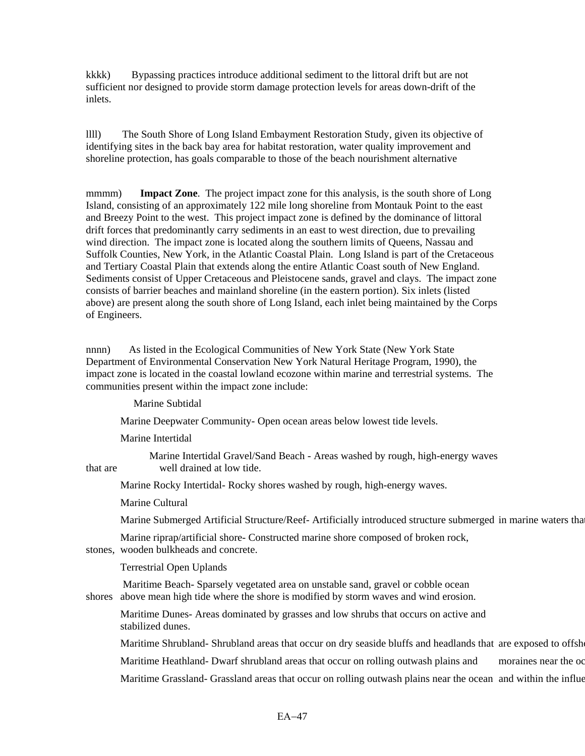kkkk) Bypassing practices introduce additional sediment to the littoral drift but are not sufficient nor designed to provide storm damage protection levels for areas down-drift of the inlets.

llll) The South Shore of Long Island Embayment Restoration Study, given its objective of identifying sites in the back bay area for habitat restoration, water quality improvement and shoreline protection, has goals comparable to those of the beach nourishment alternative

mmmm) **Impact Zone**. The project impact zone for this analysis, is the south shore of Long Island, consisting of an approximately 122 mile long shoreline from Montauk Point to the east and Breezy Point to the west. This project impact zone is defined by the dominance of littoral drift forces that predominantly carry sediments in an east to west direction, due to prevailing wind direction. The impact zone is located along the southern limits of Queens, Nassau and Suffolk Counties, New York, in the Atlantic Coastal Plain. Long Island is part of the Cretaceous and Tertiary Coastal Plain that extends along the entire Atlantic Coast south of New England. Sediments consist of Upper Cretaceous and Pleistocene sands, gravel and clays. The impact zone consists of barrier beaches and mainland shoreline (in the eastern portion). Six inlets (listed above) are present along the south shore of Long Island, each inlet being maintained by the Corps of Engineers.

nnnn) As listed in the Ecological Communities of New York State (New York State Department of Environmental Conservation New York Natural Heritage Program, 1990), the impact zone is located in the coastal lowland ecozone within marine and terrestrial systems. The communities present within the impact zone include:

Marine Subtidal

Marine Deepwater Community- Open ocean areas below lowest tide levels.

Marine Intertidal

Marine Intertidal Gravel/Sand Beach - Areas washed by rough, high-energy waves that are well drained at low tide.

Marine Rocky Intertidal- Rocky shores washed by rough, high-energy waves.

Marine Cultural

Marine Submerged Artificial Structure/Reef- Artificially introduced structure submerged in marine waters that

Marine riprap/artificial shore- Constructed marine shore composed of broken rock, stones, wooden bulkheads and concrete.

Terrestrial Open Uplands

Maritime Beach- Sparsely vegetated area on unstable sand, gravel or cobble ocean shores above mean high tide where the shore is modified by storm waves and wind erosion.

Maritime Dunes- Areas dominated by grasses and low shrubs that occurs on active and stabilized dunes.

Maritime Shrubland- Shrubland areas that occur on dry seaside bluffs and headlands that are exposed to offsh

Maritime Heathland- Dwarf shrubland areas that occur on rolling outwash plains and moraines near the oc

Maritime Grassland- Grassland areas that occur on rolling outwash plains near the ocean and within the influe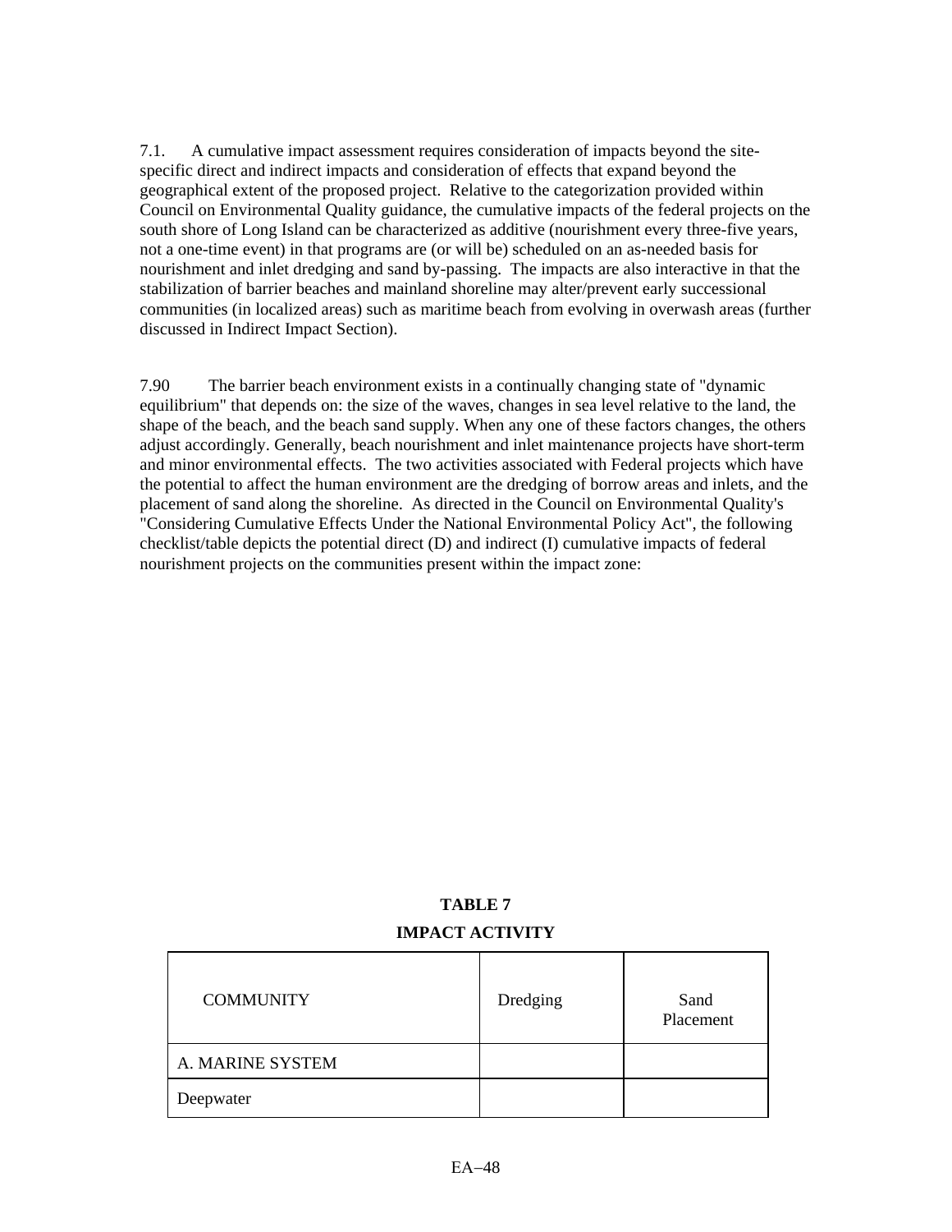7.1. A cumulative impact assessment requires consideration of impacts beyond the site-specific direct and indirect impacts and consideration of effects that expand beyond the geographical extent of the proposed project. Relative to the categorization provided within Council on Environmental Quality guidance, the cumulative impacts of the federal projects on the south shore of Long Island can be characterized as additive (nourishment every three-five years, not a one-time event) in that programs are (or will be) scheduled on an as-needed basis for nourishment and inlet dredging and sand by-passing. The impacts are also interactive in that the stabilization of barrier beaches and mainland shoreline may alter/prevent early successional communities (in localized areas) such as maritime beach from evolving in overwash areas (further discussed in Indirect Impact Section).

7.90 The barrier beach environment exists in a continually changing state of "dynamic equilibrium" that depends on: the size of the waves, changes in sea level relative to the land, the shape of the beach, and the beach sand supply. When any one of these factors changes, the others adjust accordingly. Generally, beach nourishment and inlet maintenance projects have short-term and minor environmental effects. The two activities associated with Federal projects which have the potential to affect the human environment are the dredging of borrow areas and inlets, and the placement of sand along the shoreline. As directed in the Council on Environmental Quality's "Considering Cumulative Effects Under the National Environmental Policy Act", the following checklist/table depicts the potential direct (D) and indirect (I) cumulative impacts of federal nourishment projects on the communities present within the impact zone:

**TABLE 7**

**IMPACT ACTIVITY**

| COMMUNITY | Dredging | Sand Placement |
|---|---|---|
| A. MARINE SYSTEM | | |
| Deepwater | | |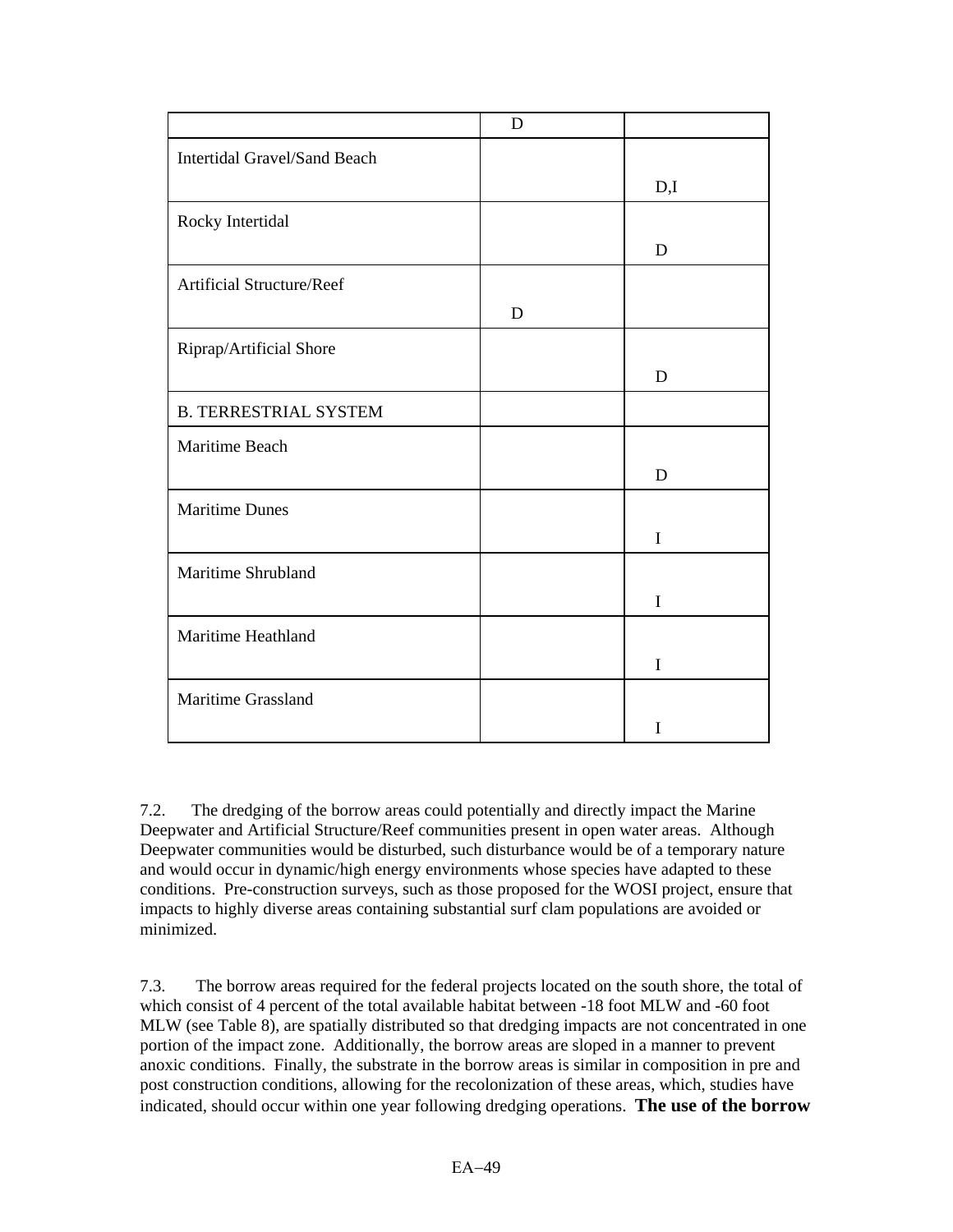| | D | |
|---|---|---|
| Intertidal Gravel/Sand Beach | | D,I |
| Rocky Intertidal | | D |
| Artificial Structure/Reef | D | |
| Riprap/Artificial Shore | | D |
| B. TERRESTRIAL SYSTEM | | |
| Maritime Beach | | D |
| Maritime Dunes | | I |
| Maritime Shrubland | | I |
| Maritime Heathland | | I |
| Maritime Grassland | | I |

7.2. The dredging of the borrow areas could potentially and directly impact the Marine Deepwater and Artificial Structure/Reef communities present in open water areas. Although Deepwater communities would be disturbed, such disturbance would be of a temporary nature and would occur in dynamic/high energy environments whose species have adapted to these conditions. Pre-construction surveys, such as those proposed for the WOSI project, ensure that impacts to highly diverse areas containing substantial surf clam populations are avoided or minimized.

7.3. The borrow areas required for the federal projects located on the south shore, the total of which consist of 4 percent of the total available habitat between -18 foot MLW and -60 foot MLW (see Table 8), are spatially distributed so that dredging impacts are not concentrated in one portion of the impact zone. Additionally, the borrow areas are sloped in a manner to prevent anoxic conditions. Finally, the substrate in the borrow areas is similar in composition in pre and post construction conditions, allowing for the recolonization of these areas, which, studies have indicated, should occur within one year following dredging operations. **The use of the borrow**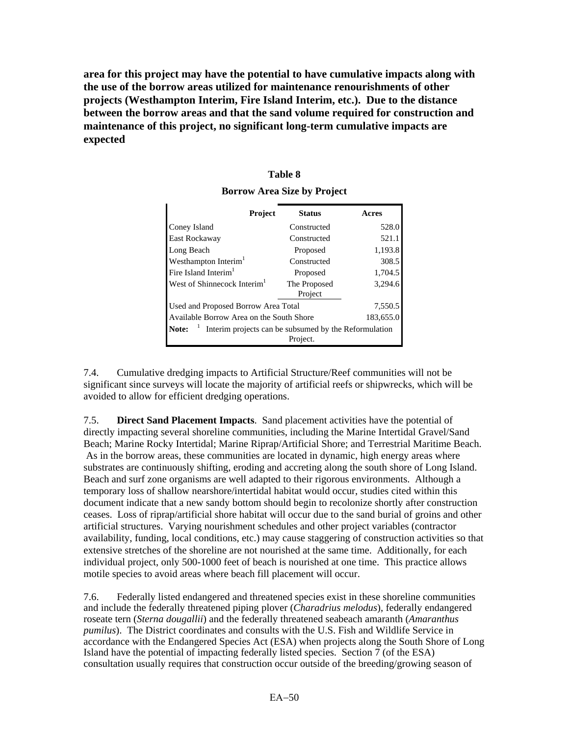**area for this project may have the potential to have cumulative impacts along with the use of the borrow areas utilized for maintenance renourishments of other projects (Westhampton Interim, Fire Island Interim, etc.). Due to the distance between the borrow areas and that the sand volume required for construction and maintenance of this project, no significant long-term cumulative impacts are expected**

**Table 8**

**Borrow Area Size by Project**

| Project | Status | Acres |
|---|---|---|
| Coney Island | Constructed | 528.0 |
| East Rockaway | Constructed | 521.1 |
| Long Beach | Proposed | 1,193.8 |
| Westhampton Interim[1] | Constructed | 308.5 |
| Fire Island Interim[1] | Proposed | 1,704.5 |
| West of Shinnecock Interim[1] | The Proposed Project | 3,294.6 |
| Used and Proposed Borrow Area Total | | 7,550.5 |
| Available Borrow Area on the South Shore | | 183,655.0 |
| **Note:** [1] Interim projects can be subsumed by the Reformulation Project. | | |

7.4. Cumulative dredging impacts to Artificial Structure/Reef communities will not be significant since surveys will locate the majority of artificial reefs or shipwrecks, which will be avoided to allow for efficient dredging operations.

7.5. **Direct Sand Placement Impacts**. Sand placement activities have the potential of directly impacting several shoreline communities, including the Marine Intertidal Gravel/Sand Beach; Marine Rocky Intertidal; Marine Riprap/Artificial Shore; and Terrestrial Maritime Beach. As in the borrow areas, these communities are located in dynamic, high energy areas where substrates are continuously shifting, eroding and accreting along the south shore of Long Island. Beach and surf zone organisms are well adapted to their rigorous environments. Although a temporary loss of shallow nearshore/intertidal habitat would occur, studies cited within this document indicate that a new sandy bottom should begin to recolonize shortly after construction ceases. Loss of riprap/artificial shore habitat will occur due to the sand burial of groins and other artificial structures. Varying nourishment schedules and other project variables (contractor availability, funding, local conditions, etc.) may cause staggering of construction activities so that extensive stretches of the shoreline are not nourished at the same time. Additionally, for each individual project, only 500-1000 feet of beach is nourished at one time. This practice allows motile species to avoid areas where beach fill placement will occur.

7.6. Federally listed endangered and threatened species exist in these shoreline communities and include the federally threatened piping plover (*Charadrius melodus*), federally endangered roseate tern (*Sterna dougallii*) and the federally threatened seabeach amaranth (*Amaranthus pumilus*). The District coordinates and consults with the U.S. Fish and Wildlife Service in accordance with the Endangered Species Act (ESA) when projects along the South Shore of Long Island have the potential of impacting federally listed species. Section 7 (of the ESA) consultation usually requires that construction occur outside of the breeding/growing season of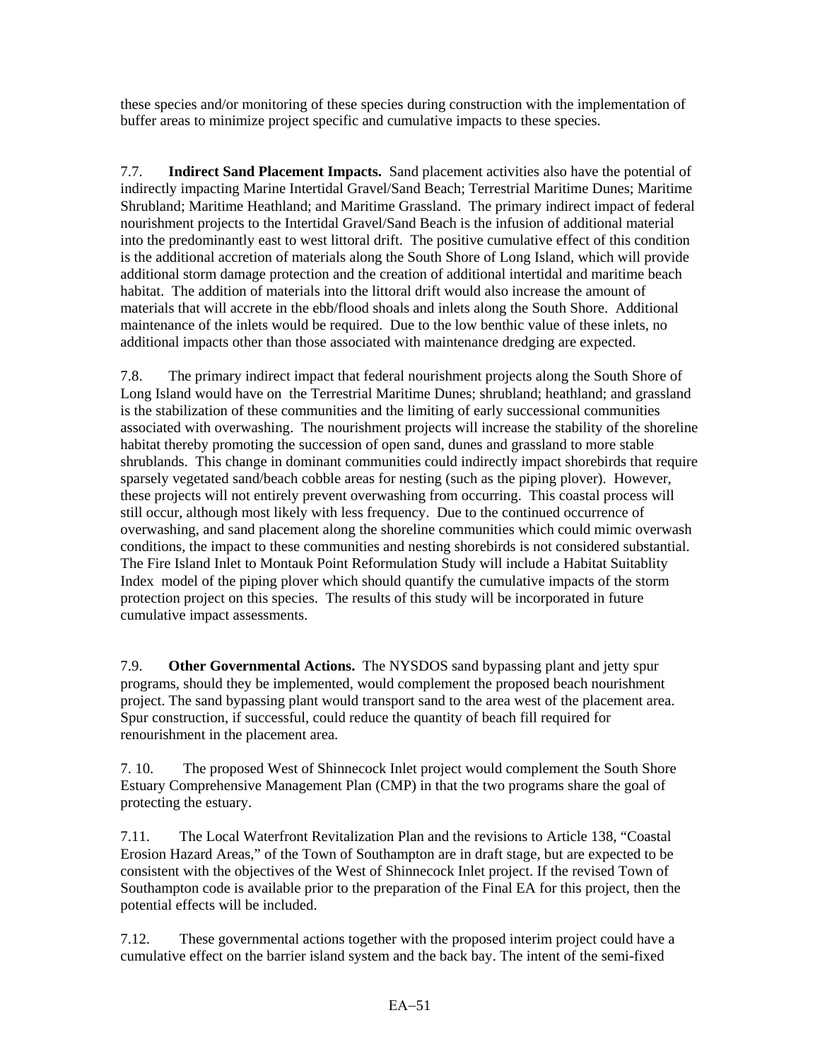these species and/or monitoring of these species during construction with the implementation of buffer areas to minimize project specific and cumulative impacts to these species.

7.7. **Indirect Sand Placement Impacts.** Sand placement activities also have the potential of indirectly impacting Marine Intertidal Gravel/Sand Beach; Terrestrial Maritime Dunes; Maritime Shrubland; Maritime Heathland; and Maritime Grassland. The primary indirect impact of federal nourishment projects to the Intertidal Gravel/Sand Beach is the infusion of additional material into the predominantly east to west littoral drift. The positive cumulative effect of this condition is the additional accretion of materials along the South Shore of Long Island, which will provide additional storm damage protection and the creation of additional intertidal and maritime beach habitat. The addition of materials into the littoral drift would also increase the amount of materials that will accrete in the ebb/flood shoals and inlets along the South Shore. Additional maintenance of the inlets would be required. Due to the low benthic value of these inlets, no additional impacts other than those associated with maintenance dredging are expected.

7.8. The primary indirect impact that federal nourishment projects along the South Shore of Long Island would have on the Terrestrial Maritime Dunes; shrubland; heathland; and grassland is the stabilization of these communities and the limiting of early successional communities associated with overwashing. The nourishment projects will increase the stability of the shoreline habitat thereby promoting the succession of open sand, dunes and grassland to more stable shrublands. This change in dominant communities could indirectly impact shorebirds that require sparsely vegetated sand/beach cobble areas for nesting (such as the piping plover). However, these projects will not entirely prevent overwashing from occurring. This coastal process will still occur, although most likely with less frequency. Due to the continued occurrence of overwashing, and sand placement along the shoreline communities which could mimic overwash conditions, the impact to these communities and nesting shorebirds is not considered substantial. The Fire Island Inlet to Montauk Point Reformulation Study will include a Habitat Suitablity Index model of the piping plover which should quantify the cumulative impacts of the storm protection project on this species. The results of this study will be incorporated in future cumulative impact assessments.

7.9. **Other Governmental Actions.** The NYSDOS sand bypassing plant and jetty spur programs, should they be implemented, would complement the proposed beach nourishment project. The sand bypassing plant would transport sand to the area west of the placement area. Spur construction, if successful, could reduce the quantity of beach fill required for renourishment in the placement area.

7. 10. The proposed West of Shinnecock Inlet project would complement the South Shore Estuary Comprehensive Management Plan (CMP) in that the two programs share the goal of protecting the estuary.

7.11. The Local Waterfront Revitalization Plan and the revisions to Article 138, "Coastal Erosion Hazard Areas," of the Town of Southampton are in draft stage, but are expected to be consistent with the objectives of the West of Shinnecock Inlet project. If the revised Town of Southampton code is available prior to the preparation of the Final EA for this project, then the potential effects will be included.

7.12. These governmental actions together with the proposed interim project could have a cumulative effect on the barrier island system and the back bay. The intent of the semi-fixed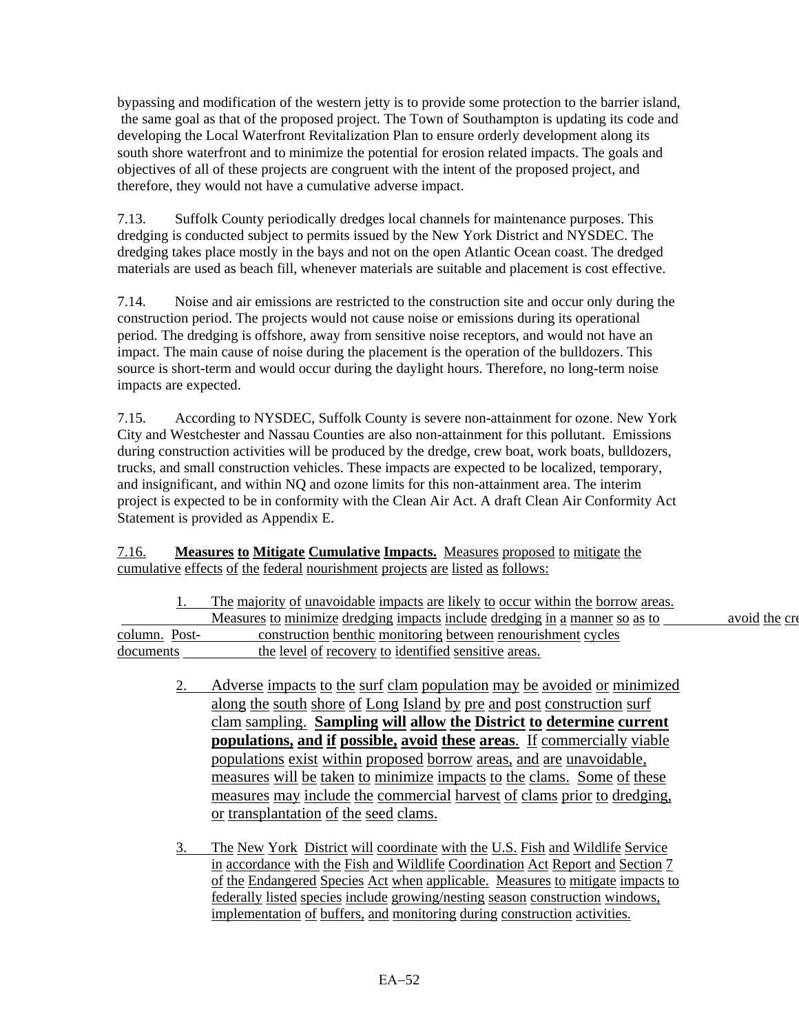bypassing and modification of the western jetty is to provide some protection to the barrier island, the same goal as that of the proposed project. The Town of Southampton is updating its code and developing the Local Waterfront Revitalization Plan to ensure orderly development along its south shore waterfront and to minimize the potential for erosion related impacts. The goals and objectives of all of these projects are congruent with the intent of the proposed project, and therefore, they would not have a cumulative adverse impact.

7.13. Suffolk County periodically dredges local channels for maintenance purposes. This dredging is conducted subject to permits issued by the New York District and NYSDEC. The dredging takes place mostly in the bays and not on the open Atlantic Ocean coast. The dredged materials are used as beach fill, whenever materials are suitable and placement is cost effective.

7.14. Noise and air emissions are restricted to the construction site and occur only during the construction period. The projects would not cause noise or emissions during its operational period. The dredging is offshore, away from sensitive noise receptors, and would not have an impact. The main cause of noise during the placement is the operation of the bulldozers. This source is short-term and would occur during the daylight hours. Therefore, no long-term noise impacts are expected.

7.15. According to NYSDEC, Suffolk County is severe non-attainment for ozone. New York City and Westchester and Nassau Counties are also non-attainment for this pollutant. Emissions during construction activities will be produced by the dredge, crew boat, work boats, bulldozers, trucks, and small construction vehicles. These impacts are expected to be localized, temporary, and insignificant, and within NQ and ozone limits for this non-attainment area. The interim project is expected to be in conformity with the Clean Air Act. A draft Clean Air Conformity Act Statement is provided as Appendix E.

7.16. **Measures to Mitigate Cumulative Impacts.** Measures proposed to mitigate the cumulative effects of the federal nourishment projects are listed as follows:

1. The majority of unavoidable impacts are likely to occur within the borrow areas. Measures to minimize dredging impacts include dredging in a manner so as to avoid the cre column. Post- construction benthic monitoring between renourishment cycles documents the level of recovery to identified sensitive areas.

2. Adverse impacts to the surf clam population may be avoided or minimized along the south shore of Long Island by pre and post construction surf clam sampling. **Sampling will allow the District to determine current populations, and if possible, avoid these areas**. If commercially viable populations exist within proposed borrow areas, and are unavoidable, measures will be taken to minimize impacts to the clams. Some of these measures may include the commercial harvest of clams prior to dredging, or transplantation of the seed clams.

3. The New York District will coordinate with the U.S. Fish and Wildlife Service in accordance with the Fish and Wildlife Coordination Act Report and Section 7 of the Endangered Species Act when applicable. Measures to mitigate impacts to federally listed species include growing/nesting season construction windows, implementation of buffers, and monitoring during construction activities.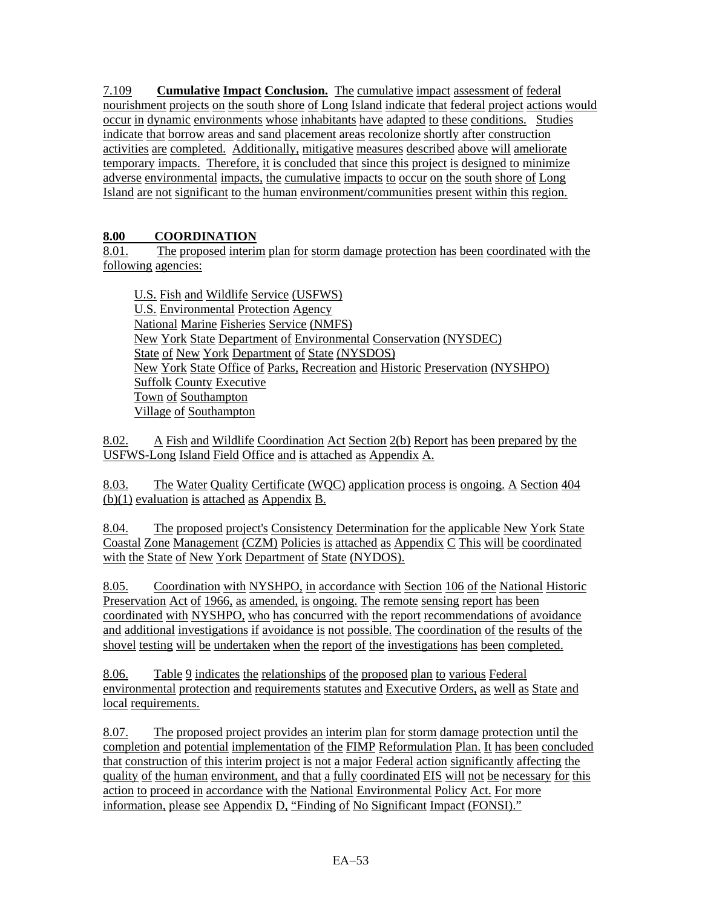7.109 **Cumulative Impact Conclusion.** The cumulative impact assessment of federal nourishment projects on the south shore of Long Island indicate that federal project actions would occur in dynamic environments whose inhabitants have adapted to these conditions. Studies indicate that borrow areas and sand placement areas recolonize shortly after construction activities are completed. Additionally, mitigative measures described above will ameliorate temporary impacts. Therefore, it is concluded that since this project is designed to minimize adverse environmental impacts, the cumulative impacts to occur on the south shore of Long Island are not significant to the human environment/communities present within this region.

## 8.00 COORDINATION

8.01. The proposed interim plan for storm damage protection has been coordinated with the following agencies:

- U.S. Fish and Wildlife Service (USFWS)
- U.S. Environmental Protection Agency
- National Marine Fisheries Service (NMFS)
- New York State Department of Environmental Conservation (NYSDEC)
- State of New York Department of State (NYSDOS)
- New York State Office of Parks, Recreation and Historic Preservation (NYSHPO)
- Suffolk County Executive
- Town of Southampton
- Village of Southampton

8.02. A Fish and Wildlife Coordination Act Section 2(b) Report has been prepared by the USFWS-Long Island Field Office and is attached as Appendix A.

8.03. The Water Quality Certificate (WQC) application process is ongoing. A Section 404 (b)(1) evaluation is attached as Appendix B.

8.04. The proposed project's Consistency Determination for the applicable New York State Coastal Zone Management (CZM) Policies is attached as Appendix C This will be coordinated with the State of New York Department of State (NYDOS).

8.05. Coordination with NYSHPO, in accordance with Section 106 of the National Historic Preservation Act of 1966, as amended, is ongoing. The remote sensing report has been coordinated with NYSHPO, who has concurred with the report recommendations of avoidance and additional investigations if avoidance is not possible. The coordination of the results of the shovel testing will be undertaken when the report of the investigations has been completed.

8.06. Table 9 indicates the relationships of the proposed plan to various Federal environmental protection and requirements statutes and Executive Orders, as well as State and local requirements.

8.07. The proposed project provides an interim plan for storm damage protection until the completion and potential implementation of the FIMP Reformulation Plan. It has been concluded that construction of this interim project is not a major Federal action significantly affecting the quality of the human environment, and that a fully coordinated EIS will not be necessary for this action to proceed in accordance with the National Environmental Policy Act. For more information, please see Appendix D, "Finding of No Significant Impact (FONSI)."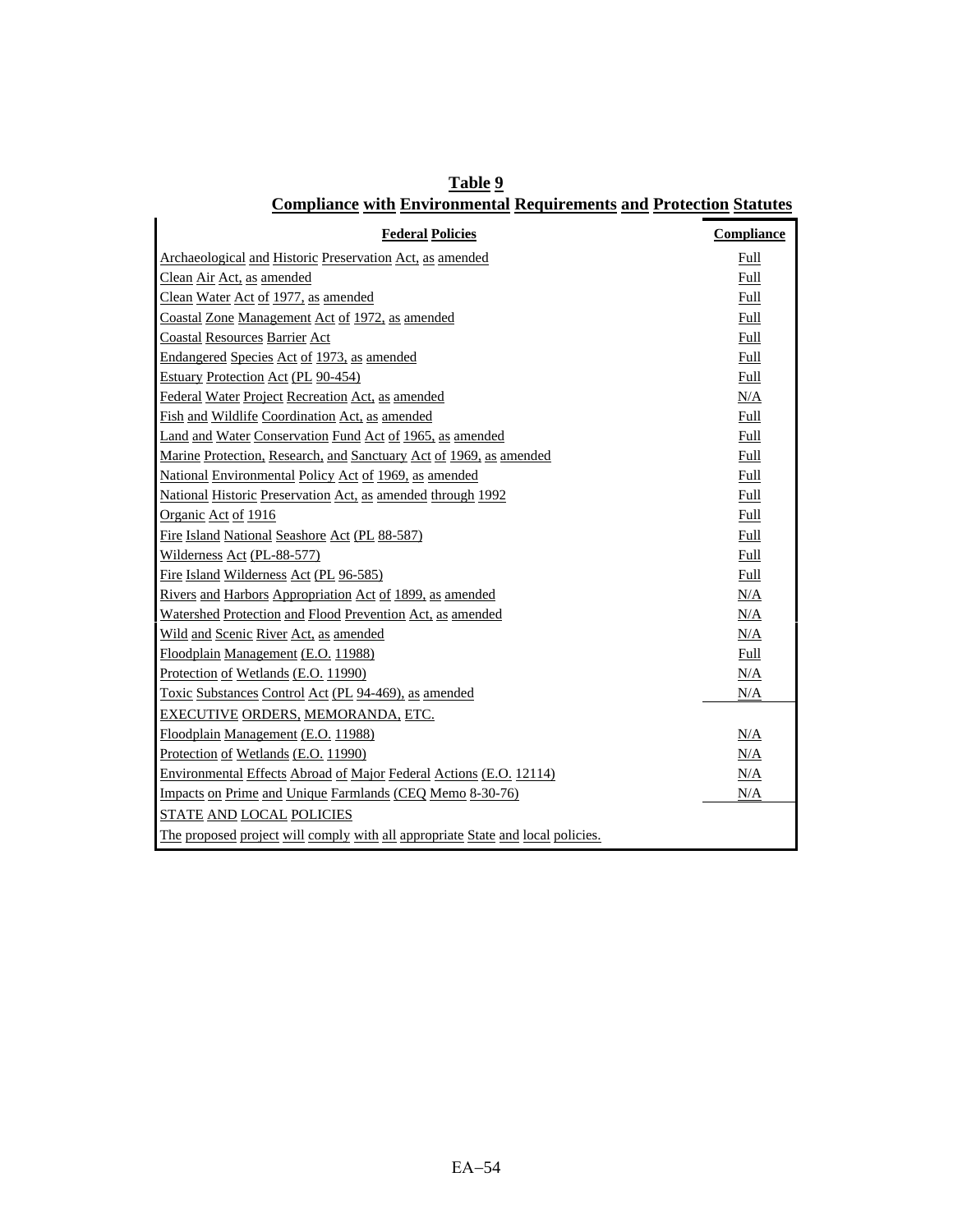**Table 9**
**Compliance with Environmental Requirements and Protection Statutes**

| Federal Policies | Compliance |
|---|---|
| Archaeological and Historic Preservation Act, as amended | Full |
| Clean Air Act, as amended | Full |
| Clean Water Act of 1977, as amended | Full |
| Coastal Zone Management Act of 1972, as amended | Full |
| Coastal Resources Barrier Act | Full |
| Endangered Species Act of 1973, as amended | Full |
| Estuary Protection Act (PL 90-454) | Full |
| Federal Water Project Recreation Act, as amended | N/A |
| Fish and Wildlife Coordination Act, as amended | Full |
| Land and Water Conservation Fund Act of 1965, as amended | Full |
| Marine Protection, Research, and Sanctuary Act of 1969, as amended | Full |
| National Environmental Policy Act of 1969, as amended | Full |
| National Historic Preservation Act, as amended through 1992 | Full |
| Organic Act of 1916 | Full |
| Fire Island National Seashore Act (PL 88-587) | Full |
| Wilderness Act (PL-88-577) | Full |
| Fire Island Wilderness Act (PL 96-585) | Full |
| Rivers and Harbors Appropriation Act of 1899, as amended | N/A |
| Watershed Protection and Flood Prevention Act, as amended | N/A |
| Wild and Scenic River Act, as amended | N/A |
| Floodplain Management (E.O. 11988) | Full |
| Protection of Wetlands (E.O. 11990) | N/A |
| Toxic Substances Control Act (PL 94-469), as amended | N/A |
| EXECUTIVE ORDERS, MEMORANDA, ETC. | |
| Floodplain Management (E.O. 11988) | N/A |
| Protection of Wetlands (E.O. 11990) | N/A |
| Environmental Effects Abroad of Major Federal Actions (E.O. 12114) | N/A |
| Impacts on Prime and Unique Farmlands (CEQ Memo 8-30-76) | N/A |
| STATE AND LOCAL POLICIES | |
| The proposed project will comply with all appropriate State and local policies. | |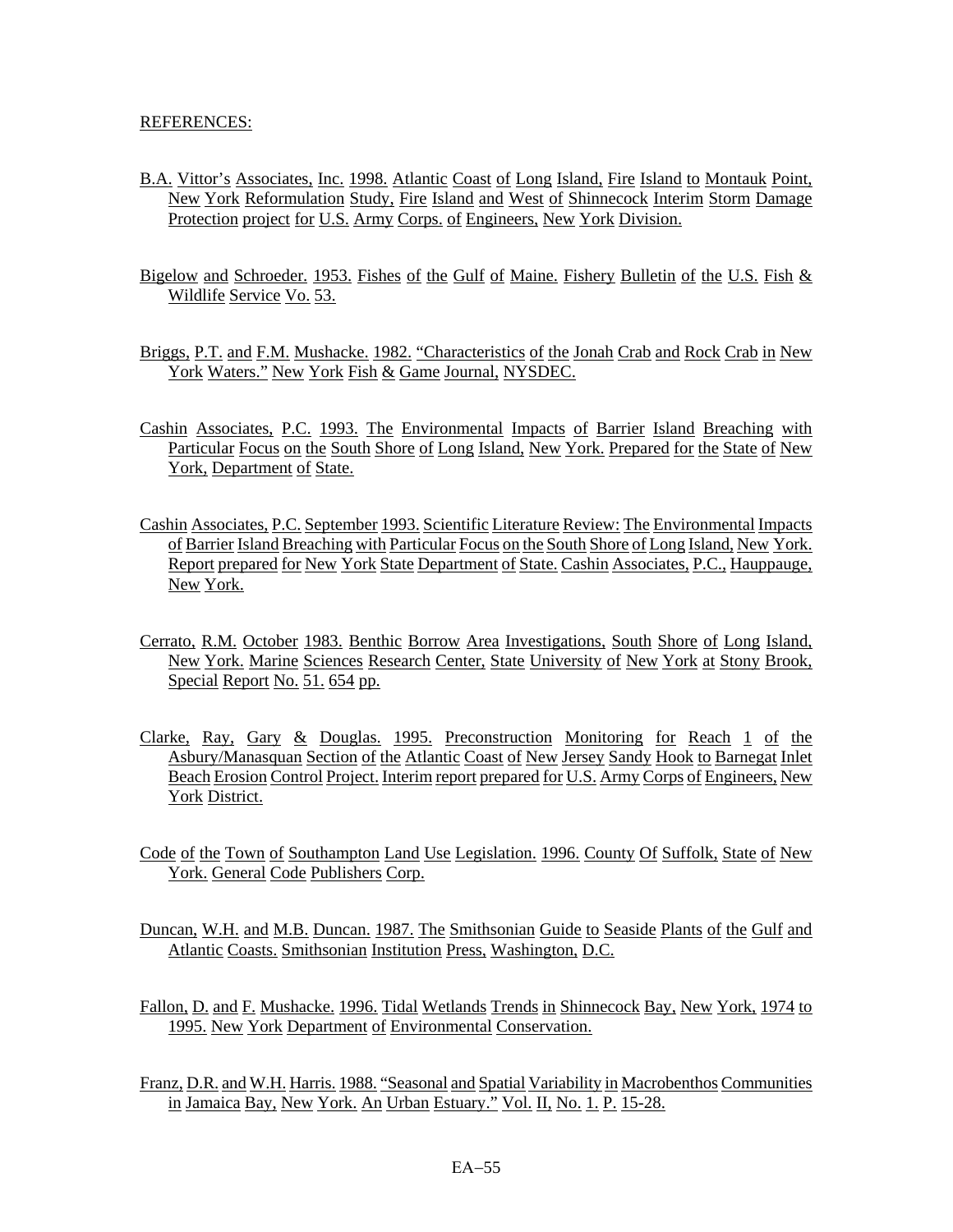REFERENCES:

B.A. Vittor's Associates, Inc. 1998. Atlantic Coast of Long Island, Fire Island to Montauk Point, New York Reformulation Study, Fire Island and West of Shinnecock Interim Storm Damage Protection project for U.S. Army Corps. of Engineers, New York Division.

Bigelow and Schroeder. 1953. Fishes of the Gulf of Maine. Fishery Bulletin of the U.S. Fish & Wildlife Service Vo. 53.

Briggs, P.T. and F.M. Mushacke. 1982. "Characteristics of the Jonah Crab and Rock Crab in New York Waters." New York Fish & Game Journal, NYSDEC.

Cashin Associates, P.C. 1993. The Environmental Impacts of Barrier Island Breaching with Particular Focus on the South Shore of Long Island, New York. Prepared for the State of New York, Department of State.

Cashin Associates, P.C. September 1993. Scientific Literature Review: The Environmental Impacts of Barrier Island Breaching with Particular Focus on the South Shore of Long Island, New York. Report prepared for New York State Department of State. Cashin Associates, P.C., Hauppauge, New York.

Cerrato, R.M. October 1983. Benthic Borrow Area Investigations, South Shore of Long Island, New York. Marine Sciences Research Center, State University of New York at Stony Brook, Special Report No. 51. 654 pp.

Clarke, Ray, Gary & Douglas. 1995. Preconstruction Monitoring for Reach 1 of the Asbury/Manasquan Section of the Atlantic Coast of New Jersey Sandy Hook to Barnegat Inlet Beach Erosion Control Project. Interim report prepared for U.S. Army Corps of Engineers, New York District.

Code of the Town of Southampton Land Use Legislation. 1996. County Of Suffolk, State of New York. General Code Publishers Corp.

Duncan, W.H. and M.B. Duncan. 1987. The Smithsonian Guide to Seaside Plants of the Gulf and Atlantic Coasts. Smithsonian Institution Press, Washington, D.C.

Fallon, D. and F. Mushacke. 1996. Tidal Wetlands Trends in Shinnecock Bay, New York, 1974 to 1995. New York Department of Environmental Conservation.

Franz, D.R. and W.H. Harris. 1988. "Seasonal and Spatial Variability in Macrobenthos Communities in Jamaica Bay, New York. An Urban Estuary." Vol. II, No. 1. P. 15-28.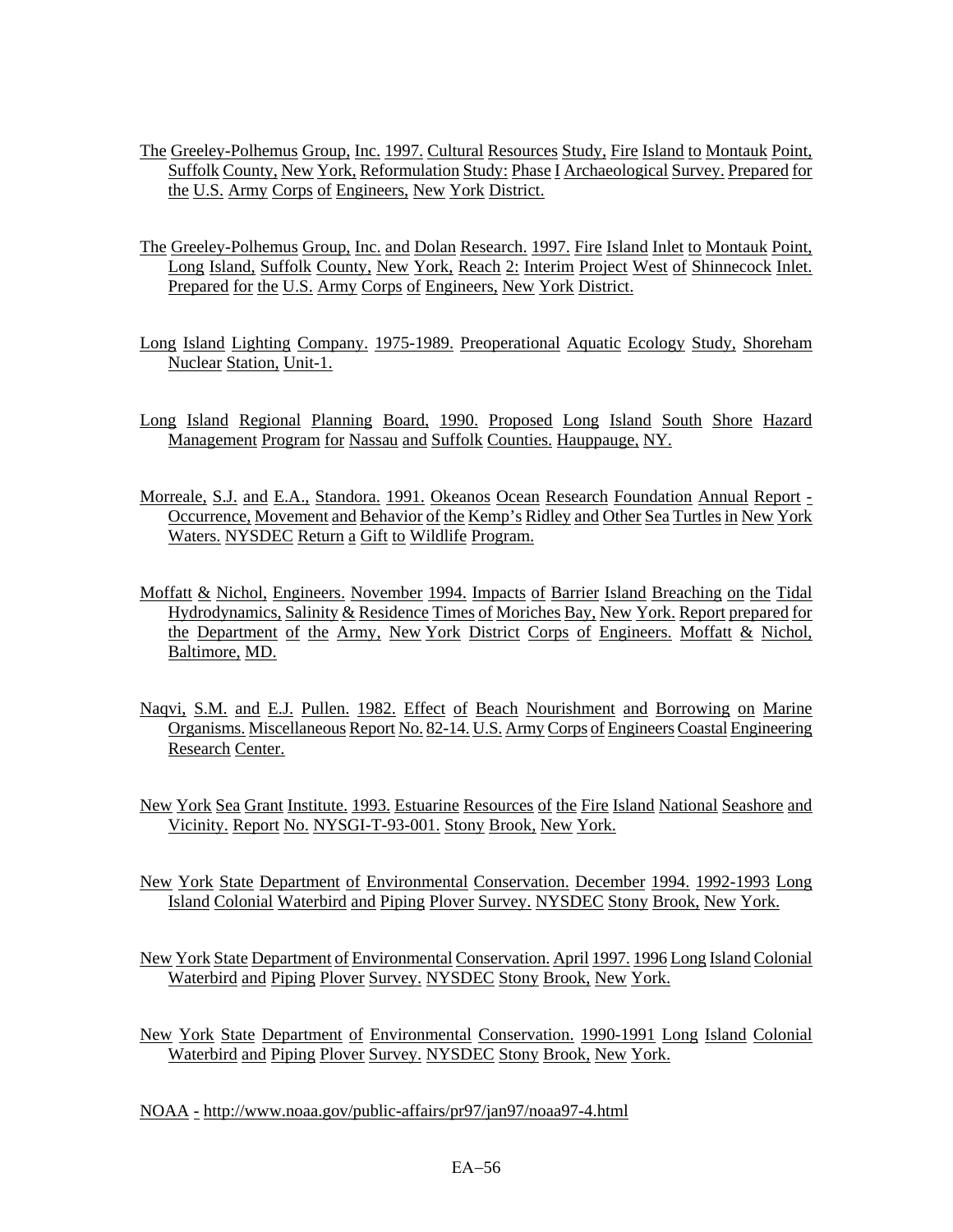The Greeley-Polhemus Group, Inc. 1997. Cultural Resources Study, Fire Island to Montauk Point, Suffolk County, New York, Reformulation Study: Phase I Archaeological Survey. Prepared for the U.S. Army Corps of Engineers, New York District.

The Greeley-Polhemus Group, Inc. and Dolan Research. 1997. Fire Island Inlet to Montauk Point, Long Island, Suffolk County, New York, Reach 2: Interim Project West of Shinnecock Inlet. Prepared for the U.S. Army Corps of Engineers, New York District.

Long Island Lighting Company. 1975-1989. Preoperational Aquatic Ecology Study, Shoreham Nuclear Station, Unit-1.

Long Island Regional Planning Board, 1990. Proposed Long Island South Shore Hazard Management Program for Nassau and Suffolk Counties. Hauppauge, NY.

Morreale, S.J. and E.A., Standora. 1991. Okeanos Ocean Research Foundation Annual Report - Occurrence, Movement and Behavior of the Kemp's Ridley and Other Sea Turtles in New York Waters. NYSDEC Return a Gift to Wildlife Program.

Moffatt & Nichol, Engineers. November 1994. Impacts of Barrier Island Breaching on the Tidal Hydrodynamics, Salinity & Residence Times of Moriches Bay, New York. Report prepared for the Department of the Army, New York District Corps of Engineers. Moffatt & Nichol, Baltimore, MD.

Naqvi, S.M. and E.J. Pullen. 1982. Effect of Beach Nourishment and Borrowing on Marine Organisms. Miscellaneous Report No. 82-14. U.S. Army Corps of Engineers Coastal Engineering Research Center.

New York Sea Grant Institute. 1993. Estuarine Resources of the Fire Island National Seashore and Vicinity. Report No. NYSGI-T-93-001. Stony Brook, New York.

New York State Department of Environmental Conservation. December 1994. 1992-1993 Long Island Colonial Waterbird and Piping Plover Survey. NYSDEC Stony Brook, New York.

New York State Department of Environmental Conservation. April 1997. 1996 Long Island Colonial Waterbird and Piping Plover Survey. NYSDEC Stony Brook, New York.

New York State Department of Environmental Conservation. 1990-1991 Long Island Colonial Waterbird and Piping Plover Survey. NYSDEC Stony Brook, New York.

NOAA - http://www.noaa.gov/public-affairs/pr97/jan97/noaa97-4.html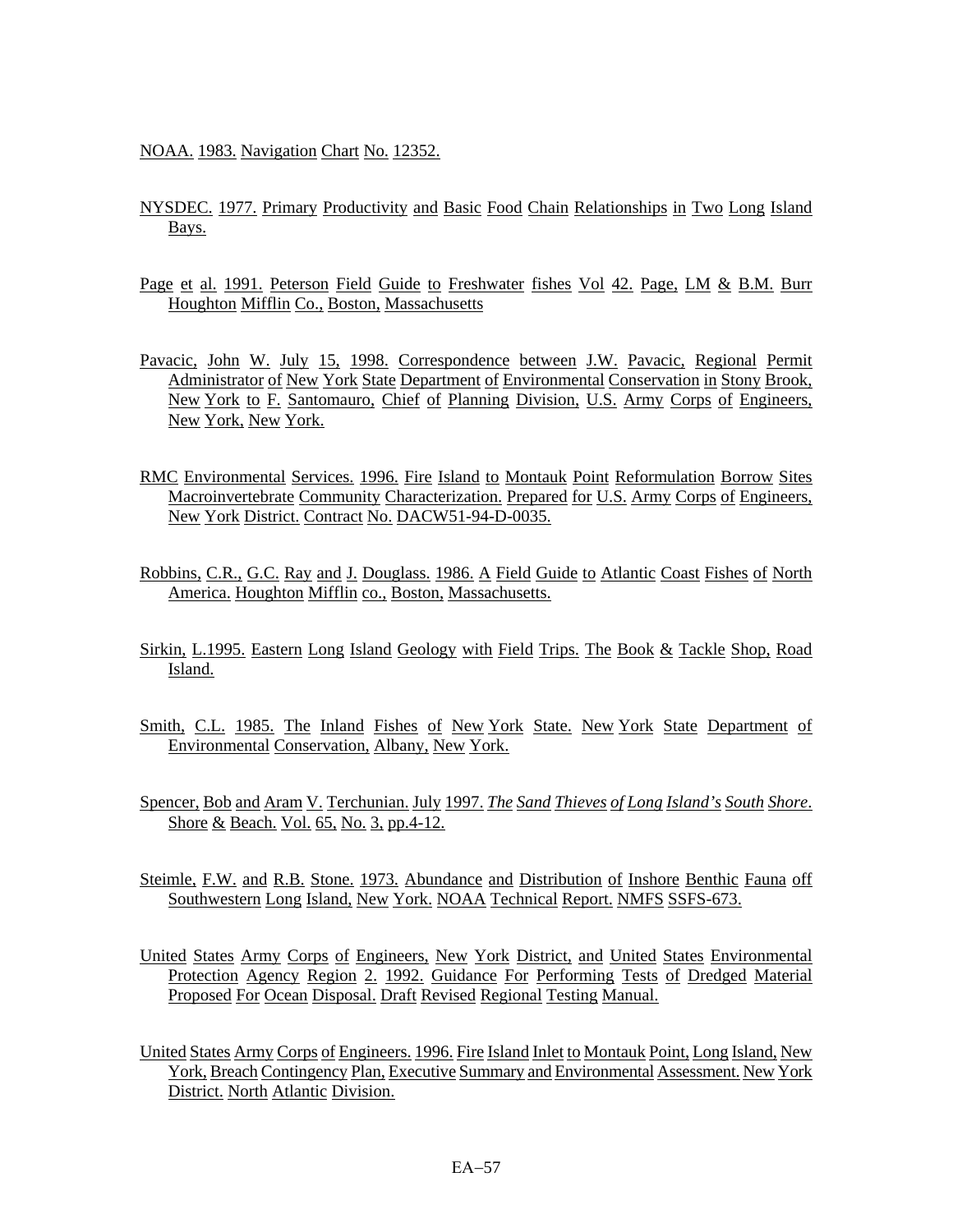NOAA. 1983. Navigation Chart No. 12352.

NYSDEC. 1977. Primary Productivity and Basic Food Chain Relationships in Two Long Island Bays.

Page et al. 1991. Peterson Field Guide to Freshwater fishes Vol 42. Page, LM & B.M. Burr Houghton Mifflin Co., Boston, Massachusetts

Pavacic, John W. July 15, 1998. Correspondence between J.W. Pavacic, Regional Permit Administrator of New York State Department of Environmental Conservation in Stony Brook, New York to F. Santomauro, Chief of Planning Division, U.S. Army Corps of Engineers, New York, New York.

RMC Environmental Services. 1996. Fire Island to Montauk Point Reformulation Borrow Sites Macroinvertebrate Community Characterization. Prepared for U.S. Army Corps of Engineers, New York District. Contract No. DACW51-94-D-0035.

Robbins, C.R., G.C. Ray and J. Douglass. 1986. A Field Guide to Atlantic Coast Fishes of North America. Houghton Mifflin co., Boston, Massachusetts.

Sirkin, L.1995. Eastern Long Island Geology with Field Trips. The Book & Tackle Shop, Road Island.

Smith, C.L. 1985. The Inland Fishes of New York State. New York State Department of Environmental Conservation, Albany, New York.

Spencer, Bob and Aram V. Terchunian. July 1997. *The Sand Thieves of Long Island's South Shore*. Shore & Beach. Vol. 65, No. 3, pp.4-12.

Steimle, F.W. and R.B. Stone. 1973. Abundance and Distribution of Inshore Benthic Fauna off Southwestern Long Island, New York. NOAA Technical Report. NMFS SSFS-673.

United States Army Corps of Engineers, New York District, and United States Environmental Protection Agency Region 2. 1992. Guidance For Performing Tests of Dredged Material Proposed For Ocean Disposal. Draft Revised Regional Testing Manual.

United States Army Corps of Engineers. 1996. Fire Island Inlet to Montauk Point, Long Island, New York, Breach Contingency Plan, Executive Summary and Environmental Assessment. New York District. North Atlantic Division.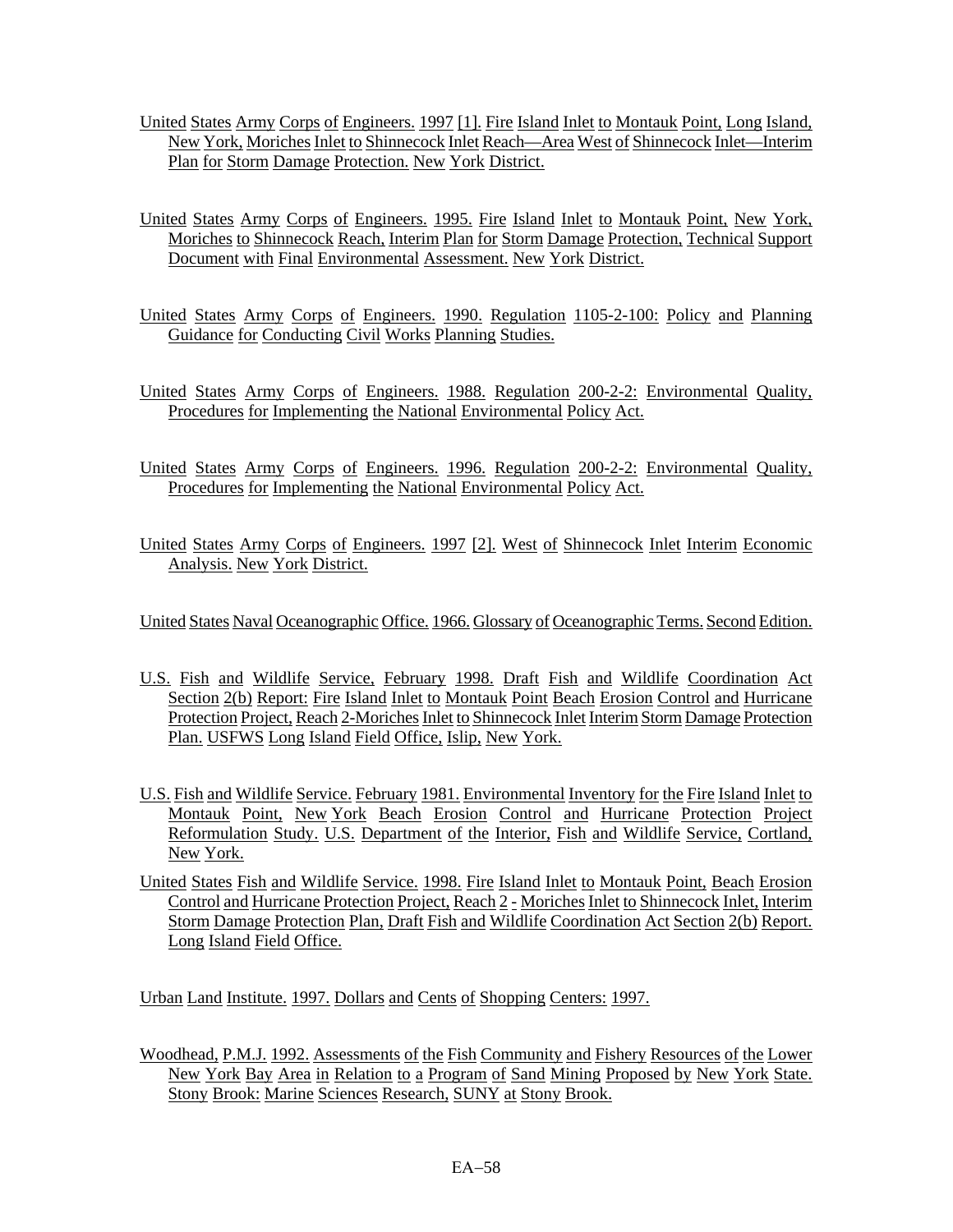United States Army Corps of Engineers. 1997 [1]. Fire Island Inlet to Montauk Point, Long Island, New York, Moriches Inlet to Shinnecock Inlet Reach—Area West of Shinnecock Inlet—Interim Plan for Storm Damage Protection. New York District.

United States Army Corps of Engineers. 1995. Fire Island Inlet to Montauk Point, New York, Moriches to Shinnecock Reach, Interim Plan for Storm Damage Protection, Technical Support Document with Final Environmental Assessment. New York District.

United States Army Corps of Engineers. 1990. Regulation 1105-2-100: Policy and Planning Guidance for Conducting Civil Works Planning Studies.

United States Army Corps of Engineers. 1988. Regulation 200-2-2: Environmental Quality, Procedures for Implementing the National Environmental Policy Act.

United States Army Corps of Engineers. 1996. Regulation 200-2-2: Environmental Quality, Procedures for Implementing the National Environmental Policy Act.

United States Army Corps of Engineers. 1997 [2]. West of Shinnecock Inlet Interim Economic Analysis. New York District.

United States Naval Oceanographic Office. 1966. Glossary of Oceanographic Terms. Second Edition.

U.S. Fish and Wildlife Service, February 1998. Draft Fish and Wildlife Coordination Act Section 2(b) Report: Fire Island Inlet to Montauk Point Beach Erosion Control and Hurricane Protection Project, Reach 2-Moriches Inlet to Shinnecock Inlet Interim Storm Damage Protection Plan. USFWS Long Island Field Office, Islip, New York.

U.S. Fish and Wildlife Service. February 1981. Environmental Inventory for the Fire Island Inlet to Montauk Point, New York Beach Erosion Control and Hurricane Protection Project Reformulation Study. U.S. Department of the Interior, Fish and Wildlife Service, Cortland, New York.

United States Fish and Wildlife Service. 1998. Fire Island Inlet to Montauk Point, Beach Erosion Control and Hurricane Protection Project, Reach 2 - Moriches Inlet to Shinnecock Inlet, Interim Storm Damage Protection Plan, Draft Fish and Wildlife Coordination Act Section 2(b) Report. Long Island Field Office.

Urban Land Institute. 1997. Dollars and Cents of Shopping Centers: 1997.

Woodhead, P.M.J. 1992. Assessments of the Fish Community and Fishery Resources of the Lower New York Bay Area in Relation to a Program of Sand Mining Proposed by New York State. Stony Brook: Marine Sciences Research, SUNY at Stony Brook.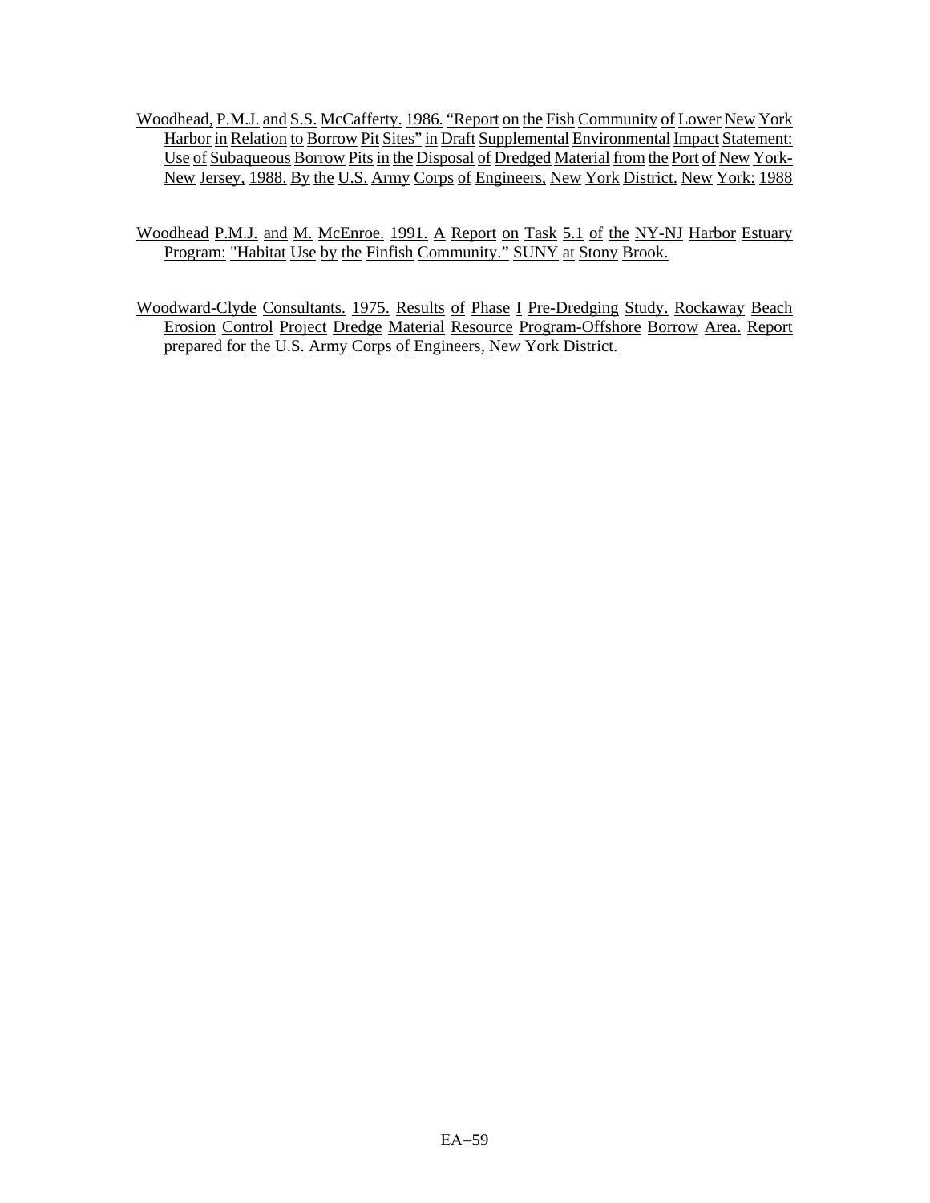Woodhead, P.M.J. and S.S. McCafferty. 1986. "Report on the Fish Community of Lower New York Harbor in Relation to Borrow Pit Sites" in Draft Supplemental Environmental Impact Statement: Use of Subaqueous Borrow Pits in the Disposal of Dredged Material from the Port of New York-New Jersey, 1988. By the U.S. Army Corps of Engineers, New York District. New York: 1988

Woodhead P.M.J. and M. McEnroe. 1991. A Report on Task 5.1 of the NY-NJ Harbor Estuary Program: "Habitat Use by the Finfish Community." SUNY at Stony Brook.

Woodward-Clyde Consultants. 1975. Results of Phase I Pre-Dredging Study. Rockaway Beach Erosion Control Project Dredge Material Resource Program-Offshore Borrow Area. Report prepared for the U.S. Army Corps of Engineers, New York District.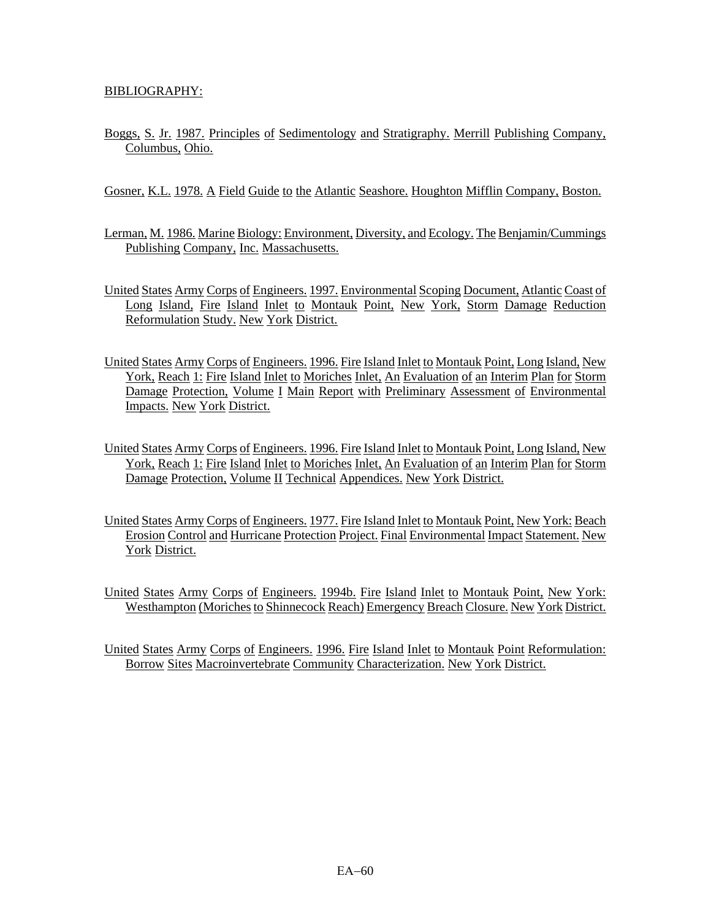## BIBLIOGRAPHY:

Boggs, S. Jr. 1987. Principles of Sedimentology and Stratigraphy. Merrill Publishing Company, Columbus, Ohio.

Gosner, K.L. 1978. A Field Guide to the Atlantic Seashore. Houghton Mifflin Company, Boston.

Lerman, M. 1986. Marine Biology: Environment, Diversity, and Ecology. The Benjamin/Cummings Publishing Company, Inc. Massachusetts.

United States Army Corps of Engineers. 1997. Environmental Scoping Document, Atlantic Coast of Long Island, Fire Island Inlet to Montauk Point, New York, Storm Damage Reduction Reformulation Study. New York District.

United States Army Corps of Engineers. 1996. Fire Island Inlet to Montauk Point, Long Island, New York, Reach 1: Fire Island Inlet to Moriches Inlet, An Evaluation of an Interim Plan for Storm Damage Protection, Volume I Main Report with Preliminary Assessment of Environmental Impacts. New York District.

United States Army Corps of Engineers. 1996. Fire Island Inlet to Montauk Point, Long Island, New York, Reach 1: Fire Island Inlet to Moriches Inlet, An Evaluation of an Interim Plan for Storm Damage Protection, Volume II Technical Appendices. New York District.

United States Army Corps of Engineers. 1977. Fire Island Inlet to Montauk Point, New York: Beach Erosion Control and Hurricane Protection Project. Final Environmental Impact Statement. New York District.

United States Army Corps of Engineers. 1994b. Fire Island Inlet to Montauk Point, New York: Westhampton (Moriches to Shinnecock Reach) Emergency Breach Closure. New York District.

United States Army Corps of Engineers. 1996. Fire Island Inlet to Montauk Point Reformulation: Borrow Sites Macroinvertebrate Community Characterization. New York District.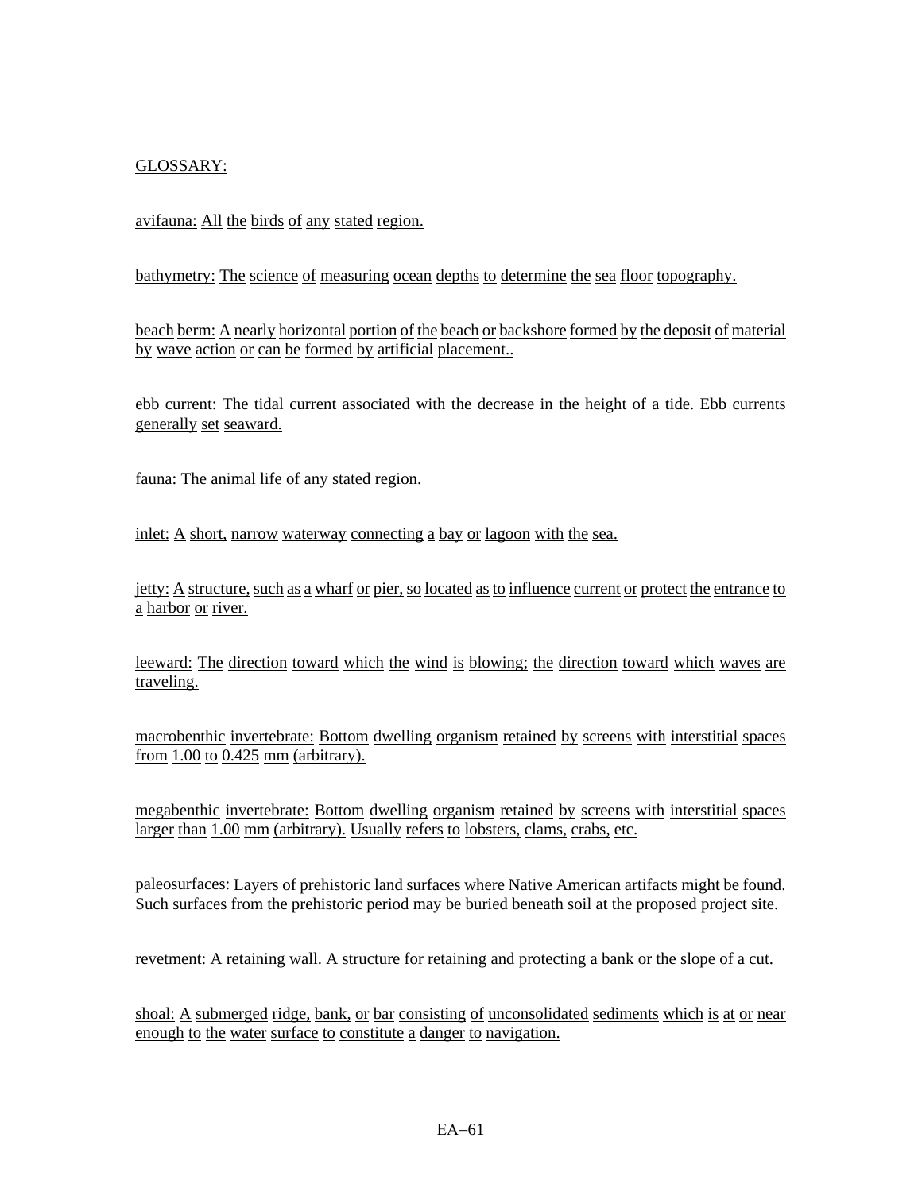GLOSSARY:

avifauna: All the birds of any stated region.

bathymetry: The science of measuring ocean depths to determine the sea floor topography.

beach berm: A nearly horizontal portion of the beach or backshore formed by the deposit of material by wave action or can be formed by artificial placement..

ebb current: The tidal current associated with the decrease in the height of a tide. Ebb currents generally set seaward.

fauna: The animal life of any stated region.

inlet: A short, narrow waterway connecting a bay or lagoon with the sea.

jetty: A structure, such as a wharf or pier, so located as to influence current or protect the entrance to a harbor or river.

leeward: The direction toward which the wind is blowing; the direction toward which waves are traveling.

macrobenthic invertebrate: Bottom dwelling organism retained by screens with interstitial spaces from 1.00 to 0.425 mm (arbitrary).

megabenthic invertebrate: Bottom dwelling organism retained by screens with interstitial spaces larger than 1.00 mm (arbitrary). Usually refers to lobsters, clams, crabs, etc.

paleosurfaces: Layers of prehistoric land surfaces where Native American artifacts might be found. Such surfaces from the prehistoric period may be buried beneath soil at the proposed project site.

revetment: A retaining wall. A structure for retaining and protecting a bank or the slope of a cut.

shoal: A submerged ridge, bank, or bar consisting of unconsolidated sediments which is at or near enough to the water surface to constitute a danger to navigation.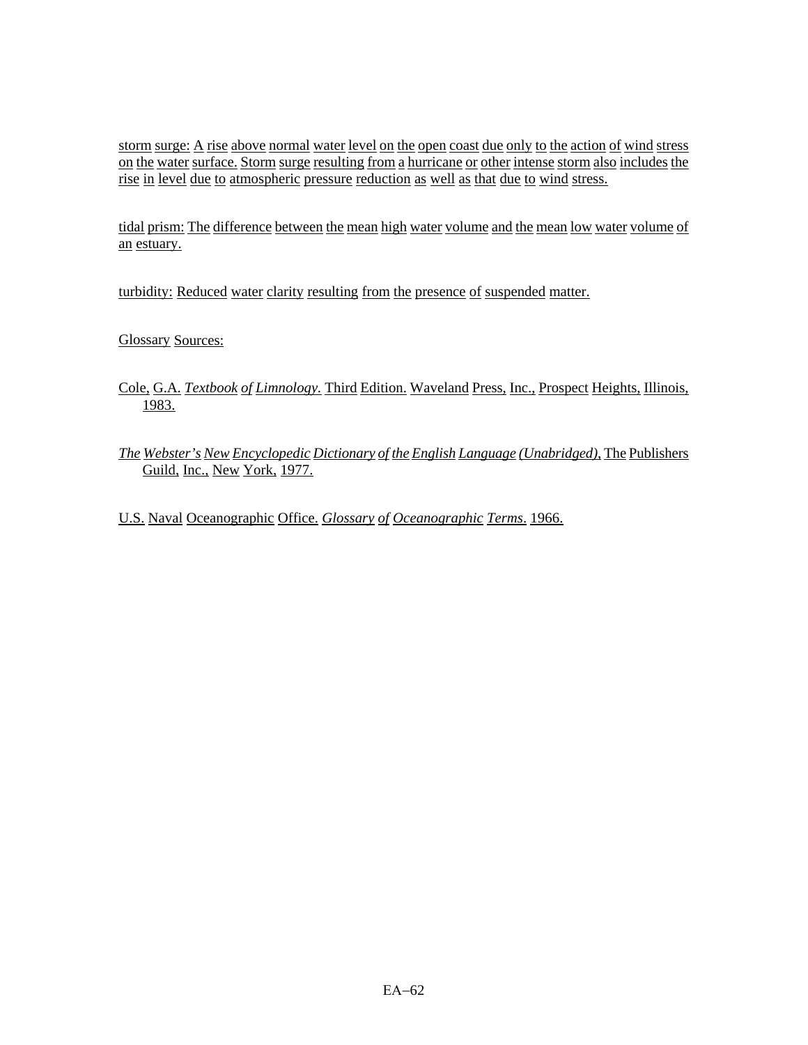storm surge: A rise above normal water level on the open coast due only to the action of wind stress on the water surface. Storm surge resulting from a hurricane or other intense storm also includes the rise in level due to atmospheric pressure reduction as well as that due to wind stress.

tidal prism: The difference between the mean high water volume and the mean low water volume of an estuary.

turbidity: Reduced water clarity resulting from the presence of suspended matter.

Glossary Sources:

Cole, G.A. *Textbook of Limnology*. Third Edition. Waveland Press, Inc., Prospect Heights, Illinois, 1983.

*The Webster's New Encyclopedic Dictionary of the English Language (Unabridged)*, The Publishers Guild, Inc., New York, 1977.

U.S. Naval Oceanographic Office. *Glossary of Oceanographic Terms*. 1966.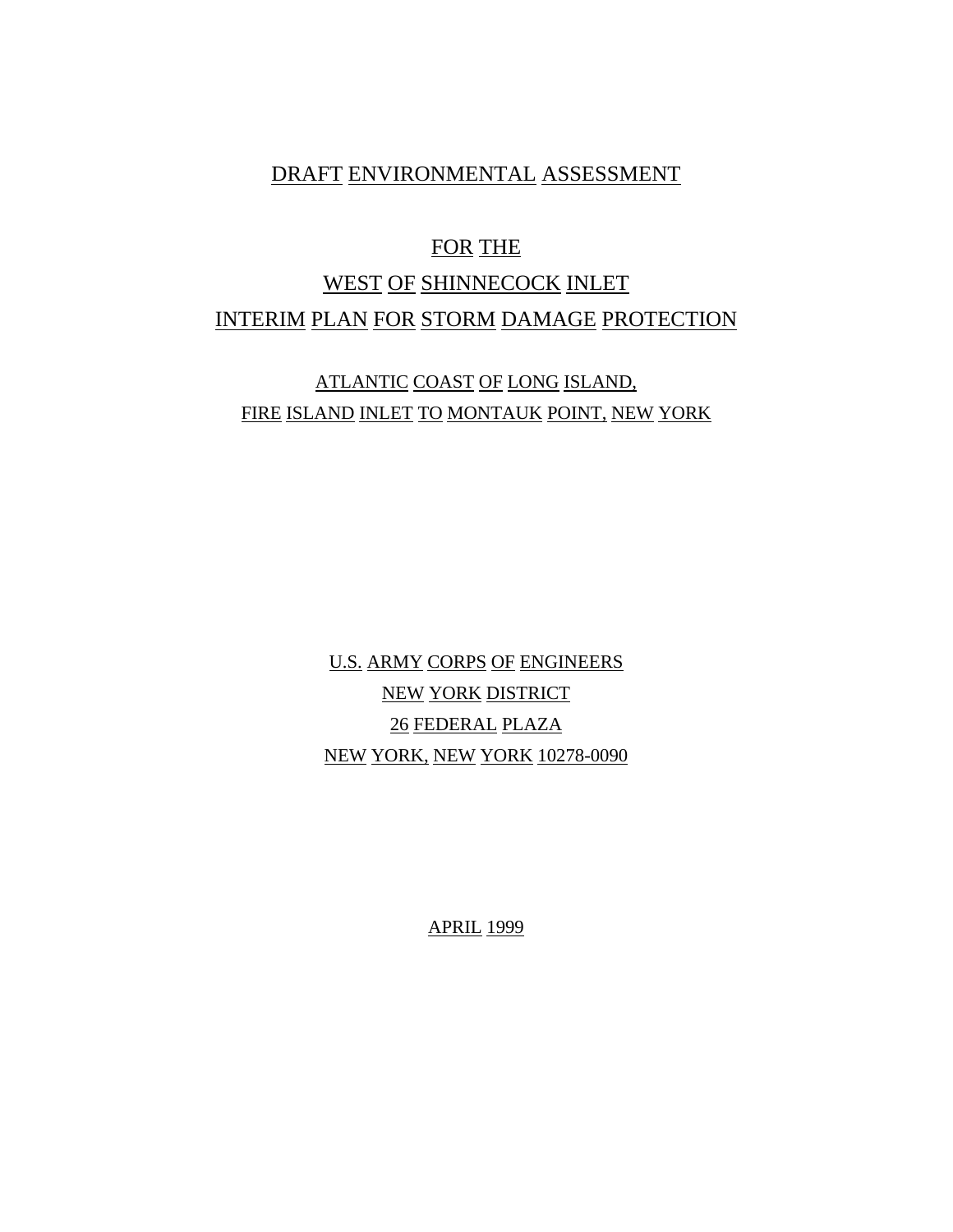# DRAFT ENVIRONMENTAL ASSESSMENT

## FOR THE
## WEST OF SHINNECOCK INLET
## INTERIM PLAN FOR STORM DAMAGE PROTECTION

ATLANTIC COAST OF LONG ISLAND,
FIRE ISLAND INLET TO MONTAUK POINT, NEW YORK

U.S. ARMY CORPS OF ENGINEERS
NEW YORK DISTRICT
26 FEDERAL PLAZA
NEW YORK, NEW YORK 10278-0090

APRIL 1999